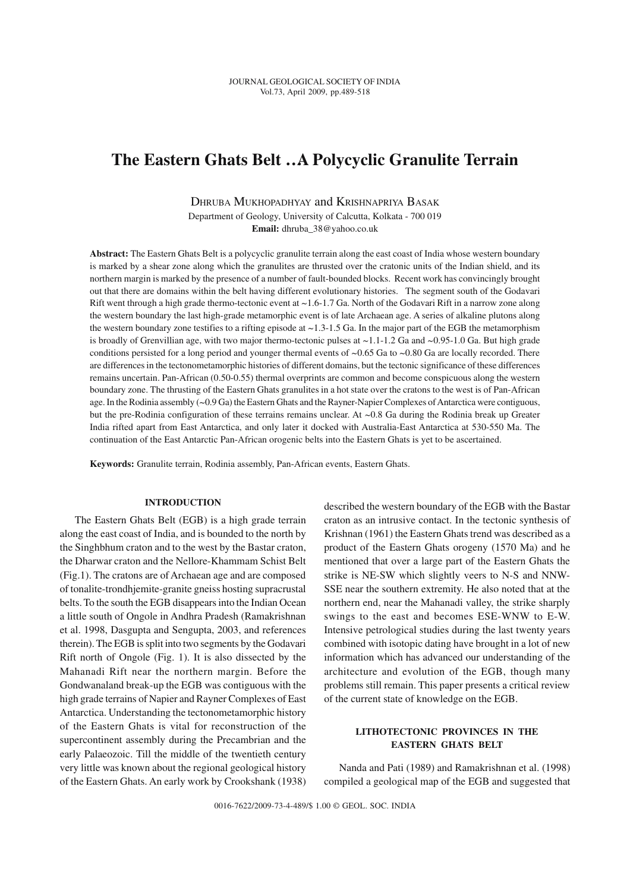# The Eastern Ghats Belt ..A Polycyclic Granulite Terrain

DHRUBA MUKHOPADHYAY and KRISHNAPRIYA BASAK

Department of Geology, University of Calcutta, Kolkata - 700 019

**Email:** dhruba_38@yahoo.co.uk

**Abstract:** The Eastern Ghats Belt is a polycyclic granulite terrain along the east coast of India whose western boundary is marked by a shear zone along which the granulites are thrusted over the cratonic units of the Indian shield, and its northern margin is marked by the presence of a number of fault-bounded blocks. Recent work has convincingly brought out that there are domains within the belt having different evolutionary histories. The segment south of the Godavari Rift went through a high grade thermo-tectonic event at ~1.6-1.7 Ga. North of the Godavari Rift in a narrow zone along the western boundary the last high-grade metamorphic event is of late Archaean age. A series of alkaline plutons along the western boundary zone testifies to a rifting episode at ~1.3-1.5 Ga. In the major part of the EGB the metamorphism is broadly of Grenvillian age, with two major thermo-tectonic pulses at ~1.1-1.2 Ga and ~0.95-1.0 Ga. But high grade conditions persisted for a long period and younger thermal events of ~0.65 Ga to ~0.80 Ga are locally recorded. There are differences in the tectonometamorphic histories of different domains, but the tectonic significance of these differences remains uncertain. Pan-African (0.50-0.55) thermal overprints are common and become conspicuous along the western boundary zone. The thrusting of the Eastern Ghats granulites in a hot state over the cratons to the west is of Pan-African age. In the Rodinia assembly (~0.9 Ga) the Eastern Ghats and the Rayner-Napier Complexes of Antarctica were contiguous, but the pre-Rodinia configuration of these terrains remains unclear. At ~0.8 Ga during the Rodinia break up Greater India rifted apart from East Antarctica, and only later it docked with Australia-East Antarctica at 530-550 Ma. The continuation of the East Antarctic Pan-African orogenic belts into the Eastern Ghats is yet to be ascertained.

**Keywords:** Granulite terrain, Rodinia assembly, Pan-African events, Eastern Ghats.

## INTRODUCTION

The Eastern Ghats Belt (EGB) is a high grade terrain along the east coast of India, and is bounded to the north by the Singhbhum craton and to the west by the Bastar craton, the Dharwar craton and the Nellore-Khammam Schist Belt (Fig.1). The cratons are of Archaean age and are composed of tonalite-trondhjemite-granite gneiss hosting supracrustal belts. To the south the EGB disappears into the Indian Ocean a little south of Ongole in Andhra Pradesh (Ramakrishnan et al. 1998, Dasgupta and Sengupta, 2003, and references therein). The EGB is split into two segments by the Godavari Rift north of Ongole (Fig. 1). It is also dissected by the Mahanadi Rift near the northern margin. Before the Gondwanaland break-up the EGB was contiguous with the high grade terrains of Napier and Rayner Complexes of East Antarctica. Understanding the tectonometamorphic history of the Eastern Ghats is vital for reconstruction of the supercontinent assembly during the Precambrian and the early Palaeozoic. Till the middle of the twentieth century very little was known about the regional geological history of the Eastern Ghats. An early work by Crookshank (1938) described the western boundary of the EGB with the Bastar craton as an intrusive contact. In the tectonic synthesis of Krishnan (1961) the Eastern Ghats trend was described as a product of the Eastern Ghats orogeny (1570 Ma) and he mentioned that over a large part of the Eastern Ghats the strike is NE-SW which slightly veers to N-S and NNW-SSE near the southern extremity. He also noted that at the northern end, near the Mahanadi valley, the strike sharply swings to the east and becomes ESE-WNW to E-W. Intensive petrological studies during the last twenty years combined with isotopic dating have brought in a lot of new information which has advanced our understanding of the architecture and evolution of the EGB, though many problems still remain. This paper presents a critical review of the current state of knowledge on the EGB.

## LITHOTECTONIC PROVINCES IN THE EASTERN GHATS BELT

Nanda and Pati (1989) and Ramakrishnan et al. (1998) compiled a geological map of the EGB and suggested that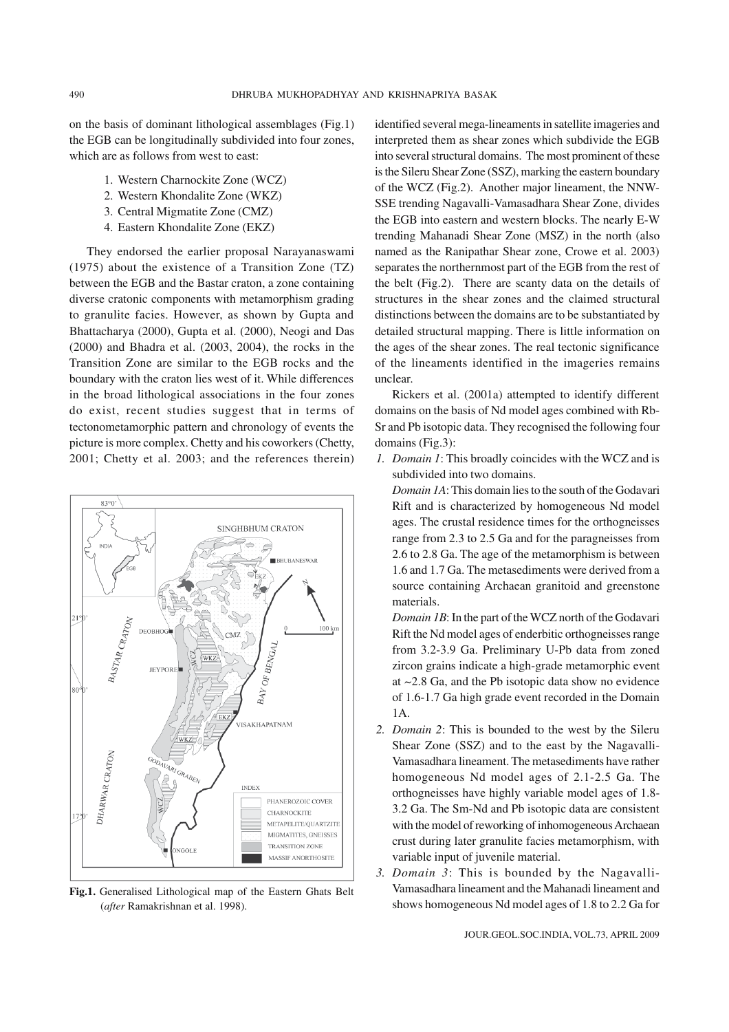on the basis of dominant lithological assemblages (Fig.1) the EGB can be longitudinally subdivided into four zones, which are as follows from west to east:

1. Western Charnockite Zone (WCZ)
2. Western Khondalite Zone (WKZ)
3. Central Migmatite Zone (CMZ)
4. Eastern Khondalite Zone (EKZ)

They endorsed the earlier proposal Narayanaswami (1975) about the existence of a Transition Zone (TZ) between the EGB and the Bastar craton, a zone containing diverse cratonic components with metamorphism grading to granulite facies. However, as shown by Gupta and Bhattacharya (2000), Gupta et al. (2000), Neogi and Das (2000) and Bhadra et al. (2003, 2004), the rocks in the Transition Zone are similar to the EGB rocks and the boundary with the craton lies west of it. While differences in the broad lithological associations in the four zones do exist, recent studies suggest that in terms of tectonometamorphic pattern and chronology of events the picture is more complex. Chetty and his coworkers (Chetty, 2001; Chetty et al. 2003; and the references therein) identified several mega-lineaments in satellite imageries and interpreted them as shear zones which subdivide the EGB into several structural domains. The most prominent of these is the Sileru Shear Zone (SSZ), marking the eastern boundary of the WCZ (Fig.2). Another major lineament, the NNW-SSE trending Nagavalli-Vamasadhara Shear Zone, divides the EGB into eastern and western blocks. The nearly E-W trending Mahanadi Shear Zone (MSZ) in the north (also named as the Ranipathar Shear zone, Crowe et al. 2003) separates the northernmost part of the EGB from the rest of the belt (Fig.2). There are scanty data on the details of structures in the shear zones and the claimed structural distinctions between the domains are to be substantiated by detailed structural mapping. There is little information on the ages of the shear zones. The real tectonic significance of the lineaments identified in the imageries remains unclear.

**Fig.1.** Generalised Lithological map of the Eastern Ghats Belt (*after* Ramakrishnan et al. 1998).

Rickers et al. (2001a) attempted to identify different domains on the basis of Nd model ages combined with Rb-Sr and Pb isotopic data. They recognised the following four domains (Fig.3):

1. *Domain 1*: This broadly coincides with the WCZ and is subdivided into two domains.

   *Domain 1A*: This domain lies to the south of the Godavari Rift and is characterized by homogeneous Nd model ages. The crustal residence times for the orthogneisses range from 2.3 to 2.5 Ga and for the paragneisses from 2.6 to 2.8 Ga. The age of the metamorphism is between 1.6 and 1.7 Ga. The metasediments were derived from a source containing Archaean granitoid and greenstone materials.

   *Domain 1B*: In the part of the WCZ north of the Godavari Rift the Nd model ages of enderbitic orthogneisses range from 3.2-3.9 Ga. Preliminary U-Pb data from zoned zircon grains indicate a high-grade metamorphic event at ~2.8 Ga, and the Pb isotopic data show no evidence of 1.6-1.7 Ga high grade event recorded in the Domain 1A.

2. *Domain 2*: This is bounded to the west by the Sileru Shear Zone (SSZ) and to the east by the Nagavalli-Vamasadhara lineament. The metasediments have rather homogeneous Nd model ages of 2.1-2.5 Ga. The orthogneisses have highly variable model ages of 1.8-3.2 Ga. The Sm-Nd and Pb isotopic data are consistent with the model of reworking of inhomogeneous Archaean crust during later granulite facies metamorphism, with variable input of juvenile material.

3. *Domain 3*: This is bounded by the Nagavalli-Vamasadhara lineament and the Mahanadi lineament and shows homogeneous Nd model ages of 1.8 to 2.2 Ga for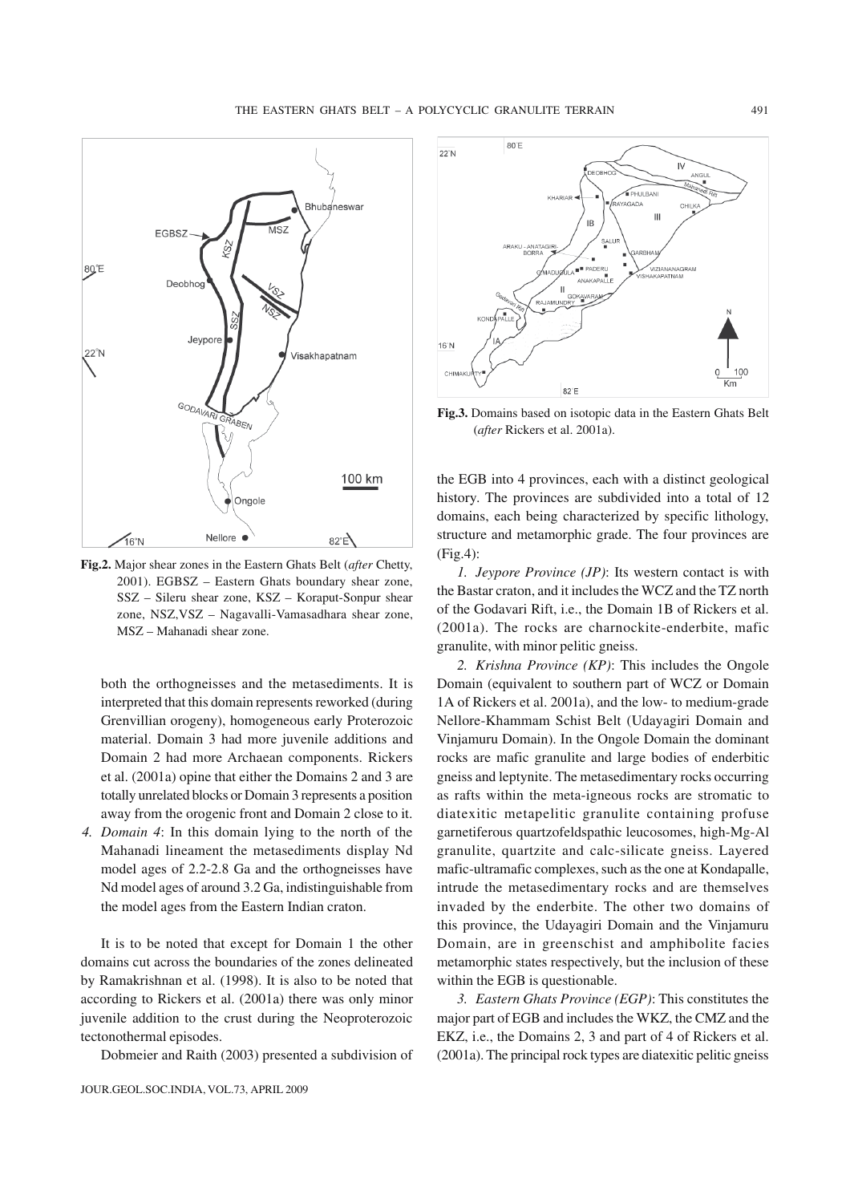Fig.2. Major shear zones in the Eastern Ghats Belt (*after* Chetty, 2001). EGBSZ – Eastern Ghats boundary shear zone, SSZ – Sileru shear zone, KSZ – Koraput-Sonpur shear zone, NSZ,VSZ – Nagavalli-Vamasadhara shear zone, MSZ – Mahanadi shear zone.

both the orthogneisses and the metasediments. It is interpreted that this domain represents reworked (during Grenvillian orogeny), homogeneous early Proterozoic material. Domain 3 had more juvenile additions and Domain 2 had more Archaean components. Rickers et al. (2001a) opine that either the Domains 2 and 3 are totally unrelated blocks or Domain 3 represents a position away from the orogenic front and Domain 2 close to it.

4. *Domain 4*: In this domain lying to the north of the Mahanadi lineament the metasediments display Nd model ages of 2.2-2.8 Ga and the orthogneisses have Nd model ages of around 3.2 Ga, indistinguishable from the model ages from the Eastern Indian craton.

It is to be noted that except for Domain 1 the other domains cut across the boundaries of the zones delineated by Ramakrishnan et al. (1998). It is also to be noted that according to Rickers et al. (2001a) there was only minor juvenile addition to the crust during the Neoproterozoic tectonothermal episodes.

Dobmeier and Raith (2003) presented a subdivision of the EGB into 4 provinces, each with a distinct geological history. The provinces are subdivided into a total of 12 domains, each being characterized by specific lithology, structure and metamorphic grade. The four provinces are (Fig.4):

Fig.3. Domains based on isotopic data in the Eastern Ghats Belt (*after* Rickers et al. 2001a).

*1. Jeypore Province (JP)*: Its western contact is with the Bastar craton, and it includes the WCZ and the TZ north of the Godavari Rift, i.e., the Domain 1B of Rickers et al. (2001a). The rocks are charnockite-enderbite, mafic granulite, with minor pelitic gneiss.

*2. Krishna Province (KP)*: This includes the Ongole Domain (equivalent to southern part of WCZ or Domain 1A of Rickers et al. 2001a), and the low- to medium-grade Nellore-Khammam Schist Belt (Udayagiri Domain and Vinjamuru Domain). In the Ongole Domain the dominant rocks are mafic granulite and large bodies of enderbitic gneiss and leptynite. The metasedimentary rocks occurring as rafts within the meta-igneous rocks are stromatic to diatexitic metapelitic granulite containing profuse garnetiferous quartzofeldspathic leucosomes, high-Mg-Al granulite, quartzite and calc-silicate gneiss. Layered mafic-ultramafic complexes, such as the one at Kondapalle, intrude the metasedimentary rocks and are themselves invaded by the enderbite. The other two domains of this province, the Udayagiri Domain and the Vinjamuru Domain, are in greenschist and amphibolite facies metamorphic states respectively, but the inclusion of these within the EGB is questionable.

*3. Eastern Ghats Province (EGP)*: This constitutes the major part of EGB and includes the WKZ, the CMZ and the EKZ, i.e., the Domains 2, 3 and part of 4 of Rickers et al. (2001a). The principal rock types are diatexitic pelitic gneiss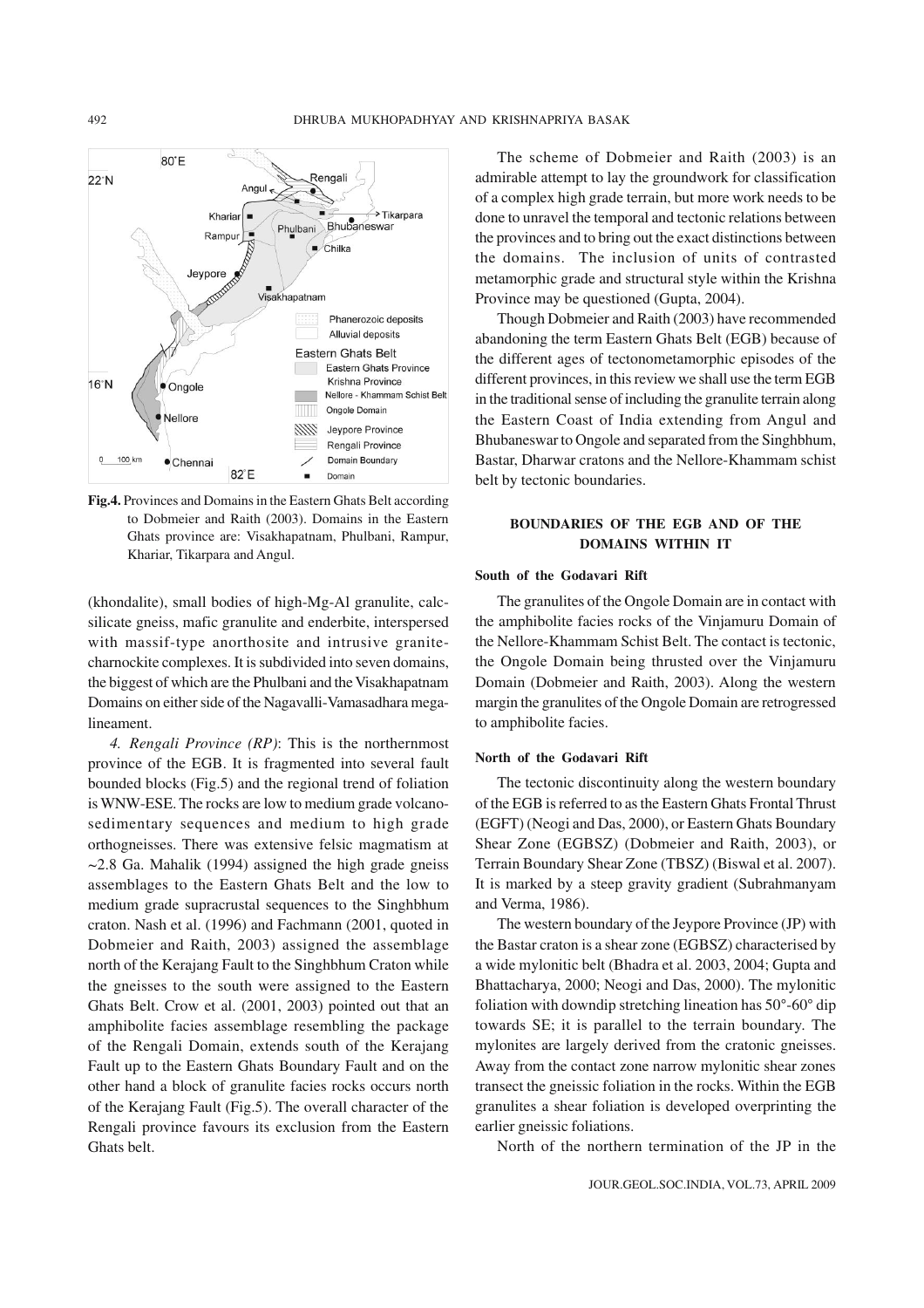**Fig.4.** Provinces and Domains in the Eastern Ghats Belt according to Dobmeier and Raith (2003). Domains in the Eastern Ghats province are: Visakhapatnam, Phulbani, Rampur, Khariar, Tikarpara and Angul.

(khondalite), small bodies of high-Mg-Al granulite, calc-silicate gneiss, mafic granulite and enderbite, interspersed with massif-type anorthosite and intrusive granite-charnockite complexes. It is subdivided into seven domains, the biggest of which are the Phulbani and the Visakhapatnam Domains on either side of the Nagavalli-Vamasadhara mega-lineament.

*4. Rengali Province (RP)*: This is the northernmost province of the EGB. It is fragmented into several fault bounded blocks (Fig.5) and the regional trend of foliation is WNW-ESE. The rocks are low to medium grade volcano-sedimentary sequences and medium to high grade orthogneisses. There was extensive felsic magmatism at ~2.8 Ga. Mahalik (1994) assigned the high grade gneiss assemblages to the Eastern Ghats Belt and the low to medium grade supracrustal sequences to the Singhbhum craton. Nash et al. (1996) and Fachmann (2001, quoted in Dobmeier and Raith, 2003) assigned the assemblage north of the Kerajang Fault to the Singhbhum Craton while the gneisses to the south were assigned to the Eastern Ghats Belt. Crow et al. (2001, 2003) pointed out that an amphibolite facies assemblage resembling the package of the Rengali Domain, extends south of the Kerajang Fault up to the Eastern Ghats Boundary Fault and on the other hand a block of granulite facies rocks occurs north of the Kerajang Fault (Fig.5). The overall character of the Rengali province favours its exclusion from the Eastern Ghats belt.

The scheme of Dobmeier and Raith (2003) is an admirable attempt to lay the groundwork for classification of a complex high grade terrain, but more work needs to be done to unravel the temporal and tectonic relations between the provinces and to bring out the exact distinctions between the domains. The inclusion of units of contrasted metamorphic grade and structural style within the Krishna Province may be questioned (Gupta, 2004).

Though Dobmeier and Raith (2003) have recommended abandoning the term Eastern Ghats Belt (EGB) because of the different ages of tectonometamorphic episodes of the different provinces, in this review we shall use the term EGB in the traditional sense of including the granulite terrain along the Eastern Coast of India extending from Angul and Bhubaneswar to Ongole and separated from the Singhbhum, Bastar, Dharwar cratons and the Nellore-Khammam schist belt by tectonic boundaries.

## BOUNDARIES OF THE EGB AND OF THE DOMAINS WITHIN IT

### South of the Godavari Rift

The granulites of the Ongole Domain are in contact with the amphibolite facies rocks of the Vinjamuru Domain of the Nellore-Khammam Schist Belt. The contact is tectonic, the Ongole Domain being thrusted over the Vinjamuru Domain (Dobmeier and Raith, 2003). Along the western margin the granulites of the Ongole Domain are retrogressed to amphibolite facies.

### North of the Godavari Rift

The tectonic discontinuity along the western boundary of the EGB is referred to as the Eastern Ghats Frontal Thrust (EGFT) (Neogi and Das, 2000), or Eastern Ghats Boundary Shear Zone (EGBSZ) (Dobmeier and Raith, 2003), or Terrain Boundary Shear Zone (TBSZ) (Biswal et al. 2007). It is marked by a steep gravity gradient (Subrahmanyam and Verma, 1986).

The western boundary of the Jeypore Province (JP) with the Bastar craton is a shear zone (EGBSZ) characterised by a wide mylonitic belt (Bhadra et al. 2003, 2004; Gupta and Bhattacharya, 2000; Neogi and Das, 2000). The mylonitic foliation with downdip stretching lineation has 50°-60° dip towards SE; it is parallel to the terrain boundary. The mylonites are largely derived from the cratonic gneisses. Away from the contact zone narrow mylonitic shear zones transect the gneissic foliation in the rocks. Within the EGB granulites a shear foliation is developed overprinting the earlier gneissic foliations.

North of the northern termination of the JP in the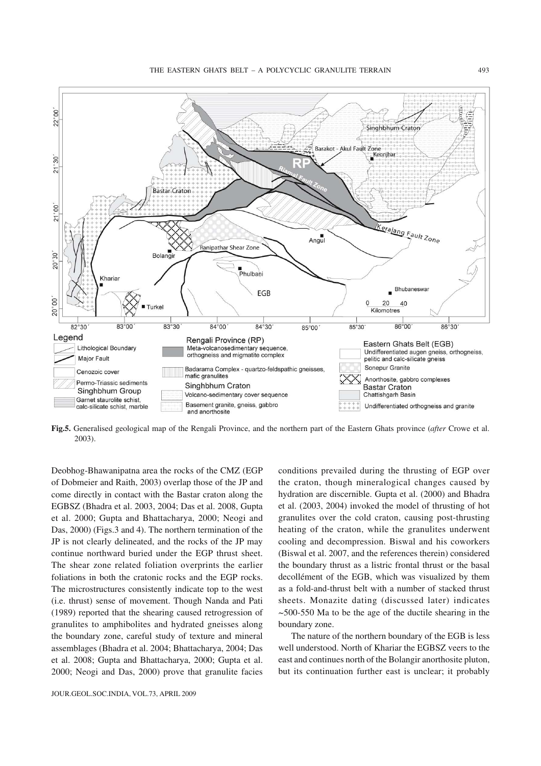**Fig.5.** Generalised geological map of the Rengali Province, and the northern part of the Eastern Ghats province (*after* Crowe et al. 2003).

Deobhog-Bhawanipatna area the rocks of the CMZ (EGP of Dobmeier and Raith, 2003) overlap those of the JP and come directly in contact with the Bastar craton along the EGBSZ (Bhadra et al. 2003, 2004; Das et al. 2008, Gupta et al. 2000; Gupta and Bhattacharya, 2000; Neogi and Das, 2000) (Figs.3 and 4). The northern termination of the JP is not clearly delineated, and the rocks of the JP may continue northward buried under the EGP thrust sheet. The shear zone related foliation overprints the earlier foliations in both the cratonic rocks and the EGP rocks. The microstructures consistently indicate top to the west (i.e. thrust) sense of movement. Though Nanda and Pati (1989) reported that the shearing caused retrogression of granulites to amphibolites and hydrated gneisses along the boundary zone, careful study of texture and mineral assemblages (Bhadra et al. 2004; Bhattacharya, 2004; Das et al. 2008; Gupta and Bhattacharya, 2000; Gupta et al. 2000; Neogi and Das, 2000) prove that granulite facies conditions prevailed during the thrusting of EGP over the craton, though mineralogical changes caused by hydration are discernible. Gupta et al. (2000) and Bhadra et al. (2003, 2004) invoked the model of thrusting of hot granulites over the cold craton, causing post-thrusting heating of the craton, while the granulites underwent cooling and decompression. Biswal and his coworkers (Biswal et al. 2007, and the references therein) considered the boundary thrust as a listric frontal thrust or the basal decollément of the EGB, which was visualized by them as a fold-and-thrust belt with a number of stacked thrust sheets. Monazite dating (discussed later) indicates ~500-550 Ma to be the age of the ductile shearing in the boundary zone.

The nature of the northern boundary of the EGB is less well understood. North of Khariar the EGBSZ veers to the east and continues north of the Bolangir anorthosite pluton, but its continuation further east is unclear; it probably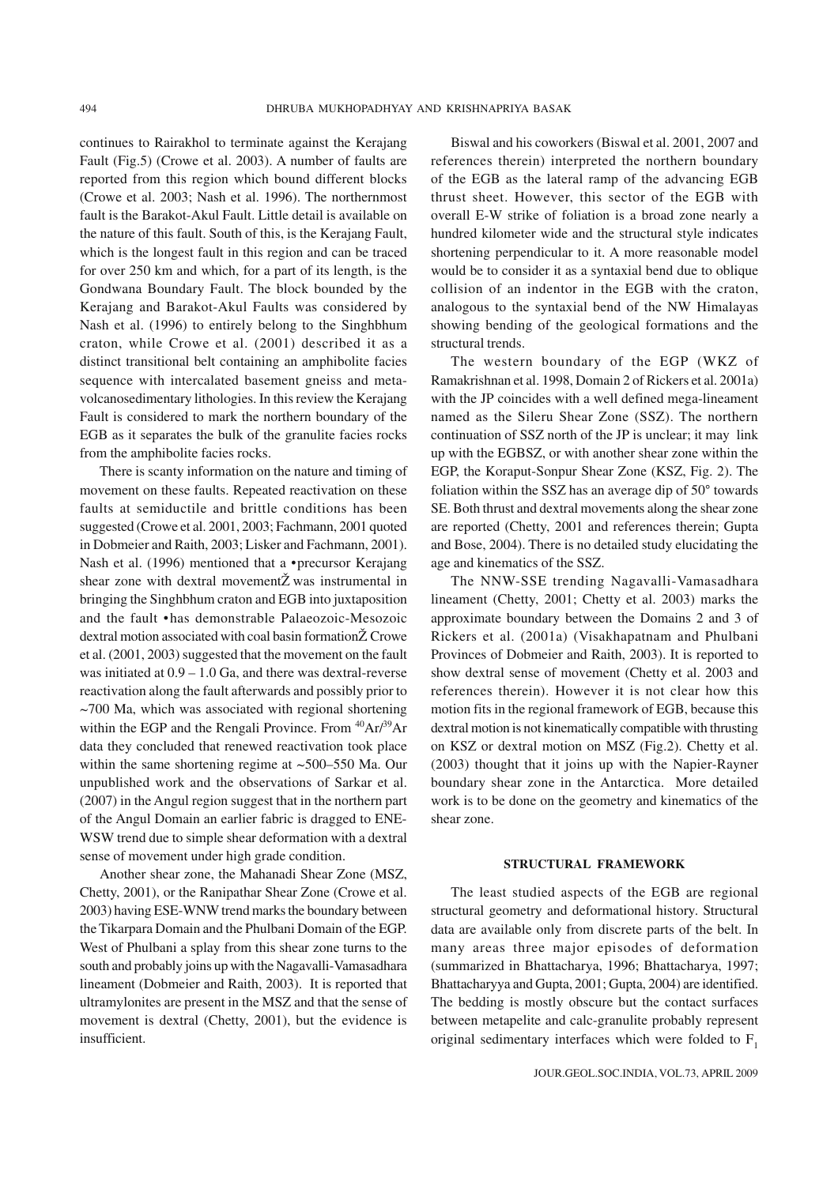continues to Rairakhol to terminate against the Kerajang Fault (Fig.5) (Crowe et al. 2003). A number of faults are reported from this region which bound different blocks (Crowe et al. 2003; Nash et al. 1996). The northernmost fault is the Barakot-Akul Fault. Little detail is available on the nature of this fault. South of this, is the Kerajang Fault, which is the longest fault in this region and can be traced for over 250 km and which, for a part of its length, is the Gondwana Boundary Fault. The block bounded by the Kerajang and Barakot-Akul Faults was considered by Nash et al. (1996) to entirely belong to the Singhbhum craton, while Crowe et al. (2001) described it as a distinct transitional belt containing an amphibolite facies sequence with intercalated basement gneiss and meta-volcanosedimentary lithologies. In this review the Kerajang Fault is considered to mark the northern boundary of the EGB as it separates the bulk of the granulite facies rocks from the amphibolite facies rocks.

There is scanty information on the nature and timing of movement on these faults. Repeated reactivation on these faults at semiductile and brittle conditions has been suggested (Crowe et al. 2001, 2003; Fachmann, 2001 quoted in Dobmeier and Raith, 2003; Lisker and Fachmann, 2001). Nash et al. (1996) mentioned that a •precursor Kerajang shear zone with dextral movementŽ was instrumental in bringing the Singhbhum craton and EGB into juxtaposition and the fault •has demonstrable Palaeozoic-Mesozoic dextral motion associated with coal basin formationŽ Crowe et al. (2001, 2003) suggested that the movement on the fault was initiated at 0.9 – 1.0 Ga, and there was dextral-reverse reactivation along the fault afterwards and possibly prior to ~700 Ma, which was associated with regional shortening within the EGP and the Rengali Province. From $^{40}Ar/^{39}Ar$ data they concluded that renewed reactivation took place within the same shortening regime at ~500–550 Ma. Our unpublished work and the observations of Sarkar et al. (2007) in the Angul region suggest that in the northern part of the Angul Domain an earlier fabric is dragged to ENE-WSW trend due to simple shear deformation with a dextral sense of movement under high grade condition.

Another shear zone, the Mahanadi Shear Zone (MSZ, Chetty, 2001), or the Ranipathar Shear Zone (Crowe et al. 2003) having ESE-WNW trend marks the boundary between the Tikarpara Domain and the Phulbani Domain of the EGP. West of Phulbani a splay from this shear zone turns to the south and probably joins up with the Nagavalli-Vamasadhara lineament (Dobmeier and Raith, 2003). It is reported that ultramylonites are present in the MSZ and that the sense of movement is dextral (Chetty, 2001), but the evidence is insufficient.

Biswal and his coworkers (Biswal et al. 2001, 2007 and references therein) interpreted the northern boundary of the EGB as the lateral ramp of the advancing EGB thrust sheet. However, this sector of the EGB with overall E-W strike of foliation is a broad zone nearly a hundred kilometer wide and the structural style indicates shortening perpendicular to it. A more reasonable model would be to consider it as a syntaxial bend due to oblique collision of an indentor in the EGB with the craton, analogous to the syntaxial bend of the NW Himalayas showing bending of the geological formations and the structural trends.

The western boundary of the EGP (WKZ of Ramakrishnan et al. 1998, Domain 2 of Rickers et al. 2001a) with the JP coincides with a well defined mega-lineament named as the Sileru Shear Zone (SSZ). The northern continuation of SSZ north of the JP is unclear; it may link up with the EGBSZ, or with another shear zone within the EGP, the Koraput-Sonpur Shear Zone (KSZ, Fig. 2). The foliation within the SSZ has an average dip of 50° towards SE. Both thrust and dextral movements along the shear zone are reported (Chetty, 2001 and references therein; Gupta and Bose, 2004). There is no detailed study elucidating the age and kinematics of the SSZ.

The NNW-SSE trending Nagavalli-Vamasadhara lineament (Chetty, 2001; Chetty et al. 2003) marks the approximate boundary between the Domains 2 and 3 of Rickers et al. (2001a) (Visakhapatnam and Phulbani Provinces of Dobmeier and Raith, 2003). It is reported to show dextral sense of movement (Chetty et al. 2003 and references therein). However it is not clear how this motion fits in the regional framework of EGB, because this dextral motion is not kinematically compatible with thrusting on KSZ or dextral motion on MSZ (Fig.2). Chetty et al. (2003) thought that it joins up with the Napier-Rayner boundary shear zone in the Antarctica. More detailed work is to be done on the geometry and kinematics of the shear zone.

## STRUCTURAL FRAMEWORK

The least studied aspects of the EGB are regional structural geometry and deformational history. Structural data are available only from discrete parts of the belt. In many areas three major episodes of deformation (summarized in Bhattacharya, 1996; Bhattacharya, 1997; Bhattacharyya and Gupta, 2001; Gupta, 2004) are identified. The bedding is mostly obscure but the contact surfaces between metapelite and calc-granulite probably represent original sedimentary interfaces which were folded to $F_1$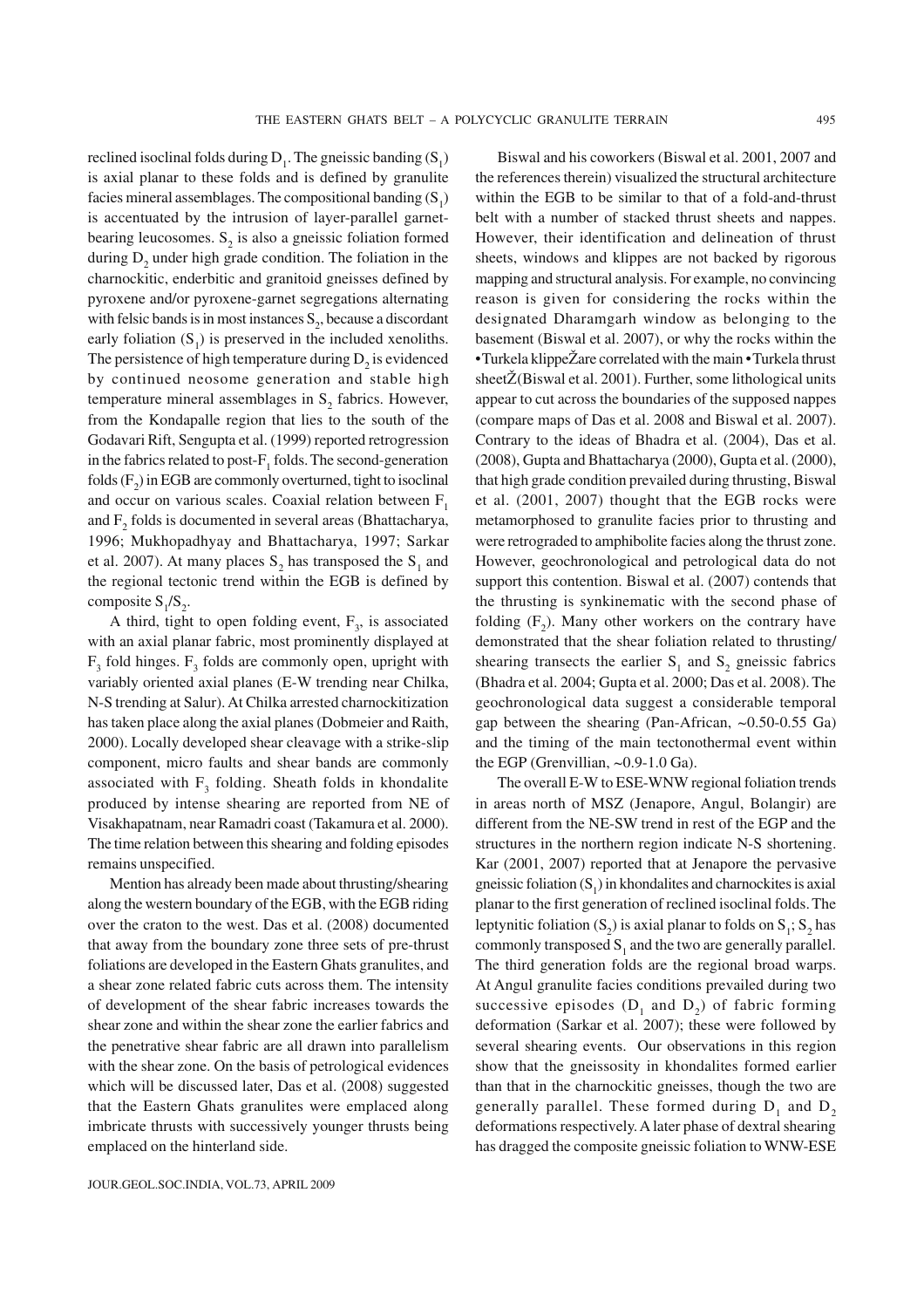reclined isoclinal folds during $D_1$. The gneissic banding ($S_1$) is axial planar to these folds and is defined by granulite facies mineral assemblages. The compositional banding ($S_1$) is accentuated by the intrusion of layer-parallel garnet-bearing leucosomes. $S_2$ is also a gneissic foliation formed during $D_2$ under high grade condition. The foliation in the charnockitic, enderbitic and granitoid gneisses defined by pyroxene and/or pyroxene-garnet segregations alternating with felsic bands is in most instances $S_2$, because a discordant early foliation ($S_1$) is preserved in the included xenoliths. The persistence of high temperature during $D_2$ is evidenced by continued neosome generation and stable high temperature mineral assemblages in $S_2$ fabrics. However, from the Kondapalle region that lies to the south of the Godavari Rift, Sengupta et al. (1999) reported retrogression in the fabrics related to post-$F_1$ folds. The second-generation folds ($F_2$) in EGB are commonly overturned, tight to isoclinal and occur on various scales. Coaxial relation between $F_1$ and $F_2$ folds is documented in several areas (Bhattacharya, 1996; Mukhopadhyay and Bhattacharya, 1997; Sarkar et al. 2007). At many places $S_2$ has transposed the $S_1$ and the regional tectonic trend within the EGB is defined by composite $S_1/S_2$.

A third, tight to open folding event, $F_3$, is associated with an axial planar fabric, most prominently displayed at $F_3$ fold hinges. $F_3$ folds are commonly open, upright with variably oriented axial planes (E-W trending near Chilka, N-S trending at Salur). At Chilka arrested charnockitization has taken place along the axial planes (Dobmeier and Raith, 2000). Locally developed shear cleavage with a strike-slip component, micro faults and shear bands are commonly associated with $F_3$ folding. Sheath folds in khondalite produced by intense shearing are reported from NE of Visakhapatnam, near Ramadri coast (Takamura et al. 2000). The time relation between this shearing and folding episodes remains unspecified.

Mention has already been made about thrusting/shearing along the western boundary of the EGB, with the EGB riding over the craton to the west. Das et al. (2008) documented that away from the boundary zone three sets of pre-thrust foliations are developed in the Eastern Ghats granulites, and a shear zone related fabric cuts across them. The intensity of development of the shear fabric increases towards the shear zone and within the shear zone the earlier fabrics and the penetrative shear fabric are all drawn into parallelism with the shear zone. On the basis of petrological evidences which will be discussed later, Das et al. (2008) suggested that the Eastern Ghats granulites were emplaced along imbricate thrusts with successively younger thrusts being emplaced on the hinterland side.

Biswal and his coworkers (Biswal et al. 2001, 2007 and the references therein) visualized the structural architecture within the EGB to be similar to that of a fold-and-thrust belt with a number of stacked thrust sheets and nappes. However, their identification and delineation of thrust sheets, windows and klippes are not backed by rigorous mapping and structural analysis. For example, no convincing reason is given for considering the rocks within the designated Dharamgarh window as belonging to the basement (Biswal et al. 2007), or why the rocks within the •Turkela klippeŽare correlated with the main •Turkela thrust sheetŽ(Biswal et al. 2001). Further, some lithological units appear to cut across the boundaries of the supposed nappes (compare maps of Das et al. 2008 and Biswal et al. 2007). Contrary to the ideas of Bhadra et al. (2004), Das et al. (2008), Gupta and Bhattacharya (2000), Gupta et al. (2000), that high grade condition prevailed during thrusting, Biswal et al. (2001, 2007) thought that the EGB rocks were metamorphosed to granulite facies prior to thrusting and were retrograded to amphibolite facies along the thrust zone. However, geochronological and petrological data do not support this contention. Biswal et al. (2007) contends that the thrusting is synkinematic with the second phase of folding ($F_2$). Many other workers on the contrary have demonstrated that the shear foliation related to thrusting/shearing transects the earlier $S_1$ and $S_2$ gneissic fabrics (Bhadra et al. 2004; Gupta et al. 2000; Das et al. 2008). The geochronological data suggest a considerable temporal gap between the shearing (Pan-African, ~0.50-0.55 Ga) and the timing of the main tectonothermal event within the EGP (Grenvillian, ~0.9-1.0 Ga).

The overall E-W to ESE-WNW regional foliation trends in areas north of MSZ (Jenapore, Angul, Bolangir) are different from the NE-SW trend in rest of the EGP and the structures in the northern region indicate N-S shortening. Kar (2001, 2007) reported that at Jenapore the pervasive gneissic foliation ($S_1$) in khondalites and charnockites is axial planar to the first generation of reclined isoclinal folds. The leptynitic foliation ($S_2$) is axial planar to folds on $S_1$; $S_2$ has commonly transposed $S_1$ and the two are generally parallel. The third generation folds are the regional broad warps. At Angul granulite facies conditions prevailed during two successive episodes ($D_1$ and $D_2$) of fabric forming deformation (Sarkar et al. 2007); these were followed by several shearing events. Our observations in this region show that the gneissosity in khondalites formed earlier than that in the charnockitic gneisses, though the two are generally parallel. These formed during $D_1$ and $D_2$ deformations respectively. A later phase of dextral shearing has dragged the composite gneissic foliation to WNW-ESE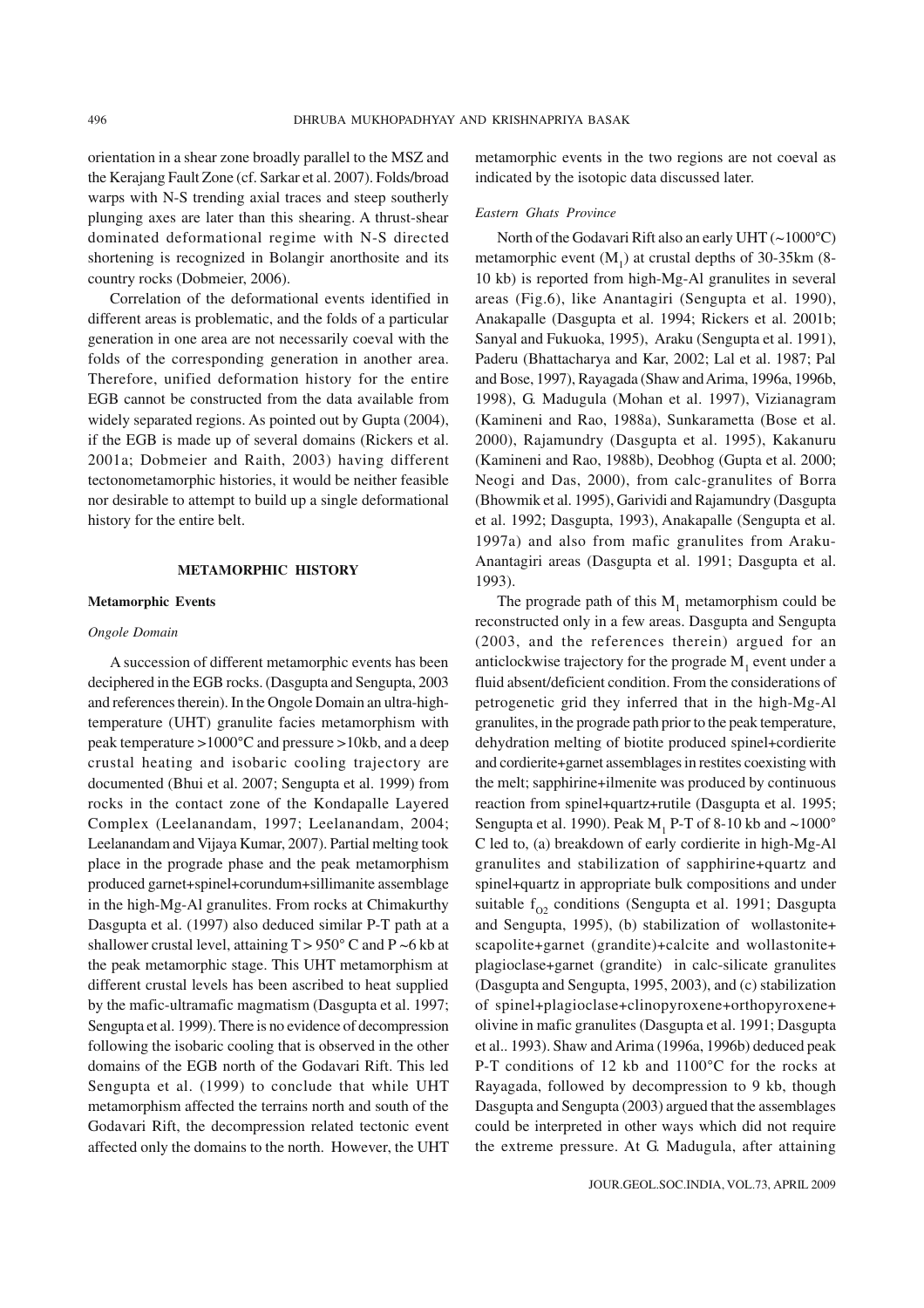orientation in a shear zone broadly parallel to the MSZ and the Kerajang Fault Zone (cf. Sarkar et al. 2007). Folds/broad warps with N-S trending axial traces and steep southerly plunging axes are later than this shearing. A thrust-shear dominated deformational regime with N-S directed shortening is recognized in Bolangir anorthosite and its country rocks (Dobmeier, 2006).

Correlation of the deformational events identified in different areas is problematic, and the folds of a particular generation in one area are not necessarily coeval with the folds of the corresponding generation in another area. Therefore, unified deformation history for the entire EGB cannot be constructed from the data available from widely separated regions. As pointed out by Gupta (2004), if the EGB is made up of several domains (Rickers et al. 2001a; Dobmeier and Raith, 2003) having different tectonometamorphic histories, it would be neither feasible nor desirable to attempt to build up a single deformational history for the entire belt.

## METAMORPHIC HISTORY

### Metamorphic Events

#### *Ongole Domain*

A succession of different metamorphic events has been deciphered in the EGB rocks. (Dasgupta and Sengupta, 2003 and references therein). In the Ongole Domain an ultra-high-temperature (UHT) granulite facies metamorphism with peak temperature >1000°C and pressure >10kb, and a deep crustal heating and isobaric cooling trajectory are documented (Bhui et al. 2007; Sengupta et al. 1999) from rocks in the contact zone of the Kondapalle Layered Complex (Leelanandam, 1997; Leelanandam, 2004; Leelanandam and Vijaya Kumar, 2007). Partial melting took place in the prograde phase and the peak metamorphism produced garnet+spinel+corundum+sillimanite assemblage in the high-Mg-Al granulites. From rocks at Chimakurthy Dasgupta et al. (1997) also deduced similar P-T path at a shallower crustal level, attaining T > 950° C and P ~6 kb at the peak metamorphic stage. This UHT metamorphism at different crustal levels has been ascribed to heat supplied by the mafic-ultramafic magmatism (Dasgupta et al. 1997; Sengupta et al. 1999). There is no evidence of decompression following the isobaric cooling that is observed in the other domains of the EGB north of the Godavari Rift. This led Sengupta et al. (1999) to conclude that while UHT metamorphism affected the terrains north and south of the Godavari Rift, the decompression related tectonic event affected only the domains to the north. However, the UHT metamorphic events in the two regions are not coeval as indicated by the isotopic data discussed later.

#### *Eastern Ghats Province*

North of the Godavari Rift also an early UHT (~1000°C) metamorphic event ($M_1$) at crustal depths of 30-35km (8-10 kb) is reported from high-Mg-Al granulites in several areas (Fig.6), like Anantagiri (Sengupta et al. 1990), Anakapalle (Dasgupta et al. 1994; Rickers et al. 2001b; Sanyal and Fukuoka, 1995), Araku (Sengupta et al. 1991), Paderu (Bhattacharya and Kar, 2002; Lal et al. 1987; Pal and Bose, 1997), Rayagada (Shaw and Arima, 1996a, 1996b, 1998), G. Madugula (Mohan et al. 1997), Vizianagram (Kamineni and Rao, 1988a), Sunkarametta (Bose et al. 2000), Rajamundry (Dasgupta et al. 1995), Kakanuru (Kamineni and Rao, 1988b), Deobhog (Gupta et al. 2000; Neogi and Das, 2000), from calc-granulites of Borra (Bhowmik et al. 1995), Garividi and Rajamundry (Dasgupta et al. 1992; Dasgupta, 1993), Anakapalle (Sengupta et al. 1997a) and also from mafic granulites from Araku-Anantagiri areas (Dasgupta et al. 1991; Dasgupta et al. 1993).

The prograde path of this $M_1$ metamorphism could be reconstructed only in a few areas. Dasgupta and Sengupta (2003, and the references therein) argued for an anticlockwise trajectory for the prograde $M_1$ event under a fluid absent/deficient condition. From the considerations of petrogenetic grid they inferred that in the high-Mg-Al granulites, in the prograde path prior to the peak temperature, dehydration melting of biotite produced spinel+cordierite and cordierite+garnet assemblages in restites coexisting with the melt; sapphirine+ilmenite was produced by continuous reaction from spinel+quartz+rutile (Dasgupta et al. 1995; Sengupta et al. 1990). Peak $M_1$ P-T of 8-10 kb and ~1000° C led to, (a) breakdown of early cordierite in high-Mg-Al granulites and stabilization of sapphirine+quartz and spinel+quartz in appropriate bulk compositions and under suitable $f_{O_2}$ conditions (Sengupta et al. 1991; Dasgupta and Sengupta, 1995), (b) stabilization of wollastonite+scapolite+garnet (grandite)+calcite and wollastonite+plagioclase+garnet (grandite) in calc-silicate granulites (Dasgupta and Sengupta, 1995, 2003), and (c) stabilization of spinel+plagioclase+clinopyroxene+orthopyroxene+olivine in mafic granulites (Dasgupta et al. 1991; Dasgupta et al.. 1993). Shaw and Arima (1996a, 1996b) deduced peak P-T conditions of 12 kb and 1100°C for the rocks at Rayagada, followed by decompression to 9 kb, though Dasgupta and Sengupta (2003) argued that the assemblages could be interpreted in other ways which did not require the extreme pressure. At G. Madugula, after attaining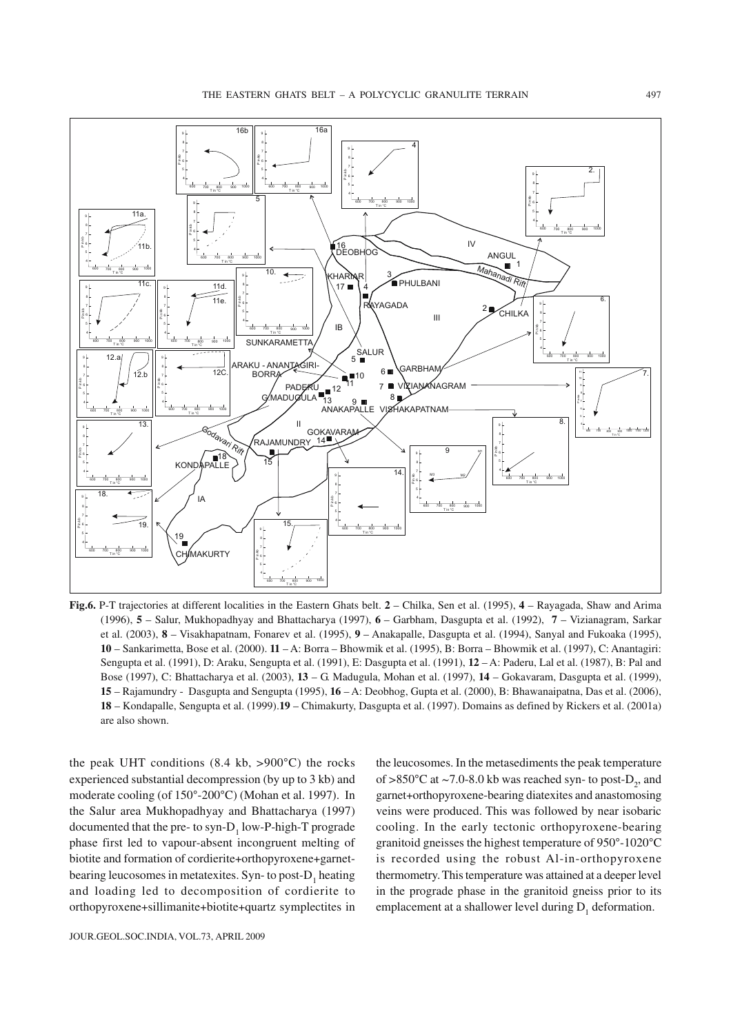**Fig.6.** P-T trajectories at different localities in the Eastern Ghats belt. **2** – Chilka, Sen et al. (1995), **4** – Rayagada, Shaw and Arima (1996), **5** – Salur, Mukhopadhyay and Bhattacharya (1997), **6** – Garbham, Dasgupta et al. (1992), **7** – Vizianagram, Sarkar et al. (2003), **8** – Visakhapatnam, Fonarev et al. (1995), **9** – Anakapalle, Dasgupta et al. (1994), Sanyal and Fukoaka (1995), **10** – Sankarimetta, Bose et al. (2000). **11** – A: Borra – Bhowmik et al. (1995), B: Borra – Bhowmik et al. (1997), C: Anantagiri: Sengupta et al. (1991), D: Araku, Sengupta et al. (1991), E: Dasgupta et al. (1991), **12** – A: Paderu, Lal et al. (1987), B: Pal and Bose (1997), C: Bhattacharya et al. (2003), **13** – G. Madugula, Mohan et al. (1997), **14** – Gokavaram, Dasgupta et al. (1999), **15** – Rajamundry - Dasgupta and Sengupta (1995), **16** – A: Deobhog, Gupta et al. (2000), B: Bhawanaipatna, Das et al. (2006), **18** – Kondapalle, Sengupta et al. (1999).**19** – Chimakurty, Dasgupta et al. (1997). Domains as defined by Rickers et al. (2001a) are also shown.

the peak UHT conditions (8.4 kb, >900°C) the rocks experienced substantial decompression (by up to 3 kb) and moderate cooling (of 150°-200°C) (Mohan et al. 1997). In the Salur area Mukhopadhyay and Bhattacharya (1997) documented that the pre- to syn-$D_1$ low-P-high-T prograde phase first led to vapour-absent incongruent melting of biotite and formation of cordierite+orthopyroxene+garnet-bearing leucosomes in metatexites. Syn- to post-$D_1$ heating and loading led to decomposition of cordierite to orthopyroxene+sillimanite+biotite+quartz symplectites in the leucosomes. In the metasediments the peak temperature of >850°C at ~7.0-8.0 kb was reached syn- to post-$D_2$, and garnet+orthopyroxene-bearing diatexites and anastomosing veins were produced. This was followed by near isobaric cooling. In the early tectonic orthopyroxene-bearing granitoid gneisses the highest temperature of 950°-1020°C is recorded using the robust Al-in-orthopyroxene thermometry. This temperature was attained at a deeper level in the prograde phase in the granitoid gneiss prior to its emplacement at a shallower level during $D_1$ deformation.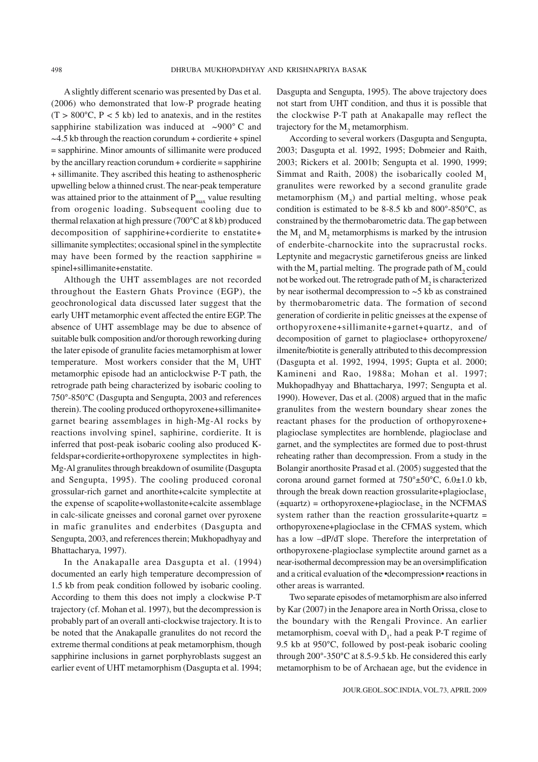A slightly different scenario was presented by Das et al. (2006) who demonstrated that low-P prograde heating ($T > 800°C$, $P < 5$ kb) led to anatexis, and in the restites sapphirine stabilization was induced at ~900° C and ~4.5 kb through the reaction corundum + cordierite + spinel = sapphirine. Minor amounts of sillimanite were produced by the ancillary reaction corundum + cordierite = sapphirine + sillimanite. They ascribed this heating to asthenospheric upwelling below a thinned crust. The near-peak temperature was attained prior to the attainment of $P_{max}$ value resulting from orogenic loading. Subsequent cooling due to thermal relaxation at high pressure (700°C at 8 kb) produced decomposition of sapphirine+cordierite to enstatite+ sillimanite symplectites; occasional spinel in the symplectite may have been formed by the reaction sapphirine = spinel+sillimanite+enstatite.

Although the UHT assemblages are not recorded throughout the Eastern Ghats Province (EGP), the geochronological data discussed later suggest that the early UHT metamorphic event affected the entire EGP. The absence of UHT assemblage may be due to absence of suitable bulk composition and/or thorough reworking during the later episode of granulite facies metamorphism at lower temperature. Most workers consider that the $M_1$ UHT metamorphic episode had an anticlockwise P-T path, the retrograde path being characterized by isobaric cooling to 750°-850°C (Dasgupta and Sengupta, 2003 and references therein). The cooling produced orthopyroxene+sillimanite+ garnet bearing assemblages in high-Mg-Al rocks by reactions involving spinel, saphirine, cordierite. It is inferred that post-peak isobaric cooling also produced K-feldspar+cordierite+orthopyroxene symplectites in high-Mg-Al granulites through breakdown of osumilite (Dasgupta and Sengupta, 1995). The cooling produced coronal grossular-rich garnet and anorthite+calcite symplectite at the expense of scapolite+wollastonite+calcite assemblage in calc-silicate gneisses and coronal garnet over pyroxene in mafic granulites and enderbites (Dasgupta and Sengupta, 2003, and references therein; Mukhopadhyay and Bhattacharya, 1997).

In the Anakapalle area Dasgupta et al. (1994) documented an early high temperature decompression of 1.5 kb from peak condition followed by isobaric cooling. According to them this does not imply a clockwise P-T trajectory (cf. Mohan et al. 1997), but the decompression is probably part of an overall anti-clockwise trajectory. It is to be noted that the Anakapalle granulites do not record the extreme thermal conditions at peak metamorphism, though sapphirine inclusions in garnet porphyroblasts suggest an earlier event of UHT metamorphism (Dasgupta et al. 1994; Dasgupta and Sengupta, 1995). The above trajectory does not start from UHT condition, and thus it is possible that the clockwise P-T path at Anakapalle may reflect the trajectory for the $M_2$ metamorphism.

According to several workers (Dasgupta and Sengupta, 2003; Dasgupta et al. 1992, 1995; Dobmeier and Raith, 2003; Rickers et al. 2001b; Sengupta et al. 1990, 1999; Simmat and Raith, 2008) the isobarically cooled $M_1$ granulites were reworked by a second granulite grade metamorphism ($M_2$) and partial melting, whose peak condition is estimated to be 8-8.5 kb and 800°-850°C, as constrained by the thermobarometric data. The gap between the $M_1$ and $M_2$ metamorphisms is marked by the intrusion of enderbite-charnockite into the supracrustal rocks. Leptynite and megacrystic garnetiferous gneiss are linked with the $M_2$ partial melting. The prograde path of $M_2$ could not be worked out. The retrograde path of $M_2$ is characterized by near isothermal decompression to ~5 kb as constrained by thermobarometric data. The formation of second generation of cordierite in pelitic gneisses at the expense of orthopyroxene+sillimanite+garnet+quartz, and of decomposition of garnet to plagioclase+ orthopyroxene/ ilmenite/biotite is generally attributed to this decompression (Dasgupta et al. 1992, 1994, 1995; Gupta et al. 2000; Kamineni and Rao, 1988a; Mohan et al. 1997; Mukhopadhyay and Bhattacharya, 1997; Sengupta et al. 1990). However, Das et al. (2008) argued that in the mafic granulites from the western boundary shear zones the reactant phases for the production of orthopyroxene+ plagioclase symplectites are hornblende, plagioclase and garnet, and the symplectites are formed due to post-thrust reheating rather than decompression. From a study in the Bolangir anorthosite Prasad et al. (2005) suggested that the corona around garnet formed at 750°±50°C, 6.0±1.0 kb, through the break down reaction grossularite+plagioclase$_1$ (±quartz) = orthopyroxene+plagioclase$_2$ in the NCFMAS system rather than the reaction grossularite+quartz = orthopyroxene+plagioclase in the CFMAS system, which has a low –dP/dT slope. Therefore the interpretation of orthopyroxene-plagioclase symplectite around garnet as a near-isothermal decompression may be an oversimplification and a critical evaluation of the •decompression• reactions in other areas is warranted.

Two separate episodes of metamorphism are also inferred by Kar (2007) in the Jenapore area in North Orissa, close to the boundary with the Rengali Province. An earlier metamorphism, coeval with $D_1$, had a peak P-T regime of 9.5 kb at 950°C, followed by post-peak isobaric cooling through 200°-350°C at 8.5-9.5 kb. He considered this early metamorphism to be of Archaean age, but the evidence in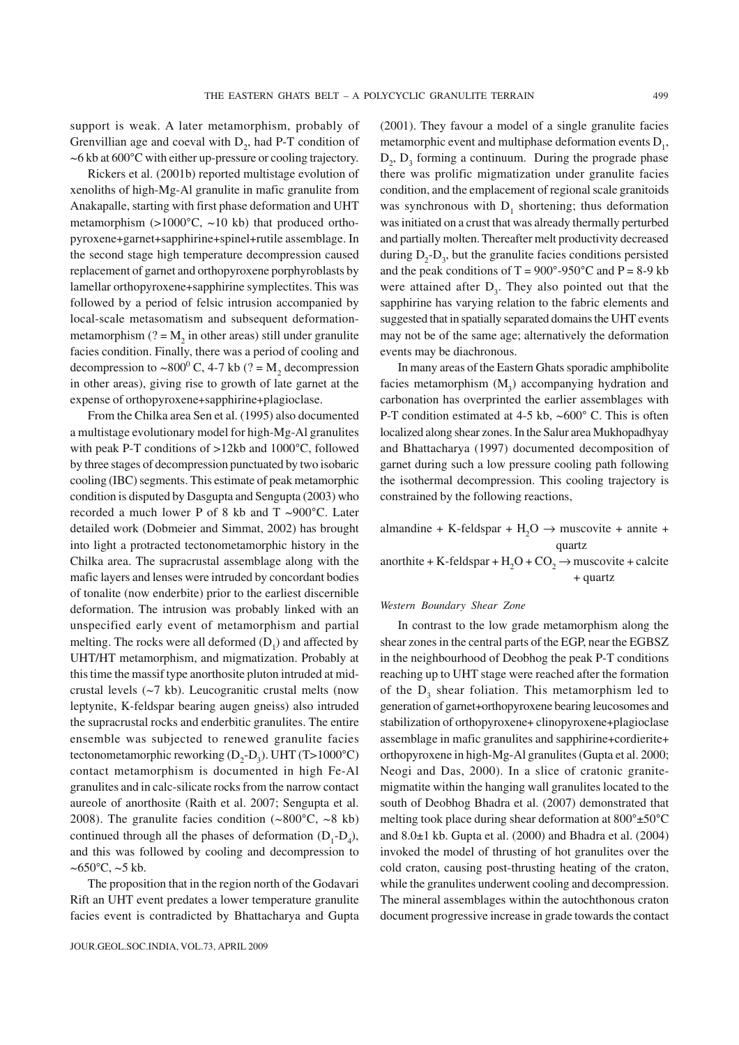support is weak. A later metamorphism, probably of Grenvillian age and coeval with $D_2$, had P-T condition of ~6 kb at 600°C with either up-pressure or cooling trajectory.

Rickers et al. (2001b) reported multistage evolution of xenoliths of high-Mg-Al granulite in mafic granulite from Anakapalle, starting with first phase deformation and UHT metamorphism (>1000°C, ~10 kb) that produced orthopyroxene+garnet+sapphirine+spinel+rutile assemblage. In the second stage high temperature decompression caused replacement of garnet and orthopyroxene porphyroblasts by lamellar orthopyroxene+sapphirine symplectites. This was followed by a period of felsic intrusion accompanied by local-scale metasomatism and subsequent deformation-metamorphism (? = $M_2$ in other areas) still under granulite facies condition. Finally, there was a period of cooling and decompression to ~800$^0$ C, 4-7 kb (? = $M_2$ decompression in other areas), giving rise to growth of late garnet at the expense of orthopyroxene+sapphirine+plagioclase.

From the Chilka area Sen et al. (1995) also documented a multistage evolutionary model for high-Mg-Al granulites with peak P-T conditions of >12kb and 1000°C, followed by three stages of decompression punctuated by two isobaric cooling (IBC) segments. This estimate of peak metamorphic condition is disputed by Dasgupta and Sengupta (2003) who recorded a much lower P of 8 kb and T ~900°C. Later detailed work (Dobmeier and Simmat, 2002) has brought into light a protracted tectonometamorphic history in the Chilka area. The supracrustal assemblage along with the mafic layers and lenses were intruded by concordant bodies of tonalite (now enderbite) prior to the earliest discernible deformation. The intrusion was probably linked with an unspecified early event of metamorphism and partial melting. The rocks were all deformed ($D_1$) and affected by UHT/HT metamorphism, and migmatization. Probably at this time the massif type anorthosite pluton intruded at mid-crustal levels (~7 kb). Leucogranitic crustal melts (now leptynite, K-feldspar bearing augen gneiss) also intruded the supracrustal rocks and enderbitic granulites. The entire ensemble was subjected to renewed granulite facies tectonometamorphic reworking ($D_2$-$D_3$). UHT (T>1000°C) contact metamorphism is documented in high Fe-Al granulites and in calc-silicate rocks from the narrow contact aureole of anorthosite (Raith et al. 2007; Sengupta et al. 2008). The granulite facies condition (~800°C, ~8 kb) continued through all the phases of deformation ($D_1$-$D_4$), and this was followed by cooling and decompression to ~650°C, ~5 kb.

The proposition that in the region north of the Godavari Rift an UHT event predates a lower temperature granulite facies event is contradicted by Bhattacharya and Gupta (2001). They favour a model of a single granulite facies metamorphic event and multiphase deformation events $D_1$, $D_2$, $D_3$ forming a continuum. During the prograde phase there was prolific migmatization under granulite facies condition, and the emplacement of regional scale granitoids was synchronous with $D_1$ shortening; thus deformation was initiated on a crust that was already thermally perturbed and partially molten. Thereafter melt productivity decreased during $D_2$-$D_3$, but the granulite facies conditions persisted and the peak conditions of T = 900°-950°C and P = 8-9 kb were attained after $D_3$. They also pointed out that the sapphirine has varying relation to the fabric elements and suggested that in spatially separated domains the UHT events may not be of the same age; alternatively the deformation events may be diachronous.

In many areas of the Eastern Ghats sporadic amphibolite facies metamorphism ($M_3$) accompanying hydration and carbonation has overprinted the earlier assemblages with P-T condition estimated at 4-5 kb, ~600° C. This is often localized along shear zones. In the Salur area Mukhopadhyay and Bhattacharya (1997) documented decomposition of garnet during such a low pressure cooling path following the isothermal decompression. This cooling trajectory is constrained by the following reactions,

almandine + K-feldspar + $H_2O$ $\rightarrow$ muscovite + annite + quartz

anorthite + K-feldspar + $H_2O$ + $CO_2$ $\rightarrow$ muscovite + calcite + quartz

#### *Western Boundary Shear Zone*

In contrast to the low grade metamorphism along the shear zones in the central parts of the EGP, near the EGBSZ in the neighbourhood of Deobhog the peak P-T conditions reaching up to UHT stage were reached after the formation of the $D_3$ shear foliation. This metamorphism led to generation of garnet+orthopyroxene bearing leucosomes and stabilization of orthopyroxene+ clinopyroxene+plagioclase assemblage in mafic granulites and sapphirine+cordierite+ orthopyroxene in high-Mg-Al granulites (Gupta et al. 2000; Neogi and Das, 2000). In a slice of cratonic granite-migmatite within the hanging wall granulites located to the south of Deobhog Bhadra et al. (2007) demonstrated that melting took place during shear deformation at 800°±50°C and 8.0±1 kb. Gupta et al. (2000) and Bhadra et al. (2004) invoked the model of thrusting of hot granulites over the cold craton, causing post-thrusting heating of the craton, while the granulites underwent cooling and decompression. The mineral assemblages within the autochthonous craton document progressive increase in grade towards the contact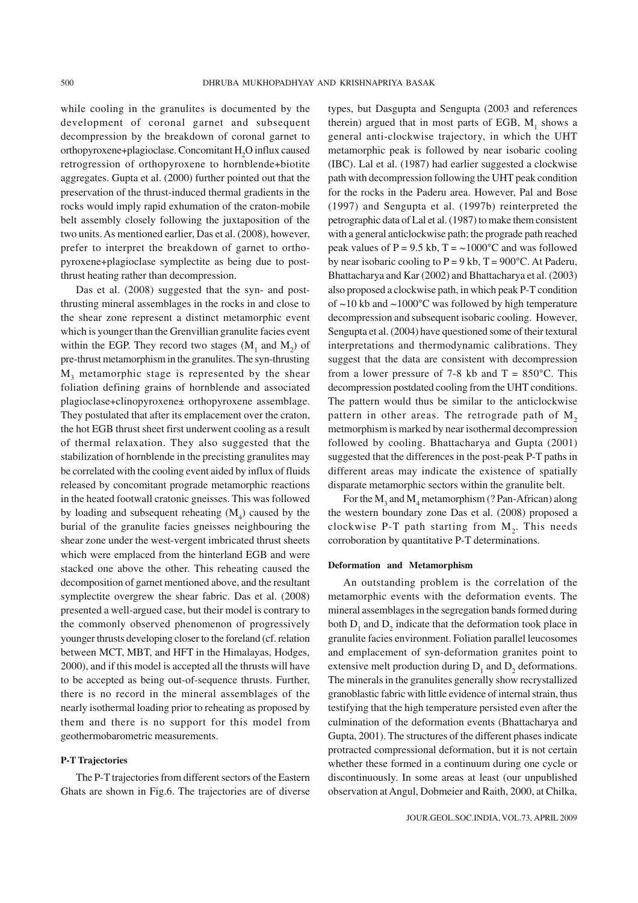while cooling in the granulites is documented by the development of coronal garnet and subsequent decompression by the breakdown of coronal garnet to orthopyroxene+plagioclase. Concomitant $H_2O$ influx caused retrogression of orthopyroxene to hornblende+biotite aggregates. Gupta et al. (2000) further pointed out that the preservation of the thrust-induced thermal gradients in the rocks would imply rapid exhumation of the craton-mobile belt assembly closely following the juxtaposition of the two units. As mentioned earlier, Das et al. (2008), however, prefer to interpret the breakdown of garnet to orthopyroxene+plagioclase symplectite as being due to post-thrust heating rather than decompression.

Das et al. (2008) suggested that the syn- and post-thrusting mineral assemblages in the rocks in and close to the shear zone represent a distinct metamorphic event which is younger than the Grenvillian granulite facies event within the EGP. They record two stages ($M_1$ and $M_2$) of pre-thrust metamorphism in the granulites. The syn-thrusting $M_3$ metamorphic stage is represented by the shear foliation defining grains of hornblende and associated plagioclase+clinopyroxene± orthopyroxene assemblage. They postulated that after its emplacement over the craton, the hot EGB thrust sheet first underwent cooling as a result of thermal relaxation. They also suggested that the stabilization of hornblende in the precisting granulites may be correlated with the cooling event aided by influx of fluids released by concomitant prograde metamorphic reactions in the heated footwall cratonic gneisses. This was followed by loading and subsequent reheating ($M_4$) caused by the burial of the granulite facies gneisses neighbouring the shear zone under the west-vergent imbricated thrust sheets which were emplaced from the hinterland EGB and were stacked one above the other. This reheating caused the decomposition of garnet mentioned above, and the resultant symplectite overgrew the shear fabric. Das et al. (2008) presented a well-argued case, but their model is contrary to the commonly observed phenomenon of progressively younger thrusts developing closer to the foreland (cf. relation between MCT, MBT, and HFT in the Himalayas, Hodges, 2000), and if this model is accepted all the thrusts will have to be accepted as being out-of-sequence thrusts. Further, there is no record in the mineral assemblages of the nearly isothermal loading prior to reheating as proposed by them and there is no support for this model from geothermobarometric measurements.

## P-T Trajectories

The P-T trajectories from different sectors of the Eastern Ghats are shown in Fig.6. The trajectories are of diverse types, but Dasgupta and Sengupta (2003 and references therein) argued that in most parts of EGB, $M_1$ shows a general anti-clockwise trajectory, in which the UHT metamorphic peak is followed by near isobaric cooling (IBC). Lal et al. (1987) had earlier suggested a clockwise path with decompression following the UHT peak condition for the rocks in the Paderu area. However, Pal and Bose (1997) and Sengupta et al. (1997b) reinterpreted the petrographic data of Lal et al. (1987) to make them consistent with a general anticlockwise path; the prograde path reached peak values of P = 9.5 kb, T = ~1000°C and was followed by near isobaric cooling to P = 9 kb, T = 900°C. At Paderu, Bhattacharya and Kar (2002) and Bhattacharya et al. (2003) also proposed a clockwise path, in which peak P-T condition of ~10 kb and ~1000°C was followed by high temperature decompression and subsequent isobaric cooling. However, Sengupta et al. (2004) have questioned some of their textural interpretations and thermodynamic calibrations. They suggest that the data are consistent with decompression from a lower pressure of 7-8 kb and T = 850°C. This decompression postdated cooling from the UHT conditions. The pattern would thus be similar to the anticlockwise pattern in other areas. The retrograde path of $M_2$ metmorphism is marked by near isothermal decompression followed by cooling. Bhattacharya and Gupta (2001) suggested that the differences in the post-peak P-T paths in different areas may indicate the existence of spatially disparate metamorphic sectors within the granulite belt.

For the $M_3$ and $M_4$ metamorphism (? Pan-African) along the western boundary zone Das et al. (2008) proposed a clockwise P-T path starting from $M_2$. This needs corroboration by quantitative P-T determinations.

## Deformation and Metamorphism

An outstanding problem is the correlation of the metamorphic events with the deformation events. The mineral assemblages in the segregation bands formed during both $D_1$ and $D_2$ indicate that the deformation took place in granulite facies environment. Foliation parallel leucosomes and emplacement of syn-deformation granites point to extensive melt production during $D_1$ and $D_2$ deformations. The minerals in the granulites generally show recrystallized granoblastic fabric with little evidence of internal strain, thus testifying that the high temperature persisted even after the culmination of the deformation events (Bhattacharya and Gupta, 2001). The structures of the different phases indicate protracted compressional deformation, but it is not certain whether these formed in a continuum during one cycle or discontinuously. In some areas at least (our unpublished observation at Angul, Dobmeier and Raith, 2000, at Chilka,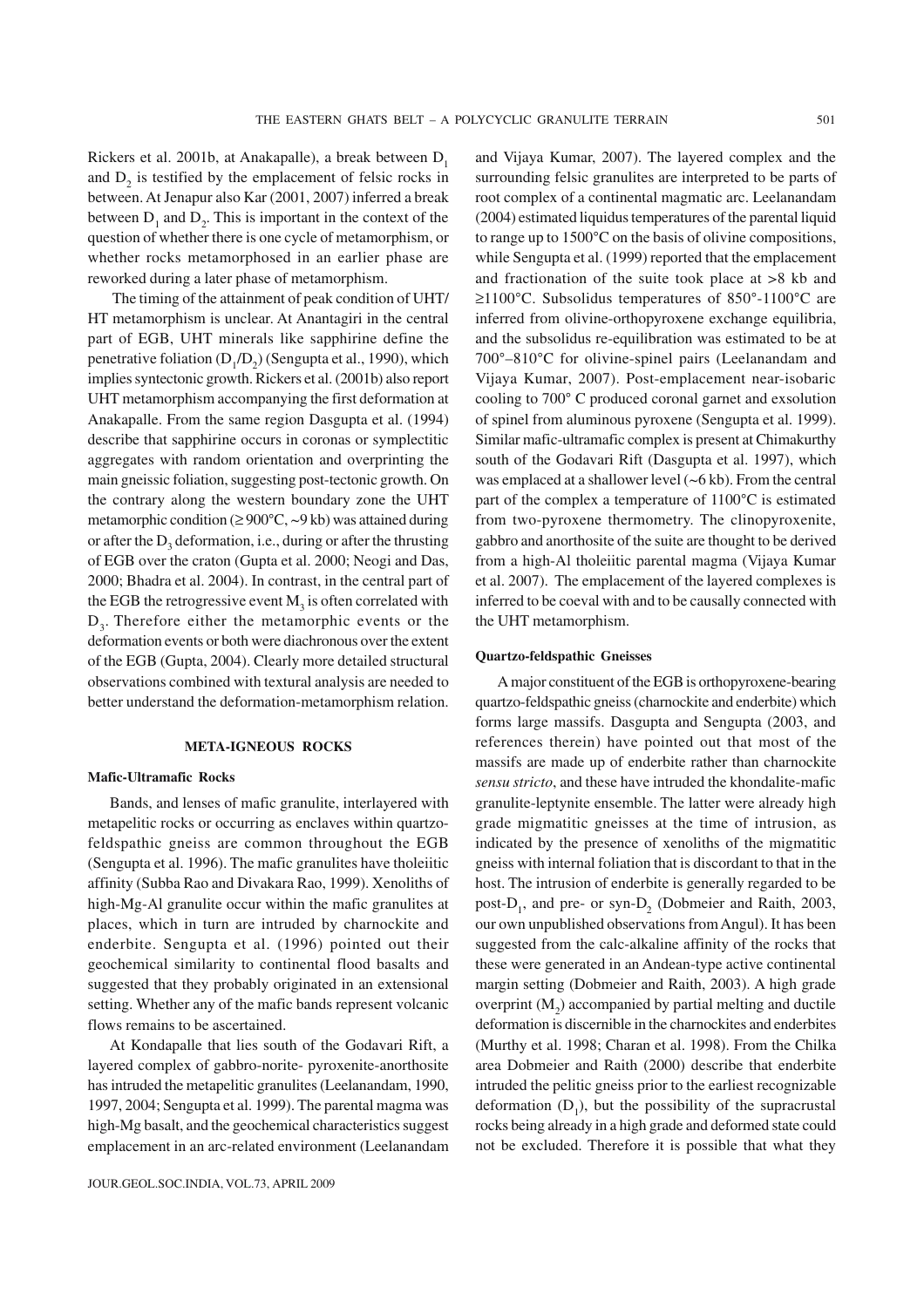Rickers et al. 2001b, at Anakapalle), a break between $D_1$ and $D_2$ is testified by the emplacement of felsic rocks in between. At Jenapur also Kar (2001, 2007) inferred a break between $D_1$ and $D_2$. This is important in the context of the question of whether there is one cycle of metamorphism, or whether rocks metamorphosed in an earlier phase are reworked during a later phase of metamorphism.

The timing of the attainment of peak condition of UHT/HT metamorphism is unclear. At Anantagiri in the central part of EGB, UHT minerals like sapphirine define the penetrative foliation ($D_1/D_2$) (Sengupta et al., 1990), which implies syntectonic growth. Rickers et al. (2001b) also report UHT metamorphism accompanying the first deformation at Anakapalle. From the same region Dasgupta et al. (1994) describe that sapphirine occurs in coronas or symplectitic aggregates with random orientation and overprinting the main gneissic foliation, suggesting post-tectonic growth. On the contrary along the western boundary zone the UHT metamorphic condition (≥ 900°C, ~9 kb) was attained during or after the $D_3$ deformation, i.e., during or after the thrusting of EGB over the craton (Gupta et al. 2000; Neogi and Das, 2000; Bhadra et al. 2004). In contrast, in the central part of the EGB the retrogressive event $M_3$ is often correlated with $D_3$. Therefore either the metamorphic events or the deformation events or both were diachronous over the extent of the EGB (Gupta, 2004). Clearly more detailed structural observations combined with textural analysis are needed to better understand the deformation-metamorphism relation.

## META-IGNEOUS ROCKS

### Mafic-Ultramafic Rocks

Bands, and lenses of mafic granulite, interlayered with metapelitic rocks or occurring as enclaves within quartzo-feldspathic gneiss are common throughout the EGB (Sengupta et al. 1996). The mafic granulites have tholeiitic affinity (Subba Rao and Divakara Rao, 1999). Xenoliths of high-Mg-Al granulite occur within the mafic granulites at places, which in turn are intruded by charnockite and enderbite. Sengupta et al. (1996) pointed out their geochemical similarity to continental flood basalts and suggested that they probably originated in an extensional setting. Whether any of the mafic bands represent volcanic flows remains to be ascertained.

At Kondapalle that lies south of the Godavari Rift, a layered complex of gabbro-norite- pyroxenite-anorthosite has intruded the metapelitic granulites (Leelanandam, 1990, 1997, 2004; Sengupta et al. 1999). The parental magma was high-Mg basalt, and the geochemical characteristics suggest emplacement in an arc-related environment (Leelanandam and Vijaya Kumar, 2007). The layered complex and the surrounding felsic granulites are interpreted to be parts of root complex of a continental magmatic arc. Leelanandam (2004) estimated liquidus temperatures of the parental liquid to range up to 1500°C on the basis of olivine compositions, while Sengupta et al. (1999) reported that the emplacement and fractionation of the suite took place at >8 kb and ≥1100°C. Subsolidus temperatures of 850°-1100°C are inferred from olivine-orthopyroxene exchange equilibria, and the subsolidus re-equilibration was estimated to be at 700°–810°C for olivine-spinel pairs (Leelanandam and Vijaya Kumar, 2007). Post-emplacement near-isobaric cooling to 700° C produced coronal garnet and exsolution of spinel from aluminous pyroxene (Sengupta et al. 1999). Similar mafic-ultramafic complex is present at Chimakurthy south of the Godavari Rift (Dasgupta et al. 1997), which was emplaced at a shallower level (~6 kb). From the central part of the complex a temperature of 1100°C is estimated from two-pyroxene thermometry. The clinopyroxenite, gabbro and anorthosite of the suite are thought to be derived from a high-Al tholeiitic parental magma (Vijaya Kumar et al. 2007). The emplacement of the layered complexes is inferred to be coeval with and to be causally connected with the UHT metamorphism.

### Quartzo-feldspathic Gneisses

A major constituent of the EGB is orthopyroxene-bearing quartzo-feldspathic gneiss (charnockite and enderbite) which forms large massifs. Dasgupta and Sengupta (2003, and references therein) have pointed out that most of the massifs are made up of enderbite rather than charnockite *sensu stricto*, and these have intruded the khondalite-mafic granulite-leptynite ensemble. The latter were already high grade migmatitic gneisses at the time of intrusion, as indicated by the presence of xenoliths of the migmatitic gneiss with internal foliation that is discordant to that in the host. The intrusion of enderbite is generally regarded to be post-$D_1$, and pre- or syn-$D_2$ (Dobmeier and Raith, 2003, our own unpublished observations from Angul). It has been suggested from the calc-alkaline affinity of the rocks that these were generated in an Andean-type active continental margin setting (Dobmeier and Raith, 2003). A high grade overprint ($M_2$) accompanied by partial melting and ductile deformation is discernible in the charnockites and enderbites (Murthy et al. 1998; Charan et al. 1998). From the Chilka area Dobmeier and Raith (2000) describe that enderbite intruded the pelitic gneiss prior to the earliest recognizable deformation ($D_1$), but the possibility of the supracrustal rocks being already in a high grade and deformed state could not be excluded. Therefore it is possible that what they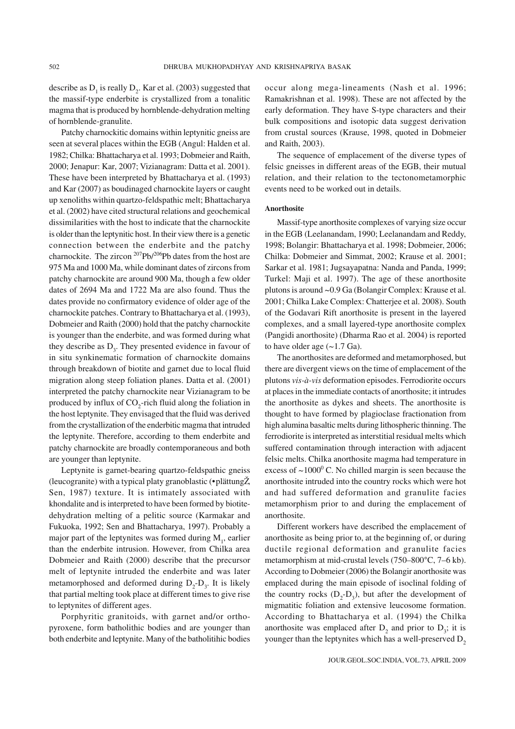describe as $D_1$ is really $D_2$. Kar et al. (2003) suggested that the massif-type enderbite is crystallized from a tonalitic magma that is produced by hornblende-dehydration melting of hornblende-granulite.

Patchy charnockitic domains within leptynitic gneiss are seen at several places within the EGB (Angul: Halden et al. 1982; Chilka: Bhattacharya et al. 1993; Dobmeier and Raith, 2000; Jenapur: Kar, 2007; Vizianagram: Datta et al. 2001). These have been interpreted by Bhattacharya et al. (1993) and Kar (2007) as boudinaged charnockite layers or caught up xenoliths within quartzo-feldspathic melt; Bhattacharya et al. (2002) have cited structural relations and geochemical dissimilarities with the host to indicate that the charnockite is older than the leptynitic host. In their view there is a genetic connection between the enderbite and the patchy charnockite. The zircon $^{207}Pb/^{206}Pb$ dates from the host are 975 Ma and 1000 Ma, while dominant dates of zircons from patchy charnockite are around 900 Ma, though a few older dates of 2694 Ma and 1722 Ma are also found. Thus the dates provide no confirmatory evidence of older age of the charnockite patches. Contrary to Bhattacharya et al. (1993), Dobmeier and Raith (2000) hold that the patchy charnockite is younger than the enderbite, and was formed during what they describe as $D_3$. They presented evidence in favour of in situ synkinematic formation of charnockite domains through breakdown of biotite and garnet due to local fluid migration along steep foliation planes. Datta et al. (2001) interpreted the patchy charnockite near Vizianagram to be produced by influx of $CO_2$-rich fluid along the foliation in the host leptynite. They envisaged that the fluid was derived from the crystallization of the enderbitic magma that intruded the leptynite. Therefore, according to them enderbite and patchy charnockite are broadly contemporaneous and both are younger than leptynite.

Leptynite is garnet-bearing quartzo-feldspathic gneiss (leucogranite) with a typical platy granoblastic (•plättungŽ, Sen, 1987) texture. It is intimately associated with khondalite and is interpreted to have been formed by biotite-dehydration melting of a pelitic source (Karmakar and Fukuoka, 1992; Sen and Bhattacharya, 1997). Probably a major part of the leptynites was formed during $M_1$, earlier than the enderbite intrusion. However, from Chilka area Dobmeier and Raith (2000) describe that the precursor melt of leptynite intruded the enderbite and was later metamorphosed and deformed during $D_2$-$D_3$. It is likely that partial melting took place at different times to give rise to leptynites of different ages.

Porphyritic granitoids, with garnet and/or orthopyroxene, form batholithic bodies and are younger than both enderbite and leptynite. Many of the batholitihic bodies occur along mega-lineaments (Nash et al. 1996; Ramakrishnan et al. 1998). These are not affected by the early deformation. They have S-type characters and their bulk compositions and isotopic data suggest derivation from crustal sources (Krause, 1998, quoted in Dobmeier and Raith, 2003).

The sequence of emplacement of the diverse types of felsic gneisses in different areas of the EGB, their mutual relation, and their relation to the tectonometamorphic events need to be worked out in details.

#### Anorthosite

Massif-type anorthosite complexes of varying size occur in the EGB (Leelanandam, 1990; Leelanandam and Reddy, 1998; Bolangir: Bhattacharya et al. 1998; Dobmeier, 2006; Chilka: Dobmeier and Simmat, 2002; Krause et al. 2001; Sarkar et al. 1981; Jugsayapatna: Nanda and Panda, 1999; Turkel: Maji et al. 1997). The age of these anorthosite plutons is around ~0.9 Ga (Bolangir Complex: Krause et al. 2001; Chilka Lake Complex: Chatterjee et al. 2008). South of the Godavari Rift anorthosite is present in the layered complexes, and a small layered-type anorthosite complex (Pangidi anorthosite) (Dharma Rao et al. 2004) is reported to have older age (~1.7 Ga).

The anorthosites are deformed and metamorphosed, but there are divergent views on the time of emplacement of the plutons *vis-à-vis* deformation episodes. Ferrodiorite occurs at places in the immediate contacts of anorthosite; it intrudes the anorthosite as dykes and sheets. The anorthosite is thought to have formed by plagioclase fractionation from high alumina basaltic melts during lithospheric thinning. The ferrodiorite is interpreted as interstitial residual melts which suffered contamination through interaction with adjacent felsic melts. Chilka anorthosite magma had temperature in excess of ~$1000^0$ C. No chilled margin is seen because the anorthosite intruded into the country rocks which were hot and had suffered deformation and granulite facies metamorphism prior to and during the emplacement of anorthosite.

Different workers have described the emplacement of anorthosite as being prior to, at the beginning of, or during ductile regional deformation and granulite facies metamorphism at mid-crustal levels (750–800°C, 7–6 kb). According to Dobmeier (2006) the Bolangir anorthosite was emplaced during the main episode of isoclinal folding of the country rocks ($D_2$-$D_3$), but after the development of migmatitic foliation and extensive leucosome formation. According to Bhattacharya et al. (1994) the Chilka anorthosite was emplaced after $D_2$ and prior to $D_3$; it is younger than the leptynites which has a well-preserved $D_2$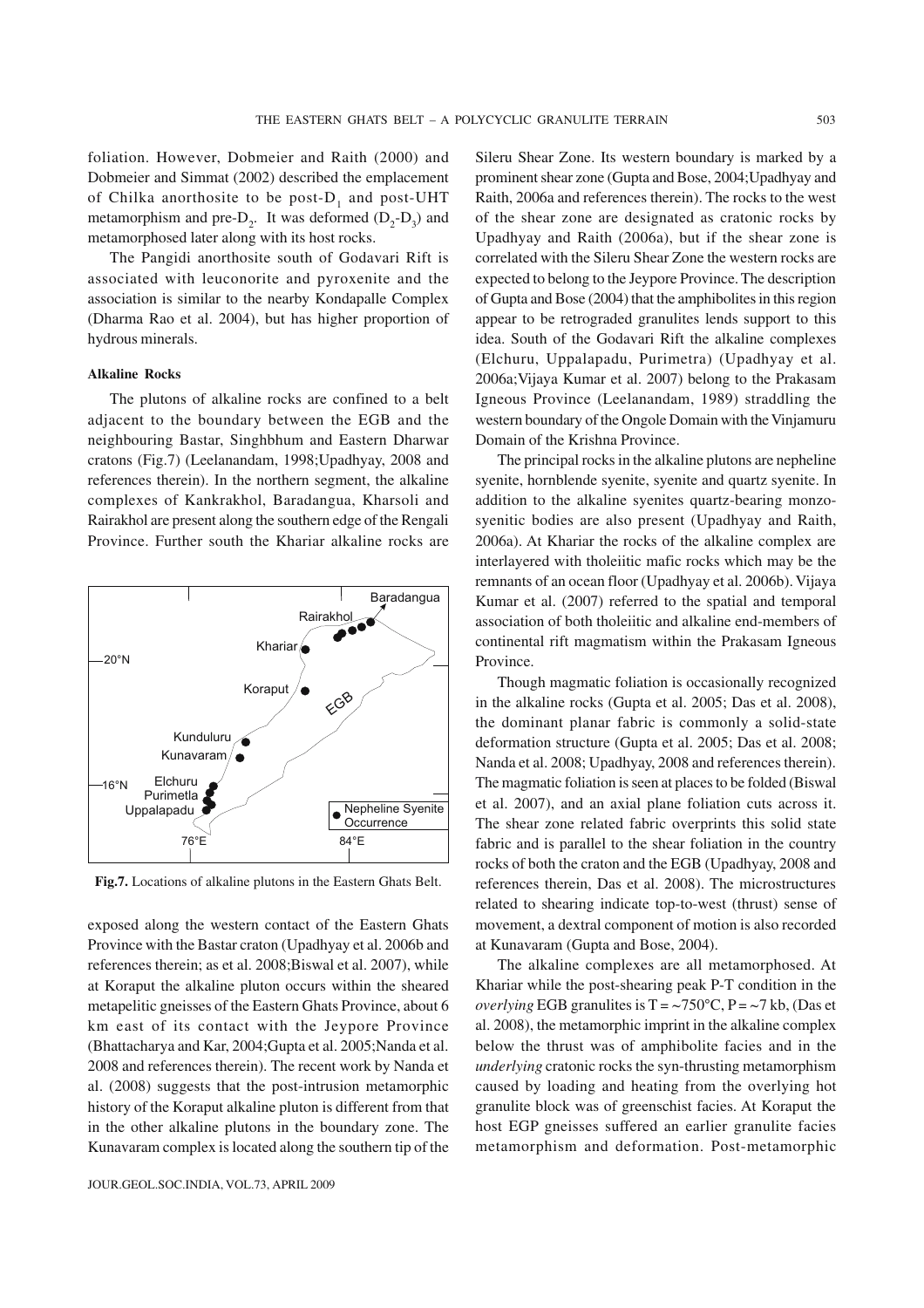foliation. However, Dobmeier and Raith (2000) and Dobmeier and Simmat (2002) described the emplacement of Chilka anorthosite to be post-$D_1$ and post-UHT metamorphism and pre-$D_2$. It was deformed ($D_2$-$D_3$) and metamorphosed later along with its host rocks.

The Pangidi anorthosite south of Godavari Rift is associated with leuconorite and pyroxenite and the association is similar to the nearby Kondapalle Complex (Dharma Rao et al. 2004), but has higher proportion of hydrous minerals.

#### Alkaline Rocks

The plutons of alkaline rocks are confined to a belt adjacent to the boundary between the EGB and the neighbouring Bastar, Singhbhum and Eastern Dharwar cratons (Fig.7) (Leelanandam, 1998;Upadhyay, 2008 and references therein). In the northern segment, the alkaline complexes of Kankrakhol, Baradangua, Kharsoli and Rairakhol are present along the southern edge of the Rengali Province. Further south the Khariar alkaline rocks are exposed along the western contact of the Eastern Ghats Province with the Bastar craton (Upadhyay et al. 2006b and references therein; as et al. 2008;Biswal et al. 2007), while at Koraput the alkaline pluton occurs within the sheared metapelitic gneisses of the Eastern Ghats Province, about 6 km east of its contact with the Jeypore Province (Bhattacharya and Kar, 2004;Gupta et al. 2005;Nanda et al. 2008 and references therein). The recent work by Nanda et al. (2008) suggests that the post-intrusion metamorphic history of the Koraput alkaline pluton is different from that in the other alkaline plutons in the boundary zone. The Kunavaram complex is located along the southern tip of the Sileru Shear Zone. Its western boundary is marked by a prominent shear zone (Gupta and Bose, 2004;Upadhyay and Raith, 2006a and references therein). The rocks to the west of the shear zone are designated as cratonic rocks by Upadhyay and Raith (2006a), but if the shear zone is correlated with the Sileru Shear Zone the western rocks are expected to belong to the Jeypore Province. The description of Gupta and Bose (2004) that the amphibolites in this region appear to be retrograded granulites lends support to this idea. South of the Godavari Rift the alkaline complexes (Elchuru, Uppalapadu, Purimetra) (Upadhyay et al. 2006a;Vijaya Kumar et al. 2007) belong to the Prakasam Igneous Province (Leelanandam, 1989) straddling the western boundary of the Ongole Domain with the Vinjamuru Domain of the Krishna Province.

**Fig.7.** Locations of alkaline plutons in the Eastern Ghats Belt.

The principal rocks in the alkaline plutons are nepheline syenite, hornblende syenite, syenite and quartz syenite. In addition to the alkaline syenites quartz-bearing monzo-syenitic bodies are also present (Upadhyay and Raith, 2006a). At Khariar the rocks of the alkaline complex are interlayered with tholeiitic mafic rocks which may be the remnants of an ocean floor (Upadhyay et al. 2006b). Vijaya Kumar et al. (2007) referred to the spatial and temporal association of both tholeiitic and alkaline end-members of continental rift magmatism within the Prakasam Igneous Province.

Though magmatic foliation is occasionally recognized in the alkaline rocks (Gupta et al. 2005; Das et al. 2008), the dominant planar fabric is commonly a solid-state deformation structure (Gupta et al. 2005; Das et al. 2008; Nanda et al. 2008; Upadhyay, 2008 and references therein). The magmatic foliation is seen at places to be folded (Biswal et al. 2007), and an axial plane foliation cuts across it. The shear zone related fabric overprints this solid state fabric and is parallel to the shear foliation in the country rocks of both the craton and the EGB (Upadhyay, 2008 and references therein, Das et al. 2008). The microstructures related to shearing indicate top-to-west (thrust) sense of movement, a dextral component of motion is also recorded at Kunavaram (Gupta and Bose, 2004).

The alkaline complexes are all metamorphosed. At Khariar while the post-shearing peak P-T condition in the *overlying* EGB granulites is T = ~750°C, P = ~7 kb, (Das et al. 2008), the metamorphic imprint in the alkaline complex below the thrust was of amphibolite facies and in the *underlying* cratonic rocks the syn-thrusting metamorphism caused by loading and heating from the overlying hot granulite block was of greenschist facies. At Koraput the host EGP gneisses suffered an earlier granulite facies metamorphism and deformation. Post-metamorphic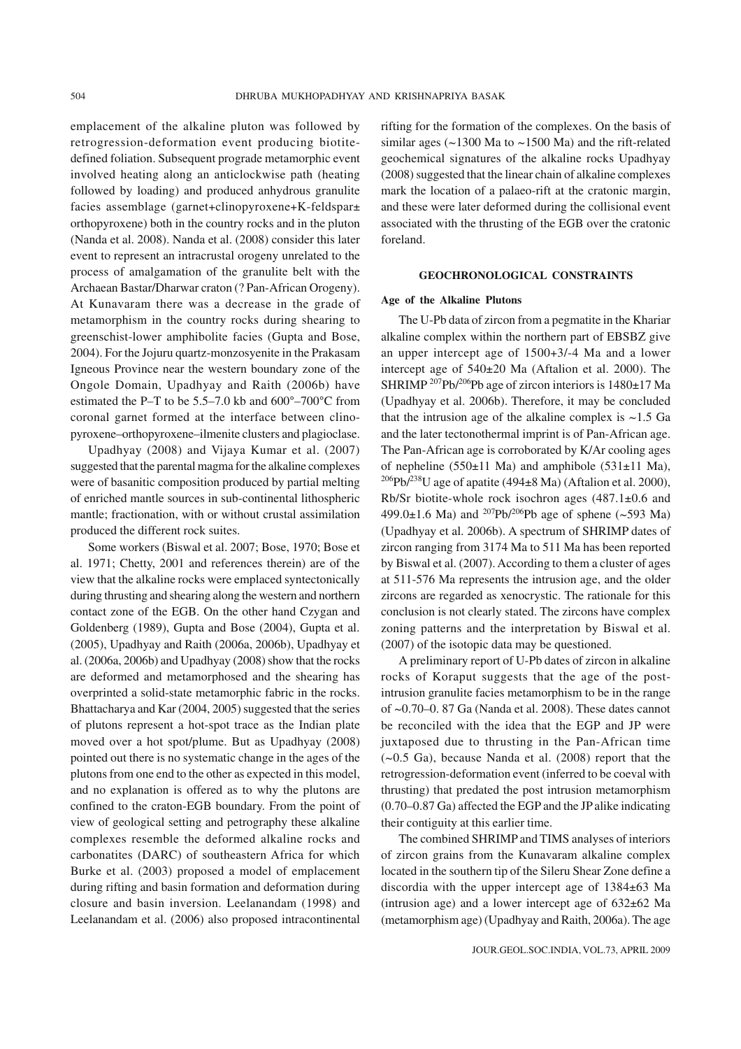emplacement of the alkaline pluton was followed by retrogression-deformation event producing biotite-defined foliation. Subsequent prograde metamorphic event involved heating along an anticlockwise path (heating followed by loading) and produced anhydrous granulite facies assemblage (garnet+clinopyroxene+K-feldspar± orthopyroxene) both in the country rocks and in the pluton (Nanda et al. 2008). Nanda et al. (2008) consider this later event to represent an intracrustal orogeny unrelated to the process of amalgamation of the granulite belt with the Archaean Bastar/Dharwar craton (? Pan-African Orogeny). At Kunavaram there was a decrease in the grade of metamorphism in the country rocks during shearing to greenschist-lower amphibolite facies (Gupta and Bose, 2004). For the Jojuru quartz-monzosyenite in the Prakasam Igneous Province near the western boundary zone of the Ongole Domain, Upadhyay and Raith (2006b) have estimated the P–T to be 5.5–7.0 kb and 600°–700°C from coronal garnet formed at the interface between clinopyroxene–orthopyroxene–ilmenite clusters and plagioclase.

Upadhyay (2008) and Vijaya Kumar et al. (2007) suggested that the parental magma for the alkaline complexes were of basanitic composition produced by partial melting of enriched mantle sources in sub-continental lithospheric mantle; fractionation, with or without crustal assimilation produced the different rock suites.

Some workers (Biswal et al. 2007; Bose, 1970; Bose et al. 1971; Chetty, 2001 and references therein) are of the view that the alkaline rocks were emplaced syntectonically during thrusting and shearing along the western and northern contact zone of the EGB. On the other hand Czygan and Goldenberg (1989), Gupta and Bose (2004), Gupta et al. (2005), Upadhyay and Raith (2006a, 2006b), Upadhyay et al. (2006a, 2006b) and Upadhyay (2008) show that the rocks are deformed and metamorphosed and the shearing has overprinted a solid-state metamorphic fabric in the rocks. Bhattacharya and Kar (2004, 2005) suggested that the series of plutons represent a hot-spot trace as the Indian plate moved over a hot spot/plume. But as Upadhyay (2008) pointed out there is no systematic change in the ages of the plutons from one end to the other as expected in this model, and no explanation is offered as to why the plutons are confined to the craton-EGB boundary. From the point of view of geological setting and petrography these alkaline complexes resemble the deformed alkaline rocks and carbonatites (DARC) of southeastern Africa for which Burke et al. (2003) proposed a model of emplacement during rifting and basin formation and deformation during closure and basin inversion. Leelanandam (1998) and Leelanandam et al. (2006) also proposed intracontinental rifting for the formation of the complexes. On the basis of similar ages (~1300 Ma to ~1500 Ma) and the rift-related geochemical signatures of the alkaline rocks Upadhyay (2008) suggested that the linear chain of alkaline complexes mark the location of a palaeo-rift at the cratonic margin, and these were later deformed during the collisional event associated with the thrusting of the EGB over the cratonic foreland.

## GEOCHRONOLOGICAL CONSTRAINTS

### Age of the Alkaline Plutons

The U-Pb data of zircon from a pegmatite in the Khariar alkaline complex within the northern part of EBSBZ give an upper intercept age of 1500+3/-4 Ma and a lower intercept age of 540±20 Ma (Aftalion et al. 2000). The SHRIMP $^{207}Pb/^{206}Pb$ age of zircon interiors is 1480±17 Ma (Upadhyay et al. 2006b). Therefore, it may be concluded that the intrusion age of the alkaline complex is ~1.5 Ga and the later tectonothermal imprint is of Pan-African age. The Pan-African age is corroborated by K/Ar cooling ages of nepheline (550±11 Ma) and amphibole (531±11 Ma), $^{206}Pb/^{238}U$ age of apatite (494±8 Ma) (Aftalion et al. 2000), Rb/Sr biotite-whole rock isochron ages (487.1±0.6 and 499.0±1.6 Ma) and $^{207}Pb/^{206}Pb$ age of sphene (~593 Ma) (Upadhyay et al. 2006b). A spectrum of SHRIMP dates of zircon ranging from 3174 Ma to 511 Ma has been reported by Biswal et al. (2007). According to them a cluster of ages at 511-576 Ma represents the intrusion age, and the older zircons are regarded as xenocrystic. The rationale for this conclusion is not clearly stated. The zircons have complex zoning patterns and the interpretation by Biswal et al. (2007) of the isotopic data may be questioned.

A preliminary report of U-Pb dates of zircon in alkaline rocks of Koraput suggests that the age of the post-intrusion granulite facies metamorphism to be in the range of ~0.70–0. 87 Ga (Nanda et al. 2008). These dates cannot be reconciled with the idea that the EGP and JP were juxtaposed due to thrusting in the Pan-African time (~0.5 Ga), because Nanda et al. (2008) report that the retrogression-deformation event (inferred to be coeval with thrusting) that predated the post intrusion metamorphism (0.70–0.87 Ga) affected the EGP and the JP alike indicating their contiguity at this earlier time.

The combined SHRIMP and TIMS analyses of interiors of zircon grains from the Kunavaram alkaline complex located in the southern tip of the Sileru Shear Zone define a discordia with the upper intercept age of 1384±63 Ma (intrusion age) and a lower intercept age of 632±62 Ma (metamorphism age) (Upadhyay and Raith, 2006a). The age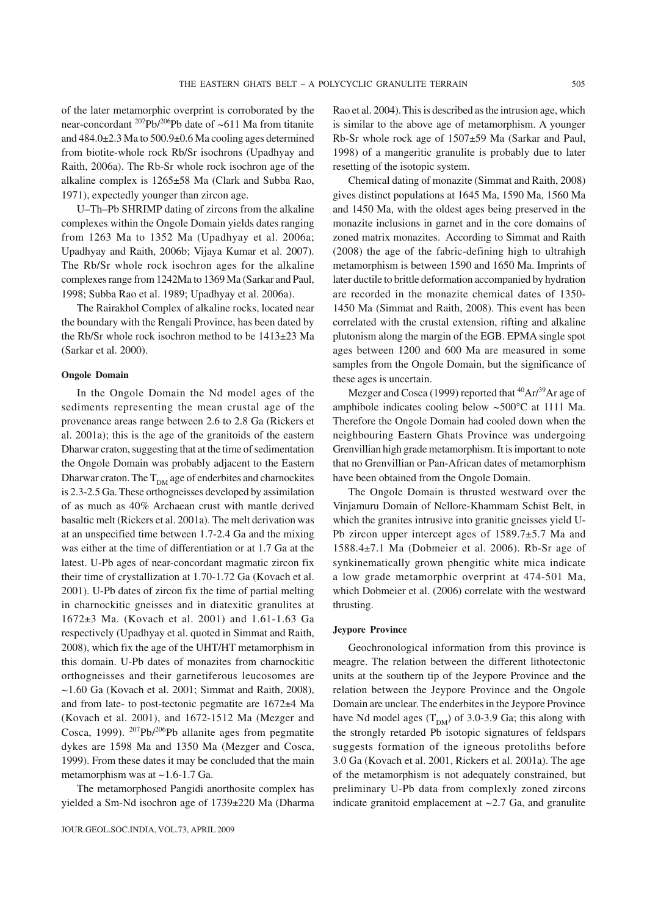of the later metamorphic overprint is corroborated by the near-concordant $^{207}Pb/^{206}Pb$ date of ~611 Ma from titanite and 484.0±2.3 Ma to 500.9±0.6 Ma cooling ages determined from biotite-whole rock Rb/Sr isochrons (Upadhyay and Raith, 2006a). The Rb-Sr whole rock isochron age of the alkaline complex is 1265±58 Ma (Clark and Subba Rao, 1971), expectedly younger than zircon age.

U–Th–Pb SHRIMP dating of zircons from the alkaline complexes within the Ongole Domain yields dates ranging from 1263 Ma to 1352 Ma (Upadhyay et al. 2006a; Upadhyay and Raith, 2006b; Vijaya Kumar et al. 2007). The Rb/Sr whole rock isochron ages for the alkaline complexes range from 1242Ma to 1369 Ma (Sarkar and Paul, 1998; Subba Rao et al. 1989; Upadhyay et al. 2006a).

The Rairakhol Complex of alkaline rocks, located near the boundary with the Rengali Province, has been dated by the Rb/Sr whole rock isochron method to be 1413±23 Ma (Sarkar et al. 2000).

#### Ongole Domain

In the Ongole Domain the Nd model ages of the sediments representing the mean crustal age of the provenance areas range between 2.6 to 2.8 Ga (Rickers et al. 2001a); this is the age of the granitoids of the eastern Dharwar craton, suggesting that at the time of sedimentation the Ongole Domain was probably adjacent to the Eastern Dharwar craton. The $T_{DM}$ age of enderbites and charnockites is 2.3-2.5 Ga. These orthogneisses developed by assimilation of as much as 40% Archaean crust with mantle derived basaltic melt (Rickers et al. 2001a). The melt derivation was at an unspecified time between 1.7-2.4 Ga and the mixing was either at the time of differentiation or at 1.7 Ga at the latest. U-Pb ages of near-concordant magmatic zircon fix their time of crystallization at 1.70-1.72 Ga (Kovach et al. 2001). U-Pb dates of zircon fix the time of partial melting in charnockitic gneisses and in diatexitic granulites at 1672±3 Ma. (Kovach et al. 2001) and 1.61-1.63 Ga respectively (Upadhyay et al. quoted in Simmat and Raith, 2008), which fix the age of the UHT/HT metamorphism in this domain. U-Pb dates of monazites from charnockitic orthogneisses and their garnetiferous leucosomes are ~1.60 Ga (Kovach et al. 2001; Simmat and Raith, 2008), and from late- to post-tectonic pegmatite are 1672±4 Ma (Kovach et al. 2001), and 1672-1512 Ma (Mezger and Cosca, 1999). $^{207}Pb/^{206}Pb$ allanite ages from pegmatite dykes are 1598 Ma and 1350 Ma (Mezger and Cosca, 1999). From these dates it may be concluded that the main metamorphism was at ~1.6-1.7 Ga.

The metamorphosed Pangidi anorthosite complex has yielded a Sm-Nd isochron age of 1739±220 Ma (Dharma Rao et al. 2004). This is described as the intrusion age, which is similar to the above age of metamorphism. A younger Rb-Sr whole rock age of 1507±59 Ma (Sarkar and Paul, 1998) of a mangeritic granulite is probably due to later resetting of the isotopic system.

Chemical dating of monazite (Simmat and Raith, 2008) gives distinct populations at 1645 Ma, 1590 Ma, 1560 Ma and 1450 Ma, with the oldest ages being preserved in the monazite inclusions in garnet and in the core domains of zoned matrix monazites. According to Simmat and Raith (2008) the age of the fabric-defining high to ultrahigh metamorphism is between 1590 and 1650 Ma. Imprints of later ductile to brittle deformation accompanied by hydration are recorded in the monazite chemical dates of 1350-1450 Ma (Simmat and Raith, 2008). This event has been correlated with the crustal extension, rifting and alkaline plutonism along the margin of the EGB. EPMA single spot ages between 1200 and 600 Ma are measured in some samples from the Ongole Domain, but the significance of these ages is uncertain.

Mezger and Cosca (1999) reported that $^{40}Ar/^{39}Ar$ age of amphibole indicates cooling below ~500°C at 1111 Ma. Therefore the Ongole Domain had cooled down when the neighbouring Eastern Ghats Province was undergoing Grenvillian high grade metamorphism. It is important to note that no Grenvillian or Pan-African dates of metamorphism have been obtained from the Ongole Domain.

The Ongole Domain is thrusted westward over the Vinjamuru Domain of Nellore-Khammam Schist Belt, in which the granites intrusive into granitic gneisses yield U-Pb zircon upper intercept ages of 1589.7±5.7 Ma and 1588.4±7.1 Ma (Dobmeier et al. 2006). Rb-Sr age of synkinematically grown phengitic white mica indicate a low grade metamorphic overprint at 474-501 Ma, which Dobmeier et al. (2006) correlate with the westward thrusting.

#### Jeypore Province

Geochronological information from this province is meagre. The relation between the different lithotectonic units at the southern tip of the Jeypore Province and the relation between the Jeypore Province and the Ongole Domain are unclear. The enderbites in the Jeypore Province have Nd model ages ($T_{DM}$) of 3.0-3.9 Ga; this along with the strongly retarded Pb isotopic signatures of feldspars suggests formation of the igneous protoliths before 3.0 Ga (Kovach et al. 2001, Rickers et al. 2001a). The age of the metamorphism is not adequately constrained, but preliminary U-Pb data from complexly zoned zircons indicate granitoid emplacement at ~2.7 Ga, and granulite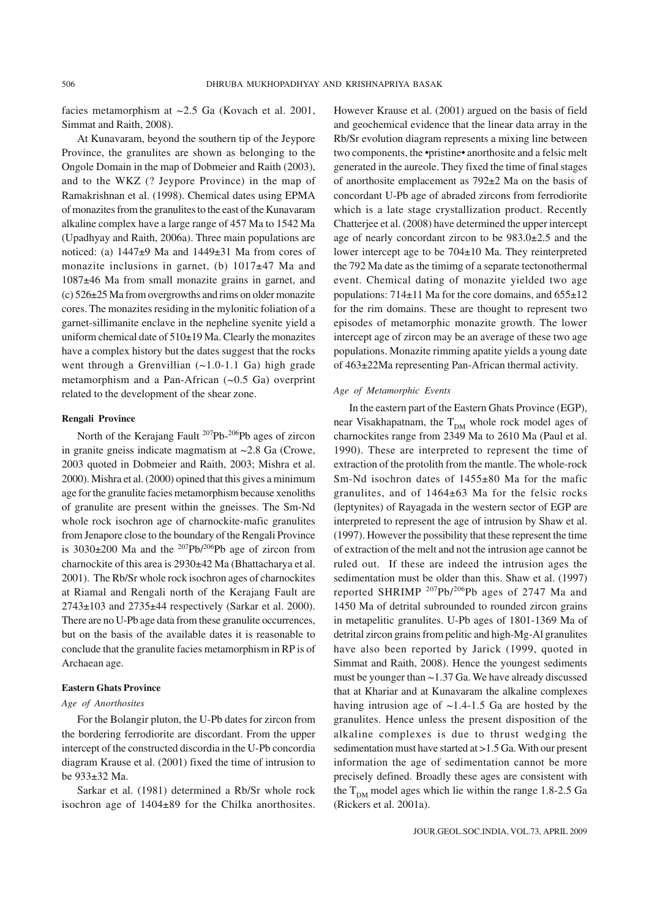facies metamorphism at ~2.5 Ga (Kovach et al. 2001, Simmat and Raith, 2008).

At Kunavaram, beyond the southern tip of the Jeypore Province, the granulites are shown as belonging to the Ongole Domain in the map of Dobmeier and Raith (2003), and to the WKZ (? Jeypore Province) in the map of Ramakrishnan et al. (1998). Chemical dates using EPMA of monazites from the granulites to the east of the Kunavaram alkaline complex have a large range of 457 Ma to 1542 Ma (Upadhyay and Raith, 2006a). Three main populations are noticed: (a) 1447±9 Ma and 1449±31 Ma from cores of monazite inclusions in garnet, (b) 1017±47 Ma and 1087±46 Ma from small monazite grains in garnet, and (c) 526±25 Ma from overgrowths and rims on older monazite cores. The monazites residing in the mylonitic foliation of a garnet-sillimanite enclave in the nepheline syenite yield a uniform chemical date of 510±19 Ma. Clearly the monazites have a complex history but the dates suggest that the rocks went through a Grenvillian (~1.0-1.1 Ga) high grade metamorphism and a Pan-African (~0.5 Ga) overprint related to the development of the shear zone.

### Rengali Province

North of the Kerajang Fault $^{207}Pb$-$^{206}Pb$ ages of zircon in granite gneiss indicate magmatism at ~2.8 Ga (Crowe, 2003 quoted in Dobmeier and Raith, 2003; Mishra et al. 2000). Mishra et al. (2000) opined that this gives a minimum age for the granulite facies metamorphism because xenoliths of granulite are present within the gneisses. The Sm-Nd whole rock isochron age of charnockite-mafic granulites from Jenapore close to the boundary of the Rengali Province is 3030±200 Ma and the $^{207}Pb/^{206}Pb$ age of zircon from charnockite of this area is 2930±42 Ma (Bhattacharya et al. 2001). The Rb/Sr whole rock isochron ages of charnockites at Riamal and Rengali north of the Kerajang Fault are 2743±103 and 2735±44 respectively (Sarkar et al. 2000). There are no U-Pb age data from these granulite occurrences, but on the basis of the available dates it is reasonable to conclude that the granulite facies metamorphism in RP is of Archaean age.

### Eastern Ghats Province

#### *Age of Anorthosites*

For the Bolangir pluton, the U-Pb dates for zircon from the bordering ferrodiorite are discordant. From the upper intercept of the constructed discordia in the U-Pb concordia diagram Krause et al. (2001) fixed the time of intrusion to be 933±32 Ma.

Sarkar et al. (1981) determined a Rb/Sr whole rock isochron age of 1404±89 for the Chilka anorthosites. However Krause et al. (2001) argued on the basis of field and geochemical evidence that the linear data array in the Rb/Sr evolution diagram represents a mixing line between two components, the •pristine• anorthosite and a felsic melt generated in the aureole. They fixed the time of final stages of anorthosite emplacement as 792±2 Ma on the basis of concordant U-Pb age of abraded zircons from ferrodiorite which is a late stage crystallization product. Recently Chatterjee et al. (2008) have determined the upper intercept age of nearly concordant zircon to be 983.0±2.5 and the lower intercept age to be 704±10 Ma. They reinterpreted the 792 Ma date as the timimg of a separate tectonothermal event. Chemical dating of monazite yielded two age populations: 714±11 Ma for the core domains, and 655±12 for the rim domains. These are thought to represent two episodes of metamorphic monazite growth. The lower intercept age of zircon may be an average of these two age populations. Monazite rimming apatite yields a young date of 463±22Ma representing Pan-African thermal activity.

#### *Age of Metamorphic Events*

In the eastern part of the Eastern Ghats Province (EGP), near Visakhapatnam, the $T_{DM}$ whole rock model ages of charnockites range from 2349 Ma to 2610 Ma (Paul et al. 1990). These are interpreted to represent the time of extraction of the protolith from the mantle. The whole-rock Sm-Nd isochron dates of 1455±80 Ma for the mafic granulites, and of 1464±63 Ma for the felsic rocks (leptynites) of Rayagada in the western sector of EGP are interpreted to represent the age of intrusion by Shaw et al. (1997). However the possibility that these represent the time of extraction of the melt and not the intrusion age cannot be ruled out. If these are indeed the intrusion ages the sedimentation must be older than this. Shaw et al. (1997) reported SHRIMP $^{207}Pb/^{206}Pb$ ages of 2747 Ma and 1450 Ma of detrital subrounded to rounded zircon grains in metapelitic granulites. U-Pb ages of 1801-1369 Ma of detrital zircon grains from pelitic and high-Mg-Al granulites have also been reported by Jarick (1999, quoted in Simmat and Raith, 2008). Hence the youngest sediments must be younger than ~1.37 Ga. We have already discussed that at Khariar and at Kunavaram the alkaline complexes having intrusion age of ~1.4-1.5 Ga are hosted by the granulites. Hence unless the present disposition of the alkaline complexes is due to thrust wedging the sedimentation must have started at >1.5 Ga. With our present information the age of sedimentation cannot be more precisely defined. Broadly these ages are consistent with the $T_{DM}$ model ages which lie within the range 1.8-2.5 Ga (Rickers et al. 2001a).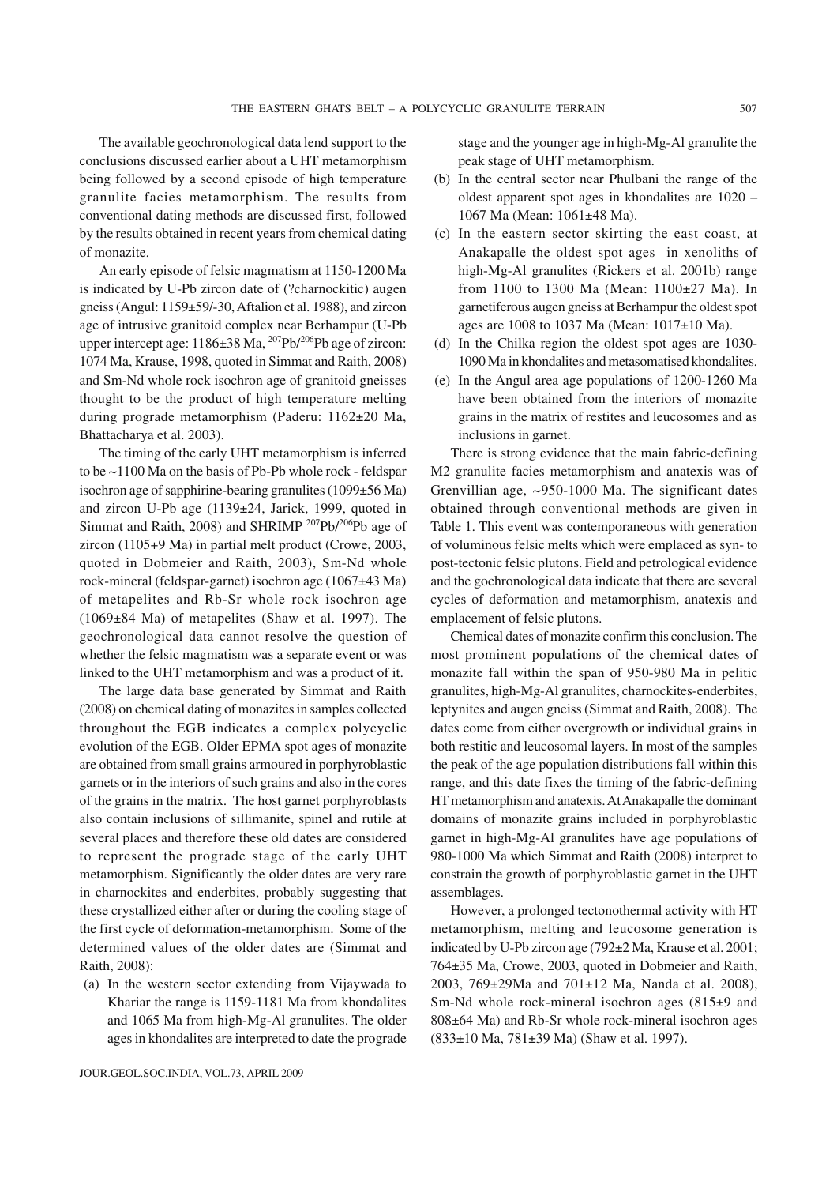The available geochronological data lend support to the conclusions discussed earlier about a UHT metamorphism being followed by a second episode of high temperature granulite facies metamorphism. The results from conventional dating methods are discussed first, followed by the results obtained in recent years from chemical dating of monazite.

An early episode of felsic magmatism at 1150-1200 Ma is indicated by U-Pb zircon date of (?charnockitic) augen gneiss (Angul: 1159±59/-30, Aftalion et al. 1988), and zircon age of intrusive granitoid complex near Berhampur (U-Pb upper intercept age: 1186±38 Ma, $^{207}Pb/^{206}Pb$ age of zircon: 1074 Ma, Krause, 1998, quoted in Simmat and Raith, 2008) and Sm-Nd whole rock isochron age of granitoid gneisses thought to be the product of high temperature melting during prograde metamorphism (Paderu: 1162±20 Ma, Bhattacharya et al. 2003).

The timing of the early UHT metamorphism is inferred to be ~1100 Ma on the basis of Pb-Pb whole rock - feldspar isochron age of sapphirine-bearing granulites (1099±56 Ma) and zircon U-Pb age (1139±24, Jarick, 1999, quoted in Simmat and Raith, 2008) and SHRIMP $^{207}Pb/^{206}Pb$ age of zircon (1105±9 Ma) in partial melt product (Crowe, 2003, quoted in Dobmeier and Raith, 2003), Sm-Nd whole rock-mineral (feldspar-garnet) isochron age (1067±43 Ma) of metapelites and Rb-Sr whole rock isochron age (1069±84 Ma) of metapelites (Shaw et al. 1997). The geochronological data cannot resolve the question of whether the felsic magmatism was a separate event or was linked to the UHT metamorphism and was a product of it.

The large data base generated by Simmat and Raith (2008) on chemical dating of monazites in samples collected throughout the EGB indicates a complex polycyclic evolution of the EGB. Older EPMA spot ages of monazite are obtained from small grains armoured in porphyroblastic garnets or in the interiors of such grains and also in the cores of the grains in the matrix. The host garnet porphyroblasts also contain inclusions of sillimanite, spinel and rutile at several places and therefore these old dates are considered to represent the prograde stage of the early UHT metamorphism. Significantly the older dates are very rare in charnockites and enderbites, probably suggesting that these crystallized either after or during the cooling stage of the first cycle of deformation-metamorphism. Some of the determined values of the older dates are (Simmat and Raith, 2008):

(a) In the western sector extending from Vijaywada to Khariar the range is 1159-1181 Ma from khondalites and 1065 Ma from high-Mg-Al granulites. The older ages in khondalites are interpreted to date the prograde stage and the younger age in high-Mg-Al granulite the peak stage of UHT metamorphism.

(b) In the central sector near Phulbani the range of the oldest apparent spot ages in khondalites are 1020 – 1067 Ma (Mean: 1061±48 Ma).

(c) In the eastern sector skirting the east coast, at Anakapalle the oldest spot ages in xenoliths of high-Mg-Al granulites (Rickers et al. 2001b) range from 1100 to 1300 Ma (Mean: 1100±27 Ma). In garnetiferous augen gneiss at Berhampur the oldest spot ages are 1008 to 1037 Ma (Mean: 1017±10 Ma).

(d) In the Chilka region the oldest spot ages are 1030-1090 Ma in khondalites and metasomatised khondalites.

(e) In the Angul area age populations of 1200-1260 Ma have been obtained from the interiors of monazite grains in the matrix of restites and leucosomes and as inclusions in garnet.

There is strong evidence that the main fabric-defining M2 granulite facies metamorphism and anatexis was of Grenvillian age, ~950-1000 Ma. The significant dates obtained through conventional methods are given in Table 1. This event was contemporaneous with generation of voluminous felsic melts which were emplaced as syn- to post-tectonic felsic plutons. Field and petrological evidence and the gochronological data indicate that there are several cycles of deformation and metamorphism, anatexis and emplacement of felsic plutons.

Chemical dates of monazite confirm this conclusion. The most prominent populations of the chemical dates of monazite fall within the span of 950-980 Ma in pelitic granulites, high-Mg-Al granulites, charnockites-enderbites, leptynites and augen gneiss (Simmat and Raith, 2008). The dates come from either overgrowth or individual grains in both restitic and leucosomal layers. In most of the samples the peak of the age population distributions fall within this range, and this date fixes the timing of the fabric-defining HT metamorphism and anatexis. At Anakapalle the dominant domains of monazite grains included in porphyroblastic garnet in high-Mg-Al granulites have age populations of 980-1000 Ma which Simmat and Raith (2008) interpret to constrain the growth of porphyroblastic garnet in the UHT assemblages.

However, a prolonged tectonothermal activity with HT metamorphism, melting and leucosome generation is indicated by U-Pb zircon age (792±2 Ma, Krause et al. 2001; 764±35 Ma, Crowe, 2003, quoted in Dobmeier and Raith, 2003, 769±29Ma and 701±12 Ma, Nanda et al. 2008), Sm-Nd whole rock-mineral isochron ages (815±9 and 808±64 Ma) and Rb-Sr whole rock-mineral isochron ages (833±10 Ma, 781±39 Ma) (Shaw et al. 1997).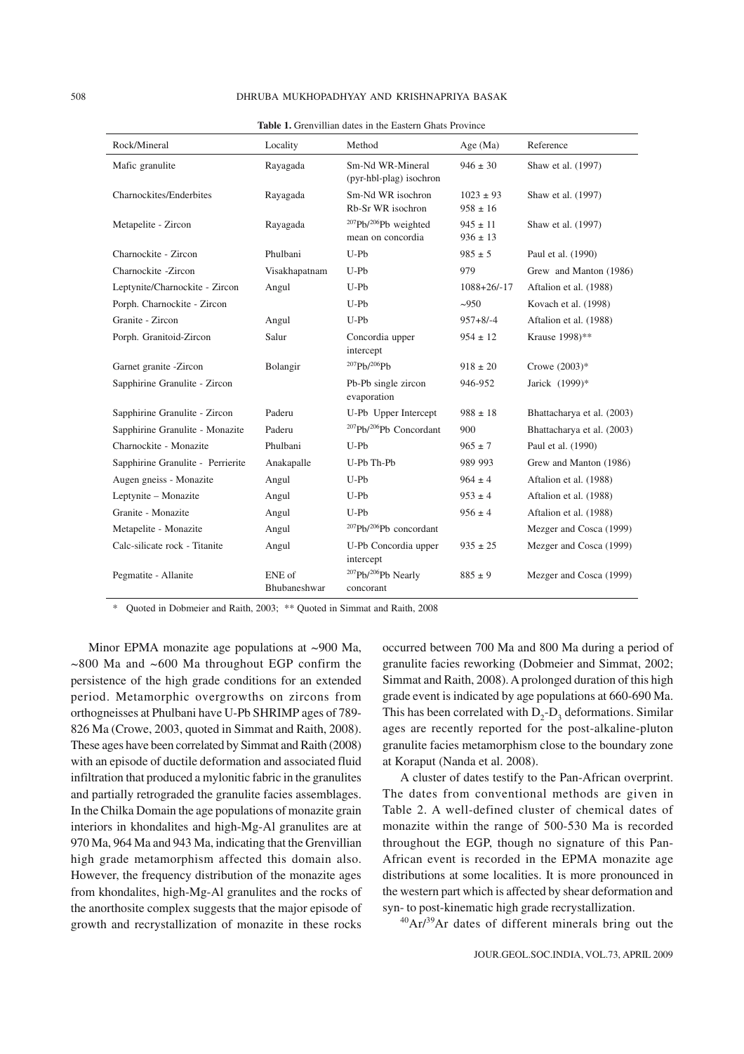**Table 1.** Grenvillian dates in the Eastern Ghats Province

| Rock/Mineral | Locality | Method | Age (Ma) | Reference |
|---|---|---|---|---|
| Mafic granulite | Rayagada | Sm-Nd WR-Mineral (pyr-hbl-plag) isochron | 946 ± 30 | Shaw et al. (1997) |
| Charnockites/Enderbites | Rayagada | Sm-Nd WR isochron<br>Rb-Sr WR isochron | 1023 ± 93<br>958 ± 16 | Shaw et al. (1997) |
| Metapelite - Zircon | Rayagada | $^{207}$Pb/$^{206}$Pb weighted mean on concordia | 945 ± 11<br>936 ± 13 | Shaw et al. (1997) |
| Charnockite - Zircon | Phulbani | U-Pb | 985 ± 5 | Paul et al. (1990) |
| Charnockite -Zircon | Visakhapatnam | U-Pb | 979 | Grew and Manton (1986) |
| Leptynite/Charnockite - Zircon | Angul | U-Pb | 1088+26/-17 | Aftalion et al. (1988) |
| Porph. Charnockite - Zircon | | U-Pb | ~950 | Kovach et al. (1998) |
| Granite - Zircon | Angul | U-Pb | 957+8/-4 | Aftalion et al. (1988) |
| Porph. Granitoid-Zircon | Salur | Concordia upper intercept | 954 ± 12 | Krause 1998)** |
| Garnet granite -Zircon | Bolangir | $^{207}$Pb/$^{206}$Pb | 918 ± 20 | Crowe (2003)* |
| Sapphirine Granulite - Zircon | | Pb-Pb single zircon evaporation | 946-952 | Jarick (1999)* |
| Sapphirine Granulite - Zircon | Paderu | U-Pb Upper Intercept | 988 ± 18 | Bhattacharya et al. (2003) |
| Sapphirine Granulite - Monazite | Paderu | $^{207}$Pb/$^{206}$Pb Concordant | 900 | Bhattacharya et al. (2003) |
| Charnockite - Monazite | Phulbani | U-Pb | 965 ± 7 | Paul et al. (1990) |
| Sapphirine Granulite - Perrierite | Anakapalle | U-Pb Th-Pb | 989 993 | Grew and Manton (1986) |
| Augen gneiss - Monazite | Angul | U-Pb | 964 ± 4 | Aftalion et al. (1988) |
| Leptynite – Monazite | Angul | U-Pb | 953 ± 4 | Aftalion et al. (1988) |
| Granite - Monazite | Angul | U-Pb | 956 ± 4 | Aftalion et al. (1988) |
| Metapelite - Monazite | Angul | $^{207}$Pb/$^{206}$Pb concordant | | Mezger and Cosca (1999) |
| Calc-silicate rock - Titanite | Angul | U-Pb Concordia upper intercept | 935 ± 25 | Mezger and Cosca (1999) |
| Pegmatite - Allanite | ENE of Bhubaneshwar | $^{207}$Pb/$^{206}$Pb Nearly concorant | 885 ± 9 | Mezger and Cosca (1999) |

\* Quoted in Dobmeier and Raith, 2003; ** Quoted in Simmat and Raith, 2008

Minor EPMA monazite age populations at ~900 Ma, ~800 Ma and ~600 Ma throughout EGP confirm the persistence of the high grade conditions for an extended period. Metamorphic overgrowths on zircons from orthogneisses at Phulbani have U-Pb SHRIMP ages of 789-826 Ma (Crowe, 2003, quoted in Simmat and Raith, 2008). These ages have been correlated by Simmat and Raith (2008) with an episode of ductile deformation and associated fluid infiltration that produced a mylonitic fabric in the granulites and partially retrograded the granulite facies assemblages. In the Chilka Domain the age populations of monazite grain interiors in khondalites and high-Mg-Al granulites are at 970 Ma, 964 Ma and 943 Ma, indicating that the Grenvillian high grade metamorphism affected this domain also. However, the frequency distribution of the monazite ages from khondalites, high-Mg-Al granulites and the rocks of the anorthosite complex suggests that the major episode of growth and recrystallization of monazite in these rocks occurred between 700 Ma and 800 Ma during a period of granulite facies reworking (Dobmeier and Simmat, 2002; Simmat and Raith, 2008). A prolonged duration of this high grade event is indicated by age populations at 660-690 Ma. This has been correlated with $D_2$-$D_3$ deformations. Similar ages are recently reported for the post-alkaline-pluton granulite facies metamorphism close to the boundary zone at Koraput (Nanda et al. 2008).

A cluster of dates testify to the Pan-African overprint. The dates from conventional methods are given in Table 2. A well-defined cluster of chemical dates of monazite within the range of 500-530 Ma is recorded throughout the EGP, though no signature of this Pan-African event is recorded in the EPMA monazite age distributions at some localities. It is more pronounced in the western part which is affected by shear deformation and syn- to post-kinematic high grade recrystallization.

$^{40}$Ar/$^{39}$Ar dates of different minerals bring out the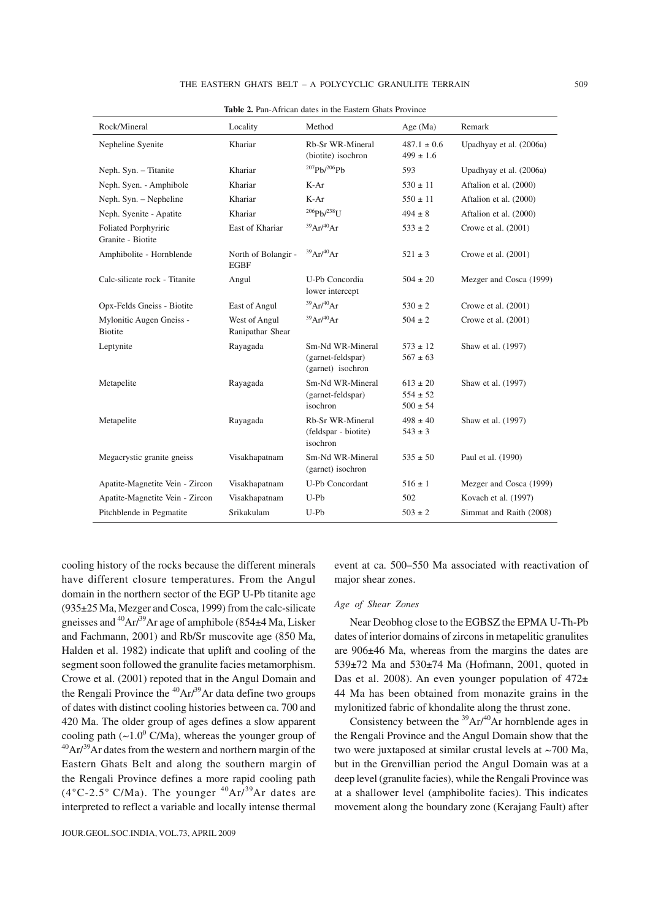**Table 2.** Pan-African dates in the Eastern Ghats Province

| Rock/Mineral | Locality | Method | Age (Ma) | Remark |
|---|---|---|---|---|
| Nepheline Syenite | Khariar | Rb-Sr WR-Mineral (biotite) isochron | 487.1 ± 0.6<br>499 ± 1.6 | Upadhyay et al. (2006a) |
| Neph. Syn. – Titanite | Khariar | $^{207}Pb/^{206}Pb$ | 593 | Upadhyay et al. (2006a) |
| Neph. Syen. - Amphibole | Khariar | K-Ar | 530 ± 11 | Aftalion et al. (2000) |
| Neph. Syn. – Nepheline | Khariar | K-Ar | 550 ± 11 | Aftalion et al. (2000) |
| Neph. Syenite - Apatite | Khariar | $^{206}Pb/^{238}U$ | 494 ± 8 | Aftalion et al. (2000) |
| Foliated Porphyriric Granite - Biotite | East of Khariar | $^{39}Ar/^{40}Ar$ | 533 ± 2 | Crowe et al. (2001) |
| Amphibolite - Hornblende | North of Bolangir - EGBF | $^{39}Ar/^{40}Ar$ | 521 ± 3 | Crowe et al. (2001) |
| Calc-silicate rock - Titanite | Angul | U-Pb Concordia lower intercept | 504 ± 20 | Mezger and Cosca (1999) |
| Opx-Felds Gneiss - Biotite | East of Angul | $^{39}Ar/^{40}Ar$ | 530 ± 2 | Crowe et al. (2001) |
| Mylonitic Augen Gneiss - Biotite | West of Angul Ranipathar Shear | $^{39}Ar/^{40}Ar$ | 504 ± 2 | Crowe et al. (2001) |
| Leptynite | Rayagada | Sm-Nd WR-Mineral (garnet-feldspar) (garnet) isochron | 573 ± 12<br>567 ± 63 | Shaw et al. (1997) |
| Metapelite | Rayagada | Sm-Nd WR-Mineral (garnet-feldspar) isochron | 613 ± 20<br>554 ± 52<br>500 ± 54 | Shaw et al. (1997) |
| Metapelite | Rayagada | Rb-Sr WR-Mineral (feldspar - biotite) isochron | 498 ± 40<br>543 ± 3 | Shaw et al. (1997) |
| Megacrystic granite gneiss | Visakhapatnam | Sm-Nd WR-Mineral (garnet) isochron | 535 ± 50 | Paul et al. (1990) |
| Apatite-Magnetite Vein - Zircon | Visakhapatnam | U-Pb Concordant | 516 ± 1 | Mezger and Cosca (1999) |
| Apatite-Magnetite Vein - Zircon | Visakhapatnam | U-Pb | 502 | Kovach et al. (1997) |
| Pitchblende in Pegmatite | Srikakulam | U-Pb | 503 ± 2 | Simmat and Raith (2008) |

cooling history of the rocks because the different minerals have different closure temperatures. From the Angul domain in the northern sector of the EGP U-Pb titanite age (935±25 Ma, Mezger and Cosca, 1999) from the calc-silicate gneisses and $^{40}Ar/^{39}Ar$ age of amphibole (854±4 Ma, Lisker and Fachmann, 2001) and Rb/Sr muscovite age (850 Ma, Halden et al. 1982) indicate that uplift and cooling of the segment soon followed the granulite facies metamorphism. Crowe et al. (2001) repoted that in the Angul Domain and the Rengali Province the $^{40}Ar/^{39}Ar$ data define two groups of dates with distinct cooling histories between ca. 700 and 420 Ma. The older group of ages defines a slow apparent cooling path (~1.0$^{0}$ C/Ma), whereas the younger group of $^{40}Ar/^{39}Ar$ dates from the western and northern margin of the Eastern Ghats Belt and along the southern margin of the Rengali Province defines a more rapid cooling path (4°C-2.5° C/Ma). The younger $^{40}Ar/^{39}Ar$ dates are interpreted to reflect a variable and locally intense thermal event at ca. 500–550 Ma associated with reactivation of major shear zones.

### *Age of Shear Zones*

Near Deobhog close to the EGBSZ the EPMA U-Th-Pb dates of interior domains of zircons in metapelitic granulites are 906±46 Ma, whereas from the margins the dates are 539±72 Ma and 530±74 Ma (Hofmann, 2001, quoted in Das et al. 2008). An even younger population of 472± 44 Ma has been obtained from monazite grains in the mylonitized fabric of khondalite along the thrust zone.

Consistency between the $^{39}Ar/^{40}Ar$ hornblende ages in the Rengali Province and the Angul Domain show that the two were juxtaposed at similar crustal levels at ~700 Ma, but in the Grenvillian period the Angul Domain was at a deep level (granulite facies), while the Rengali Province was at a shallower level (amphibolite facies). This indicates movement along the boundary zone (Kerajang Fault) after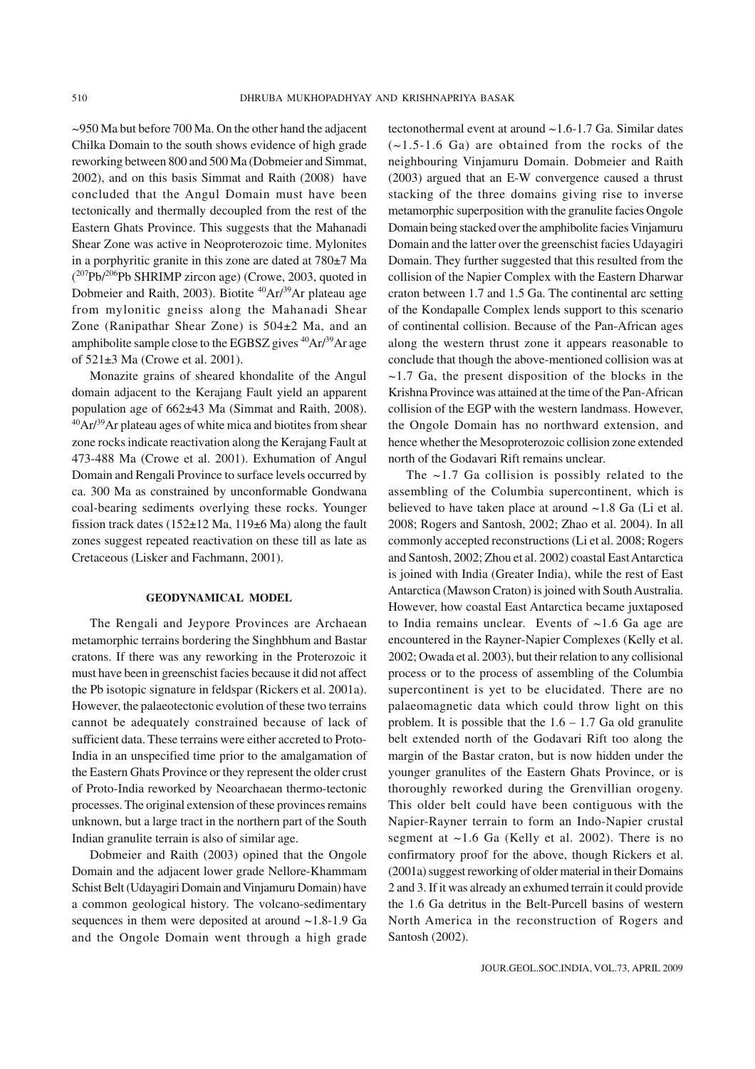~950 Ma but before 700 Ma. On the other hand the adjacent Chilka Domain to the south shows evidence of high grade reworking between 800 and 500 Ma (Dobmeier and Simmat, 2002), and on this basis Simmat and Raith (2008) have concluded that the Angul Domain must have been tectonically and thermally decoupled from the rest of the Eastern Ghats Province. This suggests that the Mahanadi Shear Zone was active in Neoproterozoic time. Mylonites in a porphyritic granite in this zone are dated at 780±7 Ma ($^{207}Pb/^{206}Pb$ SHRIMP zircon age) (Crowe, 2003, quoted in Dobmeier and Raith, 2003). Biotite $^{40}Ar/^{39}Ar$ plateau age from mylonitic gneiss along the Mahanadi Shear Zone (Ranipathar Shear Zone) is 504±2 Ma, and an amphibolite sample close to the EGBSZ gives $^{40}Ar/^{39}Ar$ age of 521±3 Ma (Crowe et al. 2001).

Monazite grains of sheared khondalite of the Angul domain adjacent to the Kerajang Fault yield an apparent population age of 662±43 Ma (Simmat and Raith, 2008). $^{40}Ar/^{39}Ar$ plateau ages of white mica and biotites from shear zone rocks indicate reactivation along the Kerajang Fault at 473-488 Ma (Crowe et al. 2001). Exhumation of Angul Domain and Rengali Province to surface levels occurred by ca. 300 Ma as constrained by unconformable Gondwana coal-bearing sediments overlying these rocks. Younger fission track dates (152±12 Ma, 119±6 Ma) along the fault zones suggest repeated reactivation on these till as late as Cretaceous (Lisker and Fachmann, 2001).

## GEODYNAMICAL MODEL

The Rengali and Jeypore Provinces are Archaean metamorphic terrains bordering the Singhbhum and Bastar cratons. If there was any reworking in the Proterozoic it must have been in greenschist facies because it did not affect the Pb isotopic signature in feldspar (Rickers et al. 2001a). However, the palaeotectonic evolution of these two terrains cannot be adequately constrained because of lack of sufficient data. These terrains were either accreted to Proto-India in an unspecified time prior to the amalgamation of the Eastern Ghats Province or they represent the older crust of Proto-India reworked by Neoarchaean thermo-tectonic processes. The original extension of these provinces remains unknown, but a large tract in the northern part of the South Indian granulite terrain is also of similar age.

Dobmeier and Raith (2003) opined that the Ongole Domain and the adjacent lower grade Nellore-Khammam Schist Belt (Udayagiri Domain and Vinjamuru Domain) have a common geological history. The volcano-sedimentary sequences in them were deposited at around ~1.8-1.9 Ga and the Ongole Domain went through a high grade tectonothermal event at around ~1.6-1.7 Ga. Similar dates (~1.5-1.6 Ga) are obtained from the rocks of the neighbouring Vinjamuru Domain. Dobmeier and Raith (2003) argued that an E-W convergence caused a thrust stacking of the three domains giving rise to inverse metamorphic superposition with the granulite facies Ongole Domain being stacked over the amphibolite facies Vinjamuru Domain and the latter over the greenschist facies Udayagiri Domain. They further suggested that this resulted from the collision of the Napier Complex with the Eastern Dharwar craton between 1.7 and 1.5 Ga. The continental arc setting of the Kondapalle Complex lends support to this scenario of continental collision. Because of the Pan-African ages along the western thrust zone it appears reasonable to conclude that though the above-mentioned collision was at ~1.7 Ga, the present disposition of the blocks in the Krishna Province was attained at the time of the Pan-African collision of the EGP with the western landmass. However, the Ongole Domain has no northward extension, and hence whether the Mesoproterozoic collision zone extended north of the Godavari Rift remains unclear.

The ~1.7 Ga collision is possibly related to the assembling of the Columbia supercontinent, which is believed to have taken place at around ~1.8 Ga (Li et al. 2008; Rogers and Santosh, 2002; Zhao et al. 2004). In all commonly accepted reconstructions (Li et al. 2008; Rogers and Santosh, 2002; Zhou et al. 2002) coastal East Antarctica is joined with India (Greater India), while the rest of East Antarctica (Mawson Craton) is joined with South Australia. However, how coastal East Antarctica became juxtaposed to India remains unclear. Events of ~1.6 Ga age are encountered in the Rayner-Napier Complexes (Kelly et al. 2002; Owada et al. 2003), but their relation to any collisional process or to the process of assembling of the Columbia supercontinent is yet to be elucidated. There are no palaeomagnetic data which could throw light on this problem. It is possible that the 1.6 – 1.7 Ga old granulite belt extended north of the Godavari Rift too along the margin of the Bastar craton, but is now hidden under the younger granulites of the Eastern Ghats Province, or is thoroughly reworked during the Grenvillian orogeny. This older belt could have been contiguous with the Napier-Rayner terrain to form an Indo-Napier crustal segment at ~1.6 Ga (Kelly et al. 2002). There is no confirmatory proof for the above, though Rickers et al. (2001a) suggest reworking of older material in their Domains 2 and 3. If it was already an exhumed terrain it could provide the 1.6 Ga detritus in the Belt-Purcell basins of western North America in the reconstruction of Rogers and Santosh (2002).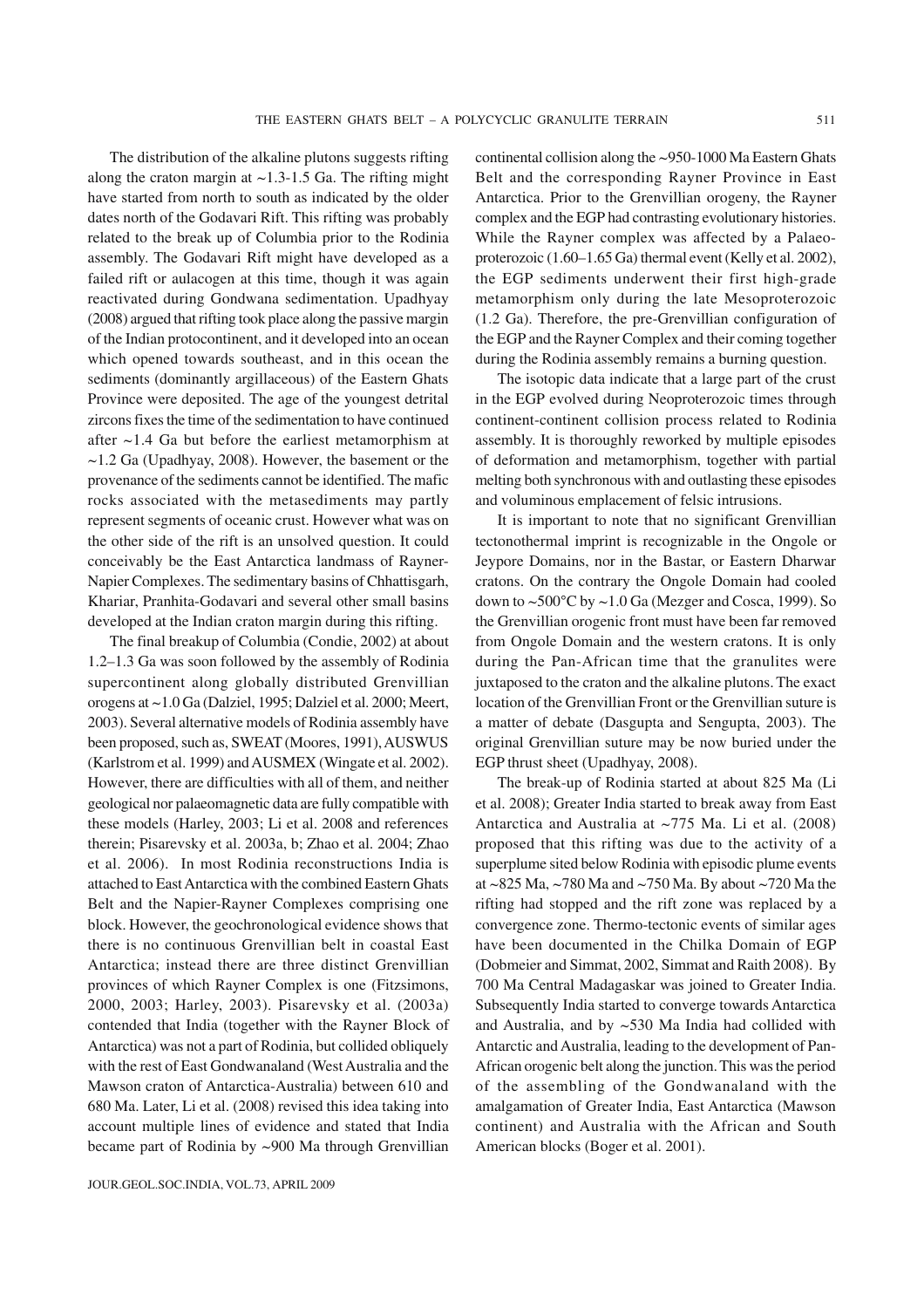The distribution of the alkaline plutons suggests rifting along the craton margin at ~1.3-1.5 Ga. The rifting might have started from north to south as indicated by the older dates north of the Godavari Rift. This rifting was probably related to the break up of Columbia prior to the Rodinia assembly. The Godavari Rift might have developed as a failed rift or aulacogen at this time, though it was again reactivated during Gondwana sedimentation. Upadhyay (2008) argued that rifting took place along the passive margin of the Indian protocontinent, and it developed into an ocean which opened towards southeast, and in this ocean the sediments (dominantly argillaceous) of the Eastern Ghats Province were deposited. The age of the youngest detrital zircons fixes the time of the sedimentation to have continued after ~1.4 Ga but before the earliest metamorphism at ~1.2 Ga (Upadhyay, 2008). However, the basement or the provenance of the sediments cannot be identified. The mafic rocks associated with the metasediments may partly represent segments of oceanic crust. However what was on the other side of the rift is an unsolved question. It could conceivably be the East Antarctica landmass of Rayner-Napier Complexes. The sedimentary basins of Chhattisgarh, Khariar, Pranhita-Godavari and several other small basins developed at the Indian craton margin during this rifting.

The final breakup of Columbia (Condie, 2002) at about 1.2–1.3 Ga was soon followed by the assembly of Rodinia supercontinent along globally distributed Grenvillian orogens at ~1.0 Ga (Dalziel, 1995; Dalziel et al. 2000; Meert, 2003). Several alternative models of Rodinia assembly have been proposed, such as, SWEAT (Moores, 1991), AUSWUS (Karlstrom et al. 1999) and AUSMEX (Wingate et al. 2002). However, there are difficulties with all of them, and neither geological nor palaeomagnetic data are fully compatible with these models (Harley, 2003; Li et al. 2008 and references therein; Pisarevsky et al. 2003a, b; Zhao et al. 2004; Zhao et al. 2006). In most Rodinia reconstructions India is attached to East Antarctica with the combined Eastern Ghats Belt and the Napier-Rayner Complexes comprising one block. However, the geochronological evidence shows that there is no continuous Grenvillian belt in coastal East Antarctica; instead there are three distinct Grenvillian provinces of which Rayner Complex is one (Fitzsimons, 2000, 2003; Harley, 2003). Pisarevsky et al. (2003a) contended that India (together with the Rayner Block of Antarctica) was not a part of Rodinia, but collided obliquely with the rest of East Gondwanaland (West Australia and the Mawson craton of Antarctica-Australia) between 610 and 680 Ma. Later, Li et al. (2008) revised this idea taking into account multiple lines of evidence and stated that India became part of Rodinia by ~900 Ma through Grenvillian continental collision along the ~950-1000 Ma Eastern Ghats Belt and the corresponding Rayner Province in East Antarctica. Prior to the Grenvillian orogeny, the Rayner complex and the EGP had contrasting evolutionary histories. While the Rayner complex was affected by a Palaeoproterozoic (1.60–1.65 Ga) thermal event (Kelly et al. 2002), the EGP sediments underwent their first high-grade metamorphism only during the late Mesoproterozoic (1.2 Ga). Therefore, the pre-Grenvillian configuration of the EGP and the Rayner Complex and their coming together during the Rodinia assembly remains a burning question.

The isotopic data indicate that a large part of the crust in the EGP evolved during Neoproterozoic times through continent-continent collision process related to Rodinia assembly. It is thoroughly reworked by multiple episodes of deformation and metamorphism, together with partial melting both synchronous with and outlasting these episodes and voluminous emplacement of felsic intrusions.

It is important to note that no significant Grenvillian tectonothermal imprint is recognizable in the Ongole or Jeypore Domains, nor in the Bastar, or Eastern Dharwar cratons. On the contrary the Ongole Domain had cooled down to ~500°C by ~1.0 Ga (Mezger and Cosca, 1999). So the Grenvillian orogenic front must have been far removed from Ongole Domain and the western cratons. It is only during the Pan-African time that the granulites were juxtaposed to the craton and the alkaline plutons. The exact location of the Grenvillian Front or the Grenvillian suture is a matter of debate (Dasgupta and Sengupta, 2003). The original Grenvillian suture may be now buried under the EGP thrust sheet (Upadhyay, 2008).

The break-up of Rodinia started at about 825 Ma (Li et al. 2008); Greater India started to break away from East Antarctica and Australia at ~775 Ma. Li et al. (2008) proposed that this rifting was due to the activity of a superplume sited below Rodinia with episodic plume events at ~825 Ma, ~780 Ma and ~750 Ma. By about ~720 Ma the rifting had stopped and the rift zone was replaced by a convergence zone. Thermo-tectonic events of similar ages have been documented in the Chilka Domain of EGP (Dobmeier and Simmat, 2002, Simmat and Raith 2008). By 700 Ma Central Madagaskar was joined to Greater India. Subsequently India started to converge towards Antarctica and Australia, and by ~530 Ma India had collided with Antarctic and Australia, leading to the development of Pan-African orogenic belt along the junction. This was the period of the assembling of the Gondwanaland with the amalgamation of Greater India, East Antarctica (Mawson continent) and Australia with the African and South American blocks (Boger et al. 2001).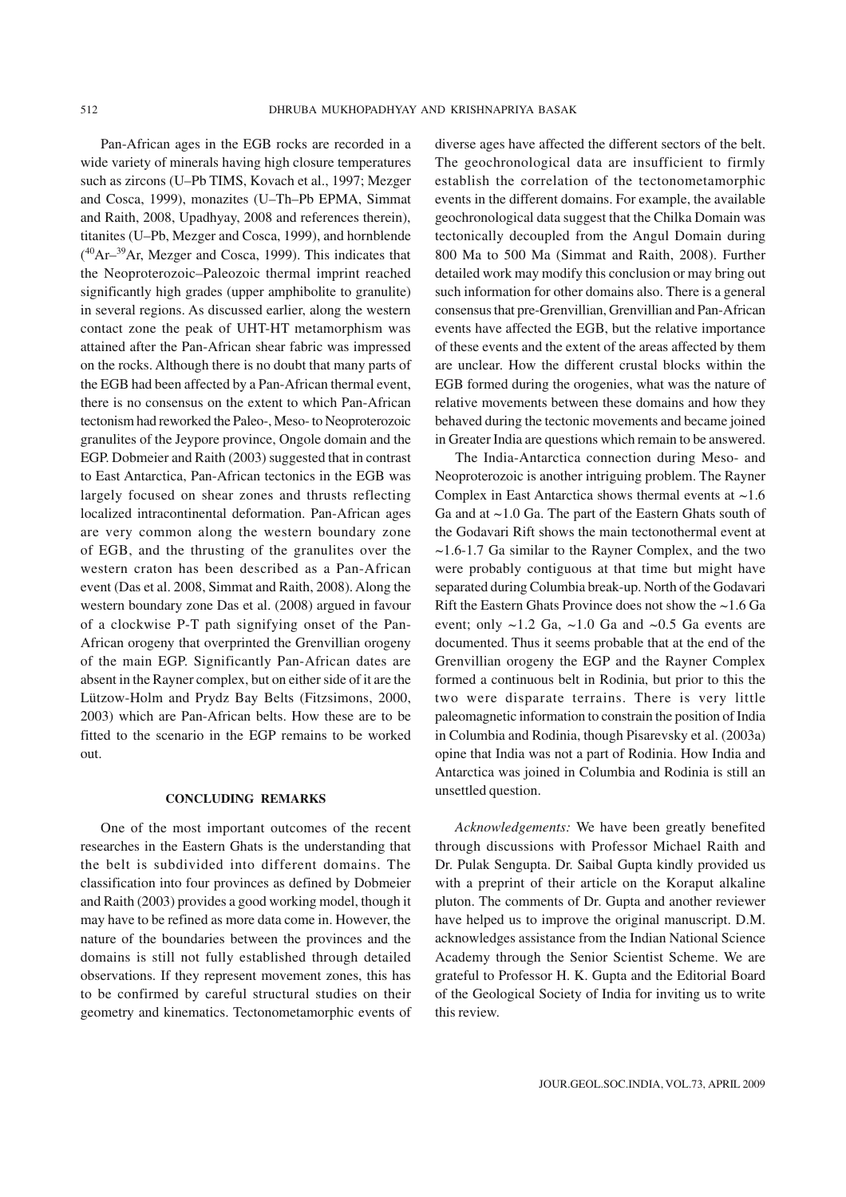Pan-African ages in the EGB rocks are recorded in a wide variety of minerals having high closure temperatures such as zircons (U–Pb TIMS, Kovach et al., 1997; Mezger and Cosca, 1999), monazites (U–Th–Pb EPMA, Simmat and Raith, 2008, Upadhyay, 2008 and references therein), titanites (U–Pb, Mezger and Cosca, 1999), and hornblende ($^{40}$Ar–$^{39}$Ar, Mezger and Cosca, 1999). This indicates that the Neoproterozoic–Paleozoic thermal imprint reached significantly high grades (upper amphibolite to granulite) in several regions. As discussed earlier, along the western contact zone the peak of UHT-HT metamorphism was attained after the Pan-African shear fabric was impressed on the rocks. Although there is no doubt that many parts of the EGB had been affected by a Pan-African thermal event, there is no consensus on the extent to which Pan-African tectonism had reworked the Paleo-, Meso- to Neoproterozoic granulites of the Jeypore province, Ongole domain and the EGP. Dobmeier and Raith (2003) suggested that in contrast to East Antarctica, Pan-African tectonics in the EGB was largely focused on shear zones and thrusts reflecting localized intracontinental deformation. Pan-African ages are very common along the western boundary zone of EGB, and the thrusting of the granulites over the western craton has been described as a Pan-African event (Das et al. 2008, Simmat and Raith, 2008). Along the western boundary zone Das et al. (2008) argued in favour of a clockwise P-T path signifying onset of the Pan-African orogeny that overprinted the Grenvillian orogeny of the main EGP. Significantly Pan-African dates are absent in the Rayner complex, but on either side of it are the Lützow-Holm and Prydz Bay Belts (Fitzsimons, 2000, 2003) which are Pan-African belts. How these are to be fitted to the scenario in the EGP remains to be worked out.

## CONCLUDING REMARKS

One of the most important outcomes of the recent researches in the Eastern Ghats is the understanding that the belt is subdivided into different domains. The classification into four provinces as defined by Dobmeier and Raith (2003) provides a good working model, though it may have to be refined as more data come in. However, the nature of the boundaries between the provinces and the domains is still not fully established through detailed observations. If they represent movement zones, this has to be confirmed by careful structural studies on their geometry and kinematics. Tectonometamorphic events of diverse ages have affected the different sectors of the belt. The geochronological data are insufficient to firmly establish the correlation of the tectonometamorphic events in the different domains. For example, the available geochronological data suggest that the Chilka Domain was tectonically decoupled from the Angul Domain during 800 Ma to 500 Ma (Simmat and Raith, 2008). Further detailed work may modify this conclusion or may bring out such information for other domains also. There is a general consensus that pre-Grenvillian, Grenvillian and Pan-African events have affected the EGB, but the relative importance of these events and the extent of the areas affected by them are unclear. How the different crustal blocks within the EGB formed during the orogenies, what was the nature of relative movements between these domains and how they behaved during the tectonic movements and became joined in Greater India are questions which remain to be answered.

The India-Antarctica connection during Meso- and Neoproterozoic is another intriguing problem. The Rayner Complex in East Antarctica shows thermal events at ~1.6 Ga and at ~1.0 Ga. The part of the Eastern Ghats south of the Godavari Rift shows the main tectonothermal event at ~1.6-1.7 Ga similar to the Rayner Complex, and the two were probably contiguous at that time but might have separated during Columbia break-up. North of the Godavari Rift the Eastern Ghats Province does not show the ~1.6 Ga event; only ~1.2 Ga, ~1.0 Ga and ~0.5 Ga events are documented. Thus it seems probable that at the end of the Grenvillian orogeny the EGP and the Rayner Complex formed a continuous belt in Rodinia, but prior to this the two were disparate terrains. There is very little paleomagnetic information to constrain the position of India in Columbia and Rodinia, though Pisarevsky et al. (2003a) opine that India was not a part of Rodinia. How India and Antarctica was joined in Columbia and Rodinia is still an unsettled question.

*Acknowledgements:* We have been greatly benefited through discussions with Professor Michael Raith and Dr. Pulak Sengupta. Dr. Saibal Gupta kindly provided us with a preprint of their article on the Koraput alkaline pluton. The comments of Dr. Gupta and another reviewer have helped us to improve the original manuscript. D.M. acknowledges assistance from the Indian National Science Academy through the Senior Scientist Scheme. We are grateful to Professor H. K. Gupta and the Editorial Board of the Geological Society of India for inviting us to write this review.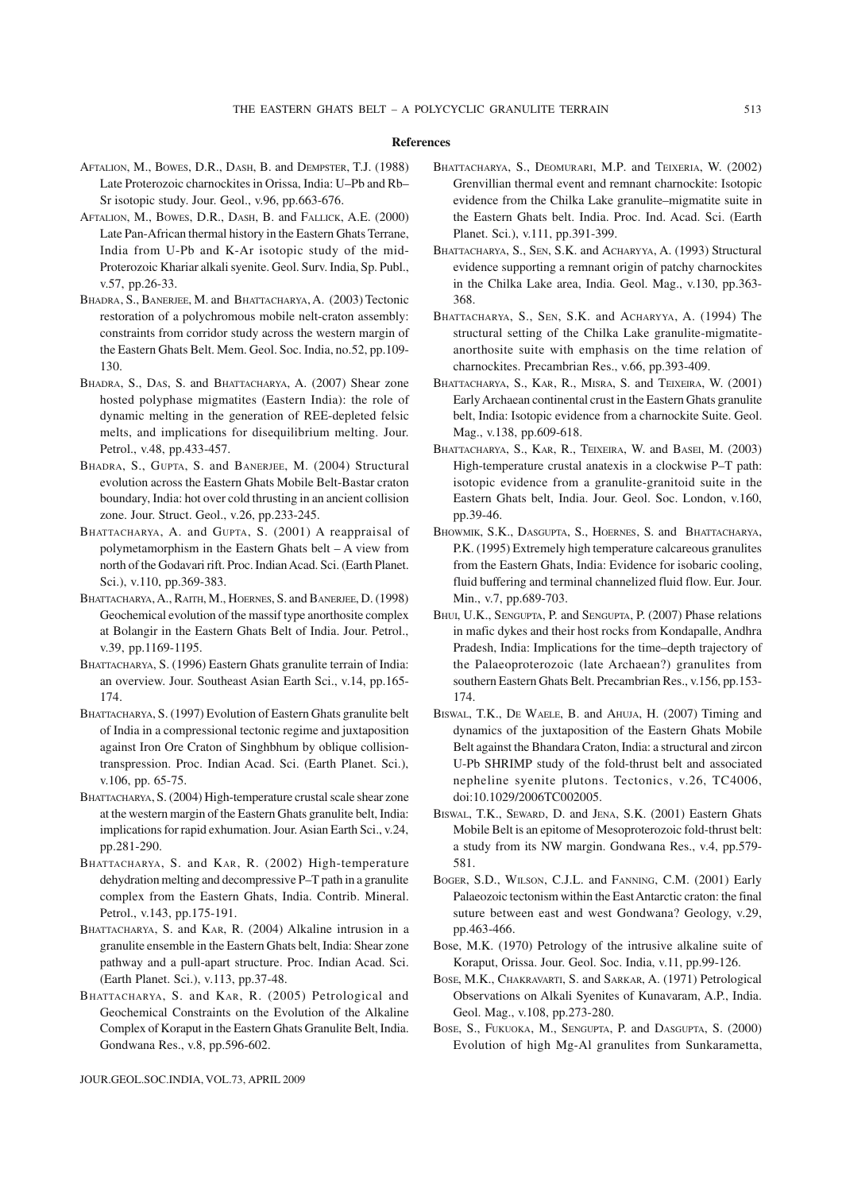## References

AFTALION, M., BOWES, D.R., DASH, B. and DEMPSTER, T.J. (1988) Late Proterozoic charnockites in Orissa, India: U–Pb and Rb–Sr isotopic study. Jour. Geol., v.96, pp.663-676.

AFTALION, M., BOWES, D.R., DASH, B. and FALLICK, A.E. (2000) Late Pan-African thermal history in the Eastern Ghats Terrane, India from U-Pb and K-Ar isotopic study of the mid-Proterozoic Khariar alkali syenite. Geol. Surv. India, Sp. Publ., v.57, pp.26-33.

BHADRA, S., BANERJEE, M. and BHATTACHARYA, A. (2003) Tectonic restoration of a polychromous mobile nelt-craton assembly: constraints from corridor study across the western margin of the Eastern Ghats Belt. Mem. Geol. Soc. India, no.52, pp.109-130.

BHADRA, S., DAS, S. and BHATTACHARYA, A. (2007) Shear zone hosted polyphase migmatites (Eastern India): the role of dynamic melting in the generation of REE-depleted felsic melts, and implications for disequilibrium melting. Jour. Petrol., v.48, pp.433-457.

BHADRA, S., GUPTA, S. and BANERJEE, M. (2004) Structural evolution across the Eastern Ghats Mobile Belt-Bastar craton boundary, India: hot over cold thrusting in an ancient collision zone. Jour. Struct. Geol., v.26, pp.233-245.

BHATTACHARYA, A. and GUPTA, S. (2001) A reappraisal of polymetamorphism in the Eastern Ghats belt – A view from north of the Godavari rift. Proc. Indian Acad. Sci. (Earth Planet. Sci.), v.110, pp.369-383.

BHATTACHARYA, A., RAITH, M., HOERNES, S. and BANERJEE, D. (1998) Geochemical evolution of the massif type anorthosite complex at Bolangir in the Eastern Ghats Belt of India. Jour. Petrol., v.39, pp.1169-1195.

BHATTACHARYA, S. (1996) Eastern Ghats granulite terrain of India: an overview. Jour. Southeast Asian Earth Sci., v.14, pp.165-174.

BHATTACHARYA, S. (1997) Evolution of Eastern Ghats granulite belt of India in a compressional tectonic regime and juxtaposition against Iron Ore Craton of Singhbhum by oblique collision-transpression. Proc. Indian Acad. Sci. (Earth Planet. Sci.), v.106, pp. 65-75.

BHATTACHARYA, S. (2004) High-temperature crustal scale shear zone at the western margin of the Eastern Ghats granulite belt, India: implications for rapid exhumation. Jour. Asian Earth Sci., v.24, pp.281-290.

BHATTACHARYA, S. and KAR, R. (2002) High-temperature dehydration melting and decompressive P–T path in a granulite complex from the Eastern Ghats, India. Contrib. Mineral. Petrol., v.143, pp.175-191.

BHATTACHARYA, S. and KAR, R. (2004) Alkaline intrusion in a granulite ensemble in the Eastern Ghats belt, India: Shear zone pathway and a pull-apart structure. Proc. Indian Acad. Sci. (Earth Planet. Sci.), v.113, pp.37-48.

BHATTACHARYA, S. and KAR, R. (2005) Petrological and Geochemical Constraints on the Evolution of the Alkaline Complex of Koraput in the Eastern Ghats Granulite Belt, India. Gondwana Res., v.8, pp.596-602.

BHATTACHARYA, S., DEOMURARI, M.P. and TEIXERIA, W. (2002) Grenvillian thermal event and remnant charnockite: Isotopic evidence from the Chilka Lake granulite–migmatite suite in the Eastern Ghats belt. India. Proc. Ind. Acad. Sci. (Earth Planet. Sci.), v.111, pp.391-399.

BHATTACHARYA, S., SEN, S.K. and ACHARYYA, A. (1993) Structural evidence supporting a remnant origin of patchy charnockites in the Chilka Lake area, India. Geol. Mag., v.130, pp.363-368.

BHATTACHARYA, S., SEN, S.K. and ACHARYYA, A. (1994) The structural setting of the Chilka Lake granulite-migmatite-anorthosite suite with emphasis on the time relation of charnockites. Precambrian Res., v.66, pp.393-409.

BHATTACHARYA, S., KAR, R., MISRA, S. and TEIXEIRA, W. (2001) Early Archaean continental crust in the Eastern Ghats granulite belt, India: Isotopic evidence from a charnockite Suite. Geol. Mag., v.138, pp.609-618.

BHATTACHARYA, S., KAR, R., TEIXEIRA, W. and BASEI, M. (2003) High-temperature crustal anatexis in a clockwise P–T path: isotopic evidence from a granulite-granitoid suite in the Eastern Ghats belt, India. Jour. Geol. Soc. London, v.160, pp.39-46.

BHOWMIK, S.K., DASGUPTA, S., HOERNES, S. and BHATTACHARYA, P.K. (1995) Extremely high temperature calcareous granulites from the Eastern Ghats, India: Evidence for isobaric cooling, fluid buffering and terminal channelized fluid flow. Eur. Jour. Min., v.7, pp.689-703.

BHUI, U.K., SENGUPTA, P. and SENGUPTA, P. (2007) Phase relations in mafic dykes and their host rocks from Kondapalle, Andhra Pradesh, India: Implications for the time–depth trajectory of the Palaeoproterozoic (late Archaean?) granulites from southern Eastern Ghats Belt. Precambrian Res., v.156, pp.153-174.

BISWAL, T.K., DE WAELE, B. and AHUJA, H. (2007) Timing and dynamics of the juxtaposition of the Eastern Ghats Mobile Belt against the Bhandara Craton, India: a structural and zircon U-Pb SHRIMP study of the fold-thrust belt and associated nepheline syenite plutons. Tectonics, v.26, TC4006, doi:10.1029/2006TC002005.

BISWAL, T.K., SEWARD, D. and JENA, S.K. (2001) Eastern Ghats Mobile Belt is an epitome of Mesoproterozoic fold-thrust belt: a study from its NW margin. Gondwana Res., v.4, pp.579-581.

BOGER, S.D., WILSON, C.J.L. and FANNING, C.M. (2001) Early Palaeozoic tectonism within the East Antarctic craton: the final suture between east and west Gondwana? Geology, v.29, pp.463-466.

Bose, M.K. (1970) Petrology of the intrusive alkaline suite of Koraput, Orissa. Jour. Geol. Soc. India, v.11, pp.99-126.

BOSE, M.K., CHAKRAVARTI, S. and SARKAR, A. (1971) Petrological Observations on Alkali Syenites of Kunavaram, A.P., India. Geol. Mag., v.108, pp.273-280.

BOSE, S., FUKUOKA, M., SENGUPTA, P. and DASGUPTA, S. (2000) Evolution of high Mg-Al granulites from Sunkarametta,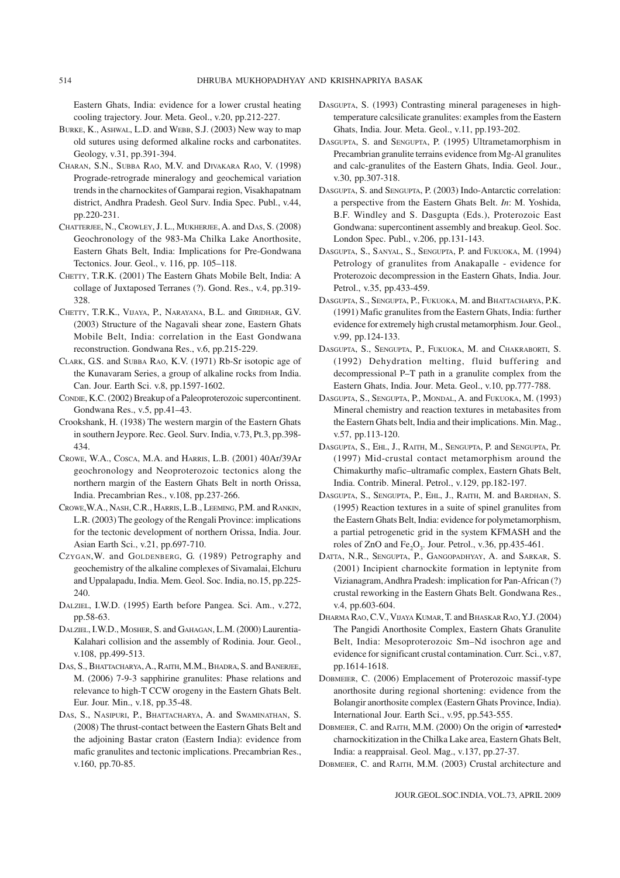Eastern Ghats, India: evidence for a lower crustal heating cooling trajectory. Jour. Meta. Geol., v.20, pp.212-227.

Burke, K., Ashwal, L.D. and Webb, S.J. (2003) New way to map old sutures using deformed alkaline rocks and carbonatites. Geology, v.31, pp.391-394.

Charan, S.N., Subba Rao, M.V. and Divakara Rao, V. (1998) Prograde-retrograde mineralogy and geochemical variation trends in the charnockites of Gamparai region, Visakhapatnam district, Andhra Pradesh. Geol Surv. India Spec. Publ., v.44, pp.220-231.

Chatterjee, N., Crowley, J. L., Mukherjee, A. and Das, S. (2008) Geochronology of the 983-Ma Chilka Lake Anorthosite, Eastern Ghats Belt, India: Implications for Pre-Gondwana Tectonics. Jour. Geol., v. 116, pp. 105–118.

Chetty, T.R.K. (2001) The Eastern Ghats Mobile Belt, India: A collage of Juxtaposed Terranes (?). Gond. Res., v.4, pp.319-328.

Chetty, T.R.K., Vijaya, P., Narayana, B.L. and Giridhar, G.V. (2003) Structure of the Nagavali shear zone, Eastern Ghats Mobile Belt, India: correlation in the East Gondwana reconstruction. Gondwana Res., v.6, pp.215-229.

Clark, G.S. and Subba Rao, K.V. (1971) Rb-Sr isotopic age of the Kunavaram Series, a group of alkaline rocks from India. Can. Jour. Earth Sci. v.8, pp.1597-1602.

Condie, K.C. (2002) Breakup of a Paleoproterozoic supercontinent. Gondwana Res., v.5, pp.41–43.

Crookshank, H. (1938) The western margin of the Eastern Ghats in southern Jeypore. Rec. Geol. Surv. India, v.73, Pt.3, pp.398-434.

Crowe, W.A., Cosca, M.A. and Harris, L.B. (2001) 40Ar/39Ar geochronology and Neoproterozoic tectonics along the northern margin of the Eastern Ghats Belt in north Orissa, India. Precambrian Res., v.108, pp.237-266.

Crowe, W.A., Nash, C.R., Harris, L.B., Leeming, P.M. and Rankin, L.R. (2003) The geology of the Rengali Province: implications for the tectonic development of northern Orissa, India. Jour. Asian Earth Sci., v.21, pp.697-710.

Czygan, W. and Goldenberg, G. (1989) Petrography and geochemistry of the alkaline complexes of Sivamalai, Elchuru and Uppalapadu, India. Mem. Geol. Soc. India, no.15, pp.225-240.

Dalziel, I.W.D. (1995) Earth before Pangea. Sci. Am., v.272, pp.58-63.

Dalziel, I.W.D., Mosher, S. and Gahagan, L.M. (2000) Laurentia-Kalahari collision and the assembly of Rodinia. Jour. Geol., v.108, pp.499-513.

Das, S., Bhattacharya, A., Raith, M.M., Bhadra, S. and Banerjee, M. (2006) 7-9-3 sapphirine granulites: Phase relations and relevance to high-T CCW orogeny in the Eastern Ghats Belt. Eur. Jour. Min., v.18, pp.35-48.

Das, S., Nasipuri, P., Bhattacharya, A. and Swaminathan, S. (2008) The thrust-contact between the Eastern Ghats Belt and the adjoining Bastar craton (Eastern India): evidence from mafic granulites and tectonic implications. Precambrian Res., v.160, pp.70-85.

Dasgupta, S. (1993) Contrasting mineral parageneses in high-temperature calcsilicate granulites: examples from the Eastern Ghats, India. Jour. Meta. Geol., v.11, pp.193-202.

Dasgupta, S. and Sengupta, P. (1995) Ultrametamorphism in Precambrian granulite terrains evidence from Mg-Al granulites and calc-granulites of the Eastern Ghats, India. Geol. Jour., v.30, pp.307-318.

Dasgupta, S. and Sengupta, P. (2003) Indo-Antarctic correlation: a perspective from the Eastern Ghats Belt. *In*: M. Yoshida, B.F. Windley and S. Dasgupta (Eds.), Proterozoic East Gondwana: supercontinent assembly and breakup. Geol. Soc. London Spec. Publ., v.206, pp.131-143.

Dasgupta, S., Sanyal, S., Sengupta, P. and Fukuoka, M. (1994) Petrology of granulites from Anakapalle - evidence for Proterozoic decompression in the Eastern Ghats, India. Jour. Petrol., v.35, pp.433-459.

Dasgupta, S., Sengupta, P., Fukuoka, M. and Bhattacharya, P.K. (1991) Mafic granulites from the Eastern Ghats, India: further evidence for extremely high crustal metamorphism. Jour. Geol., v.99, pp.124-133.

Dasgupta, S., Sengupta, P., Fukuoka, M. and Chakraborti, S. (1992) Dehydration melting, fluid buffering and decompressional P–T path in a granulite complex from the Eastern Ghats, India. Jour. Meta. Geol., v.10, pp.777-788.

Dasgupta, S., Sengupta, P., Mondal, A. and Fukuoka, M. (1993) Mineral chemistry and reaction textures in metabasites from the Eastern Ghats belt, India and their implications. Min. Mag., v.57, pp.113-120.

Dasgupta, S., Ehl, J., Raith, M., Sengupta, P. and Sengupta, Pr. (1997) Mid-crustal contact metamorphism around the Chimakurthy mafic–ultramafic complex, Eastern Ghats Belt, India. Contrib. Mineral. Petrol., v.129, pp.182-197.

Dasgupta, S., Sengupta, P., Ehl, J., Raith, M. and Bardhan, S. (1995) Reaction textures in a suite of spinel granulites from the Eastern Ghats Belt, India: evidence for polymetamorphism, a partial petrogenetic grid in the system KFMASH and the roles of ZnO and $Fe_2O_3$. Jour. Petrol., v.36, pp.435-461.

Datta, N.R., Sengupta, P., Gangopadhyay, A. and Sarkar, S. (2001) Incipient charnockite formation in leptynite from Vizianagram, Andhra Pradesh: implication for Pan-African (?) crustal reworking in the Eastern Ghats Belt. Gondwana Res., v.4, pp.603-604.

Dharma Rao, C.V., Vijaya Kumar, T. and Bhaskar Rao, Y.J. (2004) The Pangidi Anorthosite Complex, Eastern Ghats Granulite Belt, India: Mesoproterozoic Sm–Nd isochron age and evidence for significant crustal contamination. Curr. Sci., v.87, pp.1614-1618.

Dobmeier, C. (2006) Emplacement of Proterozoic massif-type anorthosite during regional shortening: evidence from the Bolangir anorthosite complex (Eastern Ghats Province, India). International Jour. Earth Sci., v.95, pp.543-555.

Dobmeier, C. and Raith, M.M. (2000) On the origin of •arrested• charnockitization in the Chilka Lake area, Eastern Ghats Belt, India: a reappraisal. Geol. Mag., v.137, pp.27-37.

Dobmeier, C. and Raith, M.M. (2003) Crustal architecture and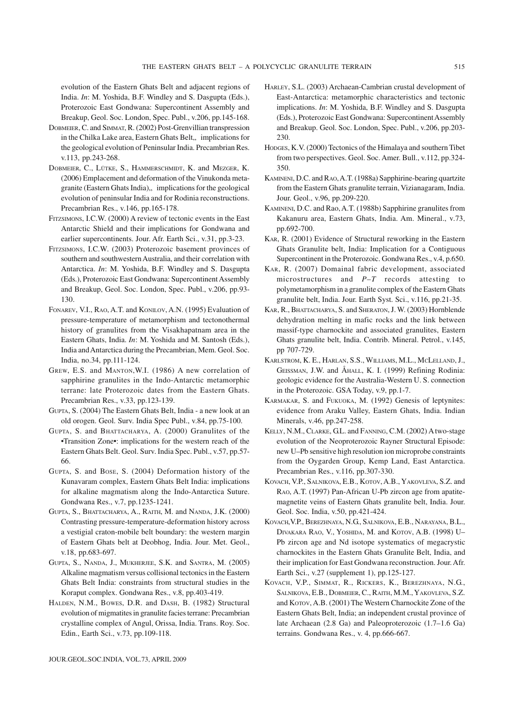evolution of the Eastern Ghats Belt and adjacent regions of India. *In*: M. Yoshida, B.F. Windley and S. Dasgupta (Eds.), Proterozoic East Gondwana: Supercontinent Assembly and Breakup, Geol. Soc. London, Spec. Publ., v.206, pp.145-168.

Dobmeier, C. and Simmat, R. (2002) Post-Grenvillian transpression in the Chilka Lake area, Eastern Ghats Belt,, implications for the geological evolution of Peninsular India. Precambrian Res. v.113, pp.243-268.

Dobmeier, C., Lütke, S., Hammerschmidt, K. and Mezger, K. (2006) Emplacement and deformation of the Vinukonda metagranite (Eastern Ghats India),, implications for the geological evolution of peninsular India and for Rodinia reconstructions. Precambrian Res., v.146, pp.165-178.

Fitzsimons, I.C.W. (2000) A review of tectonic events in the East Antarctic Shield and their implications for Gondwana and earlier supercontinents. Jour. Afr. Earth Sci., v.31, pp.3-23.

Fitzsimons, I.C.W. (2003) Proterozoic basement provinces of southern and southwestern Australia, and their correlation with Antarctica. *In*: M. Yoshida, B.F. Windley and S. Dasgupta (Eds.), Proterozoic East Gondwana: Supercontinent Assembly and Breakup, Geol. Soc. London, Spec. Publ., v.206, pp.93-130.

Fonarev, V.I., Rao, A.T. and Konilov, A.N. (1995) Evaluation of pressure-temperature of metamorphism and tectonothermal history of granulites from the Visakhapatnam area in the Eastern Ghats, India. *In*: M. Yoshida and M. Santosh (Eds.), India and Antarctica during the Precambrian, Mem. Geol. Soc. India, no.34, pp.111-124.

Grew, E.S. and Manton, W.I. (1986) A new correlation of sapphirine granulites in the Indo-Antarctic metamorphic terrane: late Proterozoic dates from the Eastern Ghats. Precambrian Res., v.33, pp.123-139.

Gupta, S. (2004) The Eastern Ghats Belt, India - a new look at an old orogen. Geol. Surv. India Spec Publ., v.84, pp.75-100.

Gupta, S. and Bhattacharya, A. (2000) Granulites of the •Transition Zone•: implications for the western reach of the Eastern Ghats Belt. Geol. Surv. India Spec. Publ., v.57, pp.57-66.

Gupta, S. and Bose, S. (2004) Deformation history of the Kunavaram complex, Eastern Ghats Belt India: implications for alkaline magmatism along the Indo-Antarctica Suture. Gondwana Res., v.7, pp.1235-1241.

Gupta, S., Bhattacharya, A., Raith, M. and Nanda, J.K. (2000) Contrasting pressure-temperature-deformation history across a vestigial craton-mobile belt boundary: the western margin of Eastern Ghats belt at Deobhog, India. Jour. Met. Geol., v.18, pp.683-697.

Gupta, S., Nanda, J., Mukherjee, S.K. and Santra, M. (2005) Alkaline magmatism versus collisional tectonics in the Eastern Ghats Belt India: constraints from structural studies in the Koraput complex. Gondwana Res., v.8, pp.403-419.

Halden, N.M., Bowes, D.R. and Dash, B. (1982) Structural evolution of migmatites in granulite facies terrane: Precambrian crystalline complex of Angul, Orissa, India. Trans. Roy. Soc. Edin., Earth Sci., v.73, pp.109-118.

Harley, S.L. (2003) Archaean-Cambrian crustal development of East-Antarctica: metamorphic characteristics and tectonic implications. *In*: M. Yoshida, B.F. Windley and S. Dasgupta (Eds.), Proterozoic East Gondwana: Supercontinent Assembly and Breakup. Geol. Soc. London, Spec. Publ., v.206, pp.203-230.

Hodges, K.V. (2000) Tectonics of the Himalaya and southern Tibet from two perspectives. Geol. Soc. Amer. Bull., v.112, pp.324-350.

Kamineni, D.C. and Rao, A.T. (1988a) Sapphirine-bearing quartzite from the Eastern Ghats granulite terrain, Vizianagaram, India. Jour. Geol., v.96, pp.209-220.

Kamineni, D.C. and Rao, A.T. (1988b) Sapphirine granulites from Kakanuru area, Eastern Ghats, India. Am. Mineral., v.73, pp.692-700.

Kar, R. (2001) Evidence of Structural reworking in the Eastern Ghats Granulite belt, India: Implication for a Contiguous Supercontinent in the Proterozoic. Gondwana Res., v.4, p.650.

Kar, R. (2007) Domainal fabric development, associated microstructures and *P–T* records attesting to polymetamorphism in a granulite complex of the Eastern Ghats granulite belt, India. Jour. Earth Syst. Sci., v.116, pp.21-35.

Kar, R., Bhattacharya, S. and Sheraton, J. W. (2003) Hornblende dehydration melting in mafic rocks and the link between massif-type charnockite and associated granulites, Eastern Ghats granulite belt, India. Contrib. Mineral. Petrol., v.145, pp 707-729.

Karlstrom, K. E., Harlan, S.S., Williams, M.L., McLelland, J., Geissman, J.W. and Åhall, K. I. (1999) Refining Rodinia: geologic evidence for the Australia-Western U. S. connection in the Proterozoic. GSA Today, v.9, pp.1-7.

Karmakar, S. and Fukuoka, M. (1992) Genesis of leptynites: evidence from Araku Valley, Eastern Ghats, India. Indian Minerals, v.46, pp.247-258.

Kelly, N.M., Clarke, G.L. and Fanning, C.M. (2002) A two-stage evolution of the Neoproterozoic Rayner Structural Episode: new U–Pb sensitive high resolution ion microprobe constraints from the Oygarden Group, Kemp Land, East Antarctica. Precambrian Res., v.116, pp.307-330.

Kovach, V.P., Salnikova, E.B., Kotov, A.B., Yakovleva, S.Z. and Rao, A.T. (1997) Pan-African U-Pb zircon age from apatite-magnetite veins of Eastern Ghats granulite belt, India. Jour. Geol. Soc. India, v.50, pp.421-424.

Kovach, V.P., Berezhnaya, N.G., Salnikova, E.B., Narayana, B.L., Divakara Rao, V., Yoshida, M. and Kotov, A.B. (1998) U–Pb zircon age and Nd isotope systematics of megacrystic charnockites in the Eastern Ghats Granulite Belt, India, and their implication for East Gondwana reconstruction. Jour. Afr. Earth Sci., v.27 (supplement 1), pp.125-127.

Kovach, V.P., Simmat, R., Rickers, K., Berezhnaya, N.G., Salnikova, E.B., Dobmeier, C., Raith, M.M., Yakovleva, S.Z. and Kotov, A.B. (2001) The Western Charnockite Zone of the Eastern Ghats Belt, India; an independent crustal province of late Archaean (2.8 Ga) and Paleoproterozoic (1.7–1.6 Ga) terrains. Gondwana Res., v. 4, pp.666-667.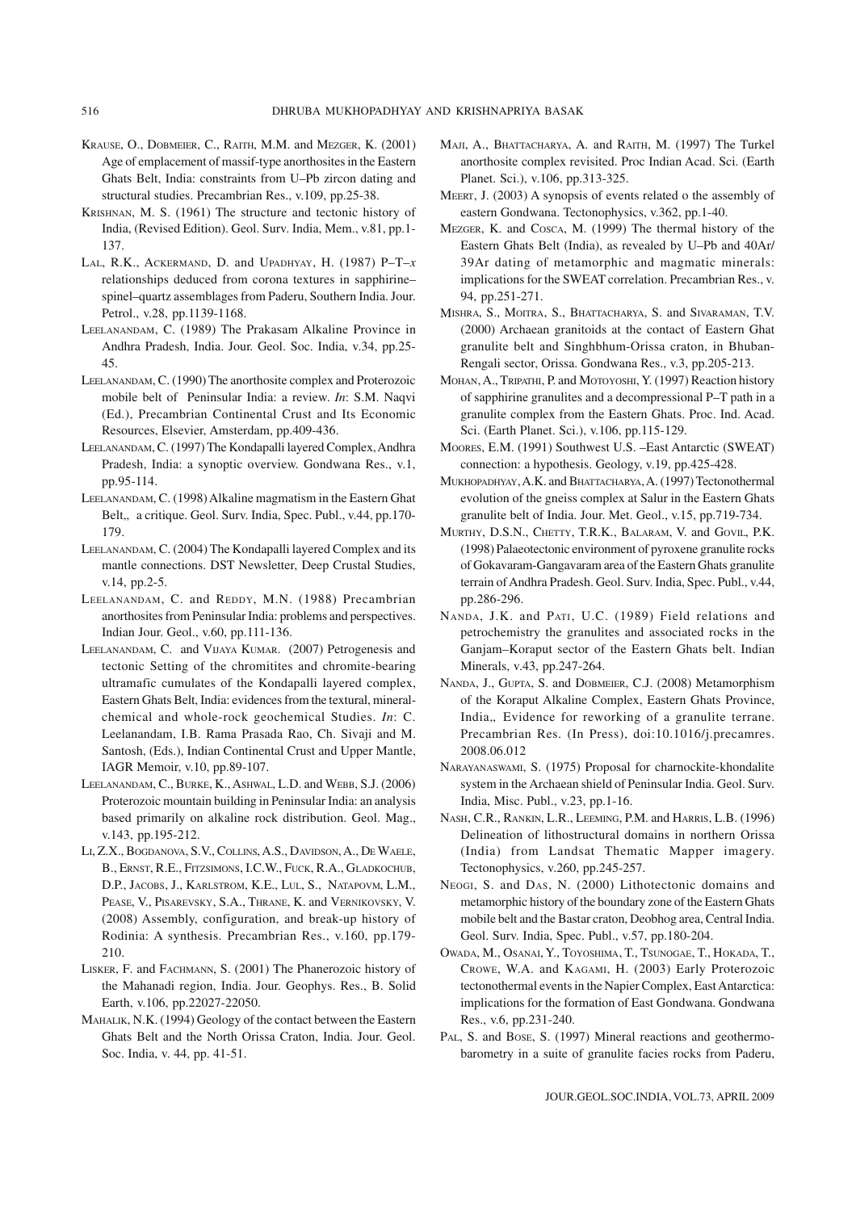KRAUSE, O., DOBMEIER, C., RAITH, M.M. and MEZGER, K. (2001) Age of emplacement of massif-type anorthosites in the Eastern Ghats Belt, India: constraints from U–Pb zircon dating and structural studies. Precambrian Res., v.109, pp.25-38.

KRISHNAN, M. S. (1961) The structure and tectonic history of India, (Revised Edition). Geol. Surv. India, Mem., v.81, pp.1-137.

LAL, R.K., ACKERMAND, D. and UPADHYAY, H. (1987) P–T–*x* relationships deduced from corona textures in sapphirine–spinel–quartz assemblages from Paderu, Southern India. Jour. Petrol., v.28, pp.1139-1168.

LEELANANDAM, C. (1989) The Prakasam Alkaline Province in Andhra Pradesh, India. Jour. Geol. Soc. India, v.34, pp.25-45.

LEELANANDAM, C. (1990) The anorthosite complex and Proterozoic mobile belt of Peninsular India: a review. *In*: S.M. Naqvi (Ed.), Precambrian Continental Crust and Its Economic Resources, Elsevier, Amsterdam, pp.409-436.

LEELANANDAM, C. (1997) The Kondapalli layered Complex, Andhra Pradesh, India: a synoptic overview. Gondwana Res., v.1, pp.95-114.

LEELANANDAM, C. (1998) Alkaline magmatism in the Eastern Ghat Belt,, a critique. Geol. Surv. India, Spec. Publ., v.44, pp.170-179.

LEELANANDAM, C. (2004) The Kondapalli layered Complex and its mantle connections. DST Newsletter, Deep Crustal Studies, v.14, pp.2-5.

LEELANANDAM, C. and REDDY, M.N. (1988) Precambrian anorthosites from Peninsular India: problems and perspectives. Indian Jour. Geol., v.60, pp.111-136.

LEELANANDAM, C. and VIJAYA KUMAR. (2007) Petrogenesis and tectonic Setting of the chromitites and chromite-bearing ultramafic cumulates of the Kondapalli layered complex, Eastern Ghats Belt, India: evidences from the textural, mineral-chemical and whole-rock geochemical Studies. *In*: C. Leelanandam, I.B. Rama Prasada Rao, Ch. Sivaji and M. Santosh, (Eds.), Indian Continental Crust and Upper Mantle, IAGR Memoir, v.10, pp.89-107.

LEELANANDAM, C., BURKE, K., ASHWAL, L.D. and WEBB, S.J. (2006) Proterozoic mountain building in Peninsular India: an analysis based primarily on alkaline rock distribution. Geol. Mag., v.143, pp.195-212.

LI, Z.X., BOGDANOVA, S.V., COLLINS, A.S., DAVIDSON, A., DE WAELE, B., ERNST, R.E., FITZSIMONS, I.C.W., FUCK, R.A., GLADKOCHUB, D.P., JACOBS, J., KARLSTROM, K.E., LUL, S., NATAPOVM, L.M., PEASE, V., PISAREVSKY, S.A., THRANE, K. and VERNIKOVSKY, V. (2008) Assembly, configuration, and break-up history of Rodinia: A synthesis. Precambrian Res., v.160, pp.179-210.

LISKER, F. and FACHMANN, S. (2001) The Phanerozoic history of the Mahanadi region, India. Jour. Geophys. Res., B. Solid Earth, v.106, pp.22027-22050.

MAHALIK, N.K. (1994) Geology of the contact between the Eastern Ghats Belt and the North Orissa Craton, India. Jour. Geol. Soc. India, v. 44, pp. 41-51.

MAJI, A., BHATTACHARYA, A. and RAITH, M. (1997) The Turkel anorthosite complex revisited. Proc Indian Acad. Sci. (Earth Planet. Sci.), v.106, pp.313-325.

MEERT, J. (2003) A synopsis of events related o the assembly of eastern Gondwana. Tectonophysics, v.362, pp.1-40.

MEZGER, K. and COSCA, M. (1999) The thermal history of the Eastern Ghats Belt (India), as revealed by U–Pb and 40Ar/39Ar dating of metamorphic and magmatic minerals: implications for the SWEAT correlation. Precambrian Res., v. 94, pp.251-271.

MISHRA, S., MOITRA, S., BHATTACHARYA, S. and SIVARAMAN, T.V. (2000) Archaean granitoids at the contact of Eastern Ghat granulite belt and Singhbhum-Orissa craton, in Bhuban-Rengali sector, Orissa. Gondwana Res., v.3, pp.205-213.

MOHAN, A., TRIPATHI, P. and MOTOYOSHI, Y. (1997) Reaction history of sapphirine granulites and a decompressional P–T path in a granulite complex from the Eastern Ghats. Proc. Ind. Acad. Sci. (Earth Planet. Sci.), v.106, pp.115-129.

MOORES, E.M. (1991) Southwest U.S. –East Antarctic (SWEAT) connection: a hypothesis. Geology, v.19, pp.425-428.

MUKHOPADHYAY, A.K. and BHATTACHARYA, A. (1997) Tectonothermal evolution of the gneiss complex at Salur in the Eastern Ghats granulite belt of India. Jour. Met. Geol., v.15, pp.719-734.

MURTHY, D.S.N., CHETTY, T.R.K., BALARAM, V. and GOVIL, P.K. (1998) Palaeotectonic environment of pyroxene granulite rocks of Gokavaram-Gangavaram area of the Eastern Ghats granulite terrain of Andhra Pradesh. Geol. Surv. India, Spec. Publ., v.44, pp.286-296.

NANDA, J.K. and PATI, U.C. (1989) Field relations and petrochemistry the granulites and associated rocks in the Ganjam–Koraput sector of the Eastern Ghats belt. Indian Minerals, v.43, pp.247-264.

NANDA, J., GUPTA, S. and DOBMEIER, C.J. (2008) Metamorphism of the Koraput Alkaline Complex, Eastern Ghats Province, India,, Evidence for reworking of a granulite terrane. Precambrian Res. (In Press), doi:10.1016/j.precamres.2008.06.012

NARAYANASWAMI, S. (1975) Proposal for charnockite-khondalite system in the Archaean shield of Peninsular India. Geol. Surv. India, Misc. Publ., v.23, pp.1-16.

NASH, C.R., RANKIN, L.R., LEEMING, P.M. and HARRIS, L.B. (1996) Delineation of lithostructural domains in northern Orissa (India) from Landsat Thematic Mapper imagery. Tectonophysics, v.260, pp.245-257.

NEOGI, S. and DAS, N. (2000) Lithotectonic domains and metamorphic history of the boundary zone of the Eastern Ghats mobile belt and the Bastar craton, Deobhog area, Central India. Geol. Surv. India, Spec. Publ., v.57, pp.180-204.

OWADA, M., OSANAI, Y., TOYOSHIMA, T., TSUNOGAE, T., HOKADA, T., CROWE, W.A. and KAGAMI, H. (2003) Early Proterozoic tectonothermal events in the Napier Complex, East Antarctica: implications for the formation of East Gondwana. Gondwana Res., v.6, pp.231-240.

PAL, S. and BOSE, S. (1997) Mineral reactions and geothermobarometry in a suite of granulite facies rocks from Paderu,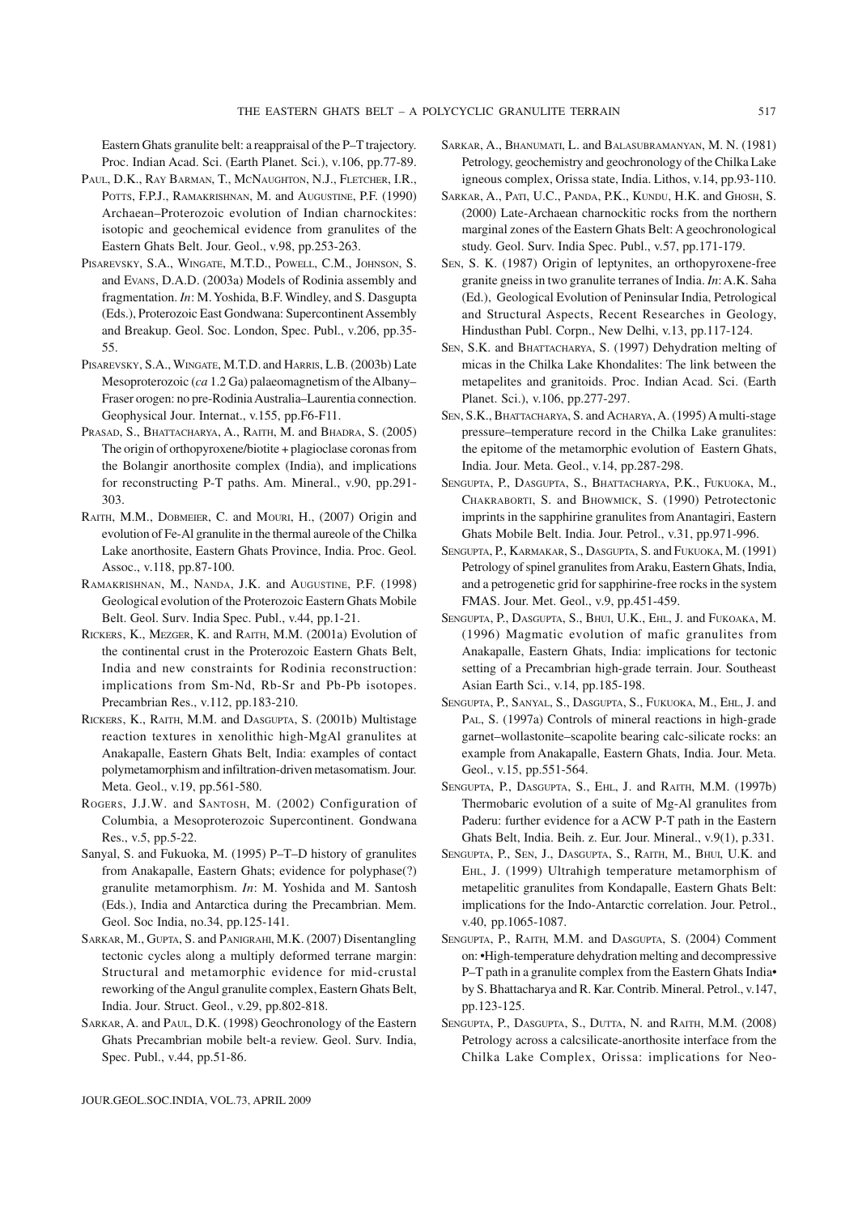Eastern Ghats granulite belt: a reappraisal of the P–T trajectory. Proc. Indian Acad. Sci. (Earth Planet. Sci.), v.106, pp.77-89.

Paul, D.K., Ray Barman, T., McNaughton, N.J., Fletcher, I.R., Potts, F.P.J., Ramakrishnan, M. and Augustine, P.F. (1990) Archaean–Proterozoic evolution of Indian charnockites: isotopic and geochemical evidence from granulites of the Eastern Ghats Belt. Jour. Geol., v.98, pp.253-263.

Pisarevsky, S.A., Wingate, M.T.D., Powell, C.M., Johnson, S. and Evans, D.A.D. (2003a) Models of Rodinia assembly and fragmentation. *In*: M. Yoshida, B.F. Windley, and S. Dasgupta (Eds.), Proterozoic East Gondwana: Supercontinent Assembly and Breakup. Geol. Soc. London, Spec. Publ., v.206, pp.35-55.

Pisarevsky, S.A., Wingate, M.T.D. and Harris, L.B. (2003b) Late Mesoproterozoic (*ca* 1.2 Ga) palaeomagnetism of the Albany–Fraser orogen: no pre-Rodinia Australia–Laurentia connection. Geophysical Jour. Internat., v.155, pp.F6-F11.

Prasad, S., Bhattacharya, A., Raith, M. and Bhadra, S. (2005) The origin of orthopyroxene/biotite + plagioclase coronas from the Bolangir anorthosite complex (India), and implications for reconstructing P-T paths. Am. Mineral., v.90, pp.291-303.

Raith, M.M., Dobmeier, C. and Mouri, H., (2007) Origin and evolution of Fe-Al granulite in the thermal aureole of the Chilka Lake anorthosite, Eastern Ghats Province, India. Proc. Geol. Assoc., v.118, pp.87-100.

Ramakrishnan, M., Nanda, J.K. and Augustine, P.F. (1998) Geological evolution of the Proterozoic Eastern Ghats Mobile Belt. Geol. Surv. India Spec. Publ., v.44, pp.1-21.

Rickers, K., Mezger, K. and Raith, M.M. (2001a) Evolution of the continental crust in the Proterozoic Eastern Ghats Belt, India and new constraints for Rodinia reconstruction: implications from Sm-Nd, Rb-Sr and Pb-Pb isotopes. Precambrian Res., v.112, pp.183-210.

Rickers, K., Raith, M.M. and Dasgupta, S. (2001b) Multistage reaction textures in xenolithic high-MgAl granulites at Anakapalle, Eastern Ghats Belt, India: examples of contact polymetamorphism and infiltration-driven metasomatism. Jour. Meta. Geol., v.19, pp.561-580.

Rogers, J.J.W. and Santosh, M. (2002) Configuration of Columbia, a Mesoproterozoic Supercontinent. Gondwana Res., v.5, pp.5-22.

Sanyal, S. and Fukuoka, M. (1995) P–T–D history of granulites from Anakapalle, Eastern Ghats; evidence for polyphase(?) granulite metamorphism. *In*: M. Yoshida and M. Santosh (Eds.), India and Antarctica during the Precambrian. Mem. Geol. Soc India, no.34, pp.125-141.

Sarkar, M., Gupta, S. and Panigrahi, M.K. (2007) Disentangling tectonic cycles along a multiply deformed terrane margin: Structural and metamorphic evidence for mid-crustal reworking of the Angul granulite complex, Eastern Ghats Belt, India. Jour. Struct. Geol., v.29, pp.802-818.

Sarkar, A. and Paul, D.K. (1998) Geochronology of the Eastern Ghats Precambrian mobile belt-a review. Geol. Surv. India, Spec. Publ., v.44, pp.51-86.

Sarkar, A., Bhanumati, L. and Balasubramanyan, M. N. (1981) Petrology, geochemistry and geochronology of the Chilka Lake igneous complex, Orissa state, India. Lithos, v.14, pp.93-110.

Sarkar, A., Pati, U.C., Panda, P.K., Kundu, H.K. and Ghosh, S. (2000) Late-Archaean charnockitic rocks from the northern marginal zones of the Eastern Ghats Belt: A geochronological study. Geol. Surv. India Spec. Publ., v.57, pp.171-179.

Sen, S. K. (1987) Origin of leptynites, an orthopyroxene-free granite gneiss in two granulite terranes of India. *In*: A.K. Saha (Ed.), Geological Evolution of Peninsular India, Petrological and Structural Aspects, Recent Researches in Geology, Hindusthan Publ. Corpn., New Delhi, v.13, pp.117-124.

Sen, S.K. and Bhattacharya, S. (1997) Dehydration melting of micas in the Chilka Lake Khondalites: The link between the metapelites and granitoids. Proc. Indian Acad. Sci. (Earth Planet. Sci.), v.106, pp.277-297.

Sen, S.K., Bhattacharya, S. and Acharya, A. (1995) A multi-stage pressure–temperature record in the Chilka Lake granulites: the epitome of the metamorphic evolution of Eastern Ghats, India. Jour. Meta. Geol., v.14, pp.287-298.

Sengupta, P., Dasgupta, S., Bhattacharya, P.K., Fukuoka, M., Chakraborti, S. and Bhowmick, S. (1990) Petrotectonic imprints in the sapphirine granulites from Anantagiri, Eastern Ghats Mobile Belt. India. Jour. Petrol., v.31, pp.971-996.

Sengupta, P., Karmakar, S., Dasgupta, S. and Fukuoka, M. (1991) Petrology of spinel granulites from Araku, Eastern Ghats, India, and a petrogenetic grid for sapphirine-free rocks in the system FMAS. Jour. Met. Geol., v.9, pp.451-459.

Sengupta, P., Dasgupta, S., Bhui, U.K., Ehl, J. and Fukoaka, M. (1996) Magmatic evolution of mafic granulites from Anakapalle, Eastern Ghats, India: implications for tectonic setting of a Precambrian high-grade terrain. Jour. Southeast Asian Earth Sci., v.14, pp.185-198.

Sengupta, P., Sanyal, S., Dasgupta, S., Fukuoka, M., Ehl, J. and Pal, S. (1997a) Controls of mineral reactions in high-grade garnet–wollastonite–scapolite bearing calc-silicate rocks: an example from Anakapalle, Eastern Ghats, India. Jour. Meta. Geol., v.15, pp.551-564.

Sengupta, P., Dasgupta, S., Ehl, J. and Raith, M.M. (1997b) Thermobaric evolution of a suite of Mg-Al granulites from Paderu: further evidence for a ACW P-T path in the Eastern Ghats Belt, India. Beih. z. Eur. Jour. Mineral., v.9(1), p.331.

Sengupta, P., Sen, J., Dasgupta, S., Raith, M., Bhui, U.K. and Ehl, J. (1999) Ultrahigh temperature metamorphism of metapelitic granulites from Kondapalle, Eastern Ghats Belt: implications for the Indo-Antarctic correlation. Jour. Petrol., v.40, pp.1065-1087.

Sengupta, P., Raith, M.M. and Dasgupta, S. (2004) Comment on: •High-temperature dehydration melting and decompressive P–T path in a granulite complex from the Eastern Ghats India• by S. Bhattacharya and R. Kar. Contrib. Mineral. Petrol., v.147, pp.123-125.

Sengupta, P., Dasgupta, S., Dutta, N. and Raith, M.M. (2008) Petrology across a calcsilicate-anorthosite interface from the Chilka Lake Complex, Orissa: implications for Neo-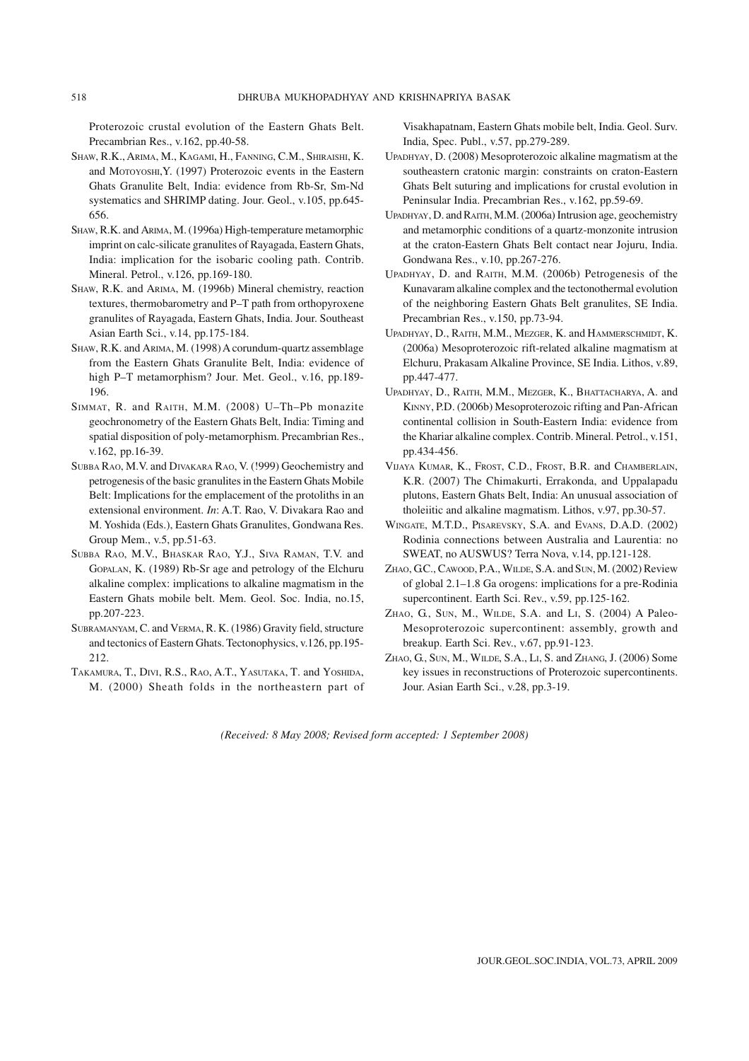Proterozoic crustal evolution of the Eastern Ghats Belt. Precambrian Res., v.162, pp.40-58.

Shaw, R.K., Arima, M., Kagami, H., Fanning, C.M., Shiraishi, K. and Motoyoshi, Y. (1997) Proterozoic events in the Eastern Ghats Granulite Belt, India: evidence from Rb-Sr, Sm-Nd systematics and SHRIMP dating. Jour. Geol., v.105, pp.645-656.

Shaw, R.K. and Arima, M. (1996a) High-temperature metamorphic imprint on calc-silicate granulites of Rayagada, Eastern Ghats, India: implication for the isobaric cooling path. Contrib. Mineral. Petrol., v.126, pp.169-180.

Shaw, R.K. and Arima, M. (1996b) Mineral chemistry, reaction textures, thermobarometry and P–T path from orthopyroxene granulites of Rayagada, Eastern Ghats, India. Jour. Southeast Asian Earth Sci., v.14, pp.175-184.

Shaw, R.K. and Arima, M. (1998) A corundum-quartz assemblage from the Eastern Ghats Granulite Belt, India: evidence of high P–T metamorphism? Jour. Met. Geol., v.16, pp.189-196.

Simmat, R. and Raith, M.M. (2008) U–Th–Pb monazite geochronometry of the Eastern Ghats Belt, India: Timing and spatial disposition of poly-metamorphism. Precambrian Res., v.162, pp.16-39.

Subba Rao, M.V. and Divakara Rao, V. (!999) Geochemistry and petrogenesis of the basic granulites in the Eastern Ghats Mobile Belt: Implications for the emplacement of the protoliths in an extensional environment. *In*: A.T. Rao, V. Divakara Rao and M. Yoshida (Eds.), Eastern Ghats Granulites, Gondwana Res. Group Mem., v.5, pp.51-63.

Subba Rao, M.V., Bhaskar Rao, Y.J., Siva Raman, T.V. and Gopalan, K. (1989) Rb-Sr age and petrology of the Elchuru alkaline complex: implications to alkaline magmatism in the Eastern Ghats mobile belt. Mem. Geol. Soc. India, no.15, pp.207-223.

Subramanyam, C. and Verma, R. K. (1986) Gravity field, structure and tectonics of Eastern Ghats. Tectonophysics, v.126, pp.195-212.

Takamura, T., Divi, R.S., Rao, A.T., Yasutaka, T. and Yoshida, M. (2000) Sheath folds in the northeastern part of Visakhapatnam, Eastern Ghats mobile belt, India. Geol. Surv. India, Spec. Publ., v.57, pp.279-289.

Upadhyay, D. (2008) Mesoproterozoic alkaline magmatism at the southeastern cratonic margin: constraints on craton-Eastern Ghats Belt suturing and implications for crustal evolution in Peninsular India. Precambrian Res., v.162, pp.59-69.

Upadhyay, D. and Raith, M.M. (2006a) Intrusion age, geochemistry and metamorphic conditions of a quartz-monzonite intrusion at the craton-Eastern Ghats Belt contact near Jojuru, India. Gondwana Res., v.10, pp.267-276.

Upadhyay, D. and Raith, M.M. (2006b) Petrogenesis of the Kunavaram alkaline complex and the tectonothermal evolution of the neighboring Eastern Ghats Belt granulites, SE India. Precambrian Res., v.150, pp.73-94.

Upadhyay, D., Raith, M.M., Mezger, K. and Hammerschmidt, K. (2006a) Mesoproterozoic rift-related alkaline magmatism at Elchuru, Prakasam Alkaline Province, SE India. Lithos, v.89, pp.447-477.

Upadhyay, D., Raith, M.M., Mezger, K., Bhattacharya, A. and Kinny, P.D. (2006b) Mesoproterozoic rifting and Pan-African continental collision in South-Eastern India: evidence from the Khariar alkaline complex. Contrib. Mineral. Petrol., v.151, pp.434-456.

Vijaya Kumar, K., Frost, C.D., Frost, B.R. and Chamberlain, K.R. (2007) The Chimakurti, Errakonda, and Uppalapadu plutons, Eastern Ghats Belt, India: An unusual association of tholeiitic and alkaline magmatism. Lithos, v.97, pp.30-57.

Wingate, M.T.D., Pisarevsky, S.A. and Evans, D.A.D. (2002) Rodinia connections between Australia and Laurentia: no SWEAT, no AUSWUS? Terra Nova, v.14, pp.121-128.

Zhao, G.C., Cawood, P.A., Wilde, S.A. and Sun, M. (2002) Review of global 2.1–1.8 Ga orogens: implications for a pre-Rodinia supercontinent. Earth Sci. Rev., v.59, pp.125-162.

Zhao, G., Sun, M., Wilde, S.A. and Li, S. (2004) A Paleo-Mesoproterozoic supercontinent: assembly, growth and breakup. Earth Sci. Rev., v.67, pp.91-123.

Zhao, G., Sun, M., Wilde, S.A., Li, S. and Zhang, J. (2006) Some key issues in reconstructions of Proterozoic supercontinents. Jour. Asian Earth Sci., v.28, pp.3-19.

*(Received: 8 May 2008; Revised form accepted: 1 September 2008)*